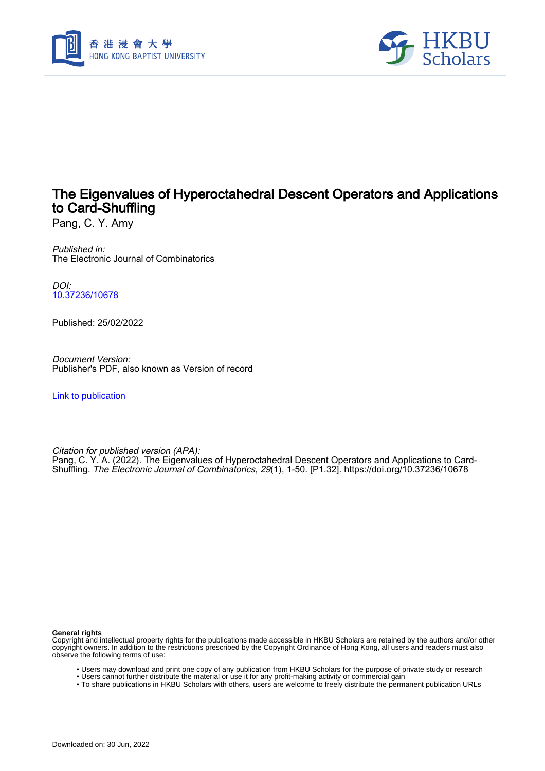# The Eigenvalues of Hyperoctahedral Descent Operators and Applications to Card-Shuffling

Pang, C. Y. Amy

*Published in:*
The Electronic Journal of Combinatorics

*DOI:*
10.37236/10678

Published: 25/02/2022

*Document Version:*
Publisher's PDF, also known as Version of record

Link to publication

*Citation for published version (APA):*
Pang, C. Y. A. (2022). The Eigenvalues of Hyperoctahedral Descent Operators and Applications to Card-Shuffling. *The Electronic Journal of Combinatorics*, *29*(1), 1-50. [P1.32]. https://doi.org/10.37236/10678

**General rights**
Copyright and intellectual property rights for the publications made accessible in HKBU Scholars are retained by the authors and/or other copyright owners. In addition to the restrictions prescribed by the Copyright Ordinance of Hong Kong, all users and readers must also observe the following terms of use:

- Users may download and print one copy of any publication from HKBU Scholars for the purpose of private study or research
- Users cannot further distribute the material or use it for any profit-making activity or commercial gain
- To share publications in HKBU Scholars with others, users are welcome to freely distribute the permanent publication URLs

Downloaded on: 30 Jun, 2022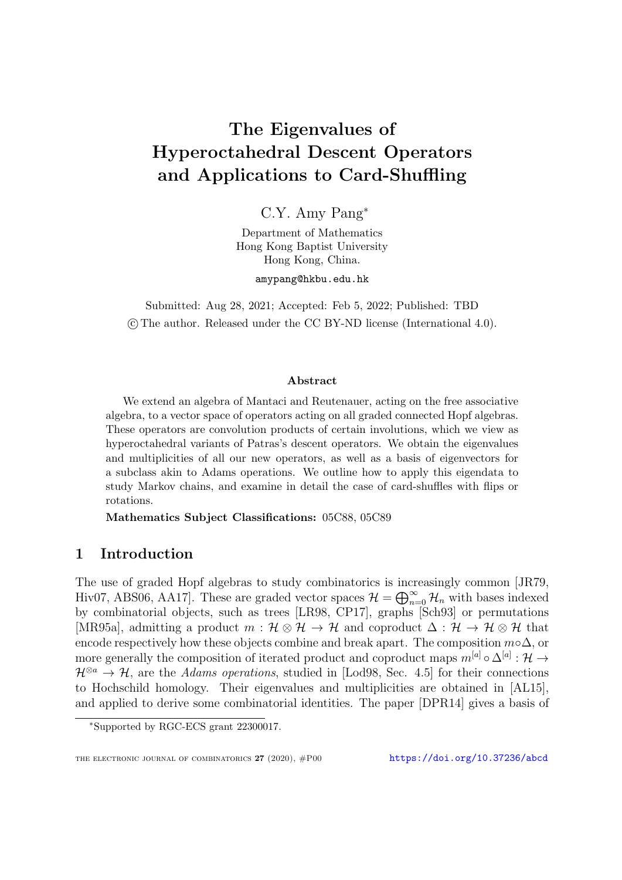# The Eigenvalues of Hyperoctahedral Descent Operators and Applications to Card-Shuffling

C.Y. Amy Pang[*]

Department of Mathematics
Hong Kong Baptist University
Hong Kong, China.

amypang@hkbu.edu.hk

Submitted: Aug 28, 2021; Accepted: Feb 5, 2022; Published: TBD
© The author. Released under the CC BY-ND license (International 4.0).

### Abstract

We extend an algebra of Mantaci and Reutenauer, acting on the free associative algebra, to a vector space of operators acting on all graded connected Hopf algebras. These operators are convolution products of certain involutions, which we view as hyperoctahedral variants of Patras's descent operators. We obtain the eigenvalues and multiplicities of all our new operators, as well as a basis of eigenvectors for a subclass akin to Adams operations. We outline how to apply this eigendata to study Markov chains, and examine in detail the case of card-shuffles with flips or rotations.

**Mathematics Subject Classifications:** 05C88, 05C89

## 1 Introduction

The use of graded Hopf algebras to study combinatorics is increasingly common [JR79, Hiv07, ABS06, AA17]. These are graded vector spaces $\mathcal{H} = \bigoplus_{n=0}^{\infty} \mathcal{H}_n$ with bases indexed by combinatorial objects, such as trees [LR98, CP17], graphs [Sch93] or permutations [MR95a], admitting a product $m : \mathcal{H} \otimes \mathcal{H} \to \mathcal{H}$ and coproduct $\Delta : \mathcal{H} \to \mathcal{H} \otimes \mathcal{H}$ that encode respectively how these objects combine and break apart. The composition $m \circ \Delta$, or more generally the composition of iterated product and coproduct maps $m^{[a]} \circ \Delta^{[a]} : \mathcal{H} \to \mathcal{H}^{\otimes a} \to \mathcal{H}$, are the *Adams operations*, studied in [Lod98, Sec. 4.5] for their connections to Hochschild homology. Their eigenvalues and multiplicities are obtained in [AL15], and applied to derive some combinatorial identities. The paper [DPR14] gives a basis of

[*]Supported by RGC-ECS grant 22300017.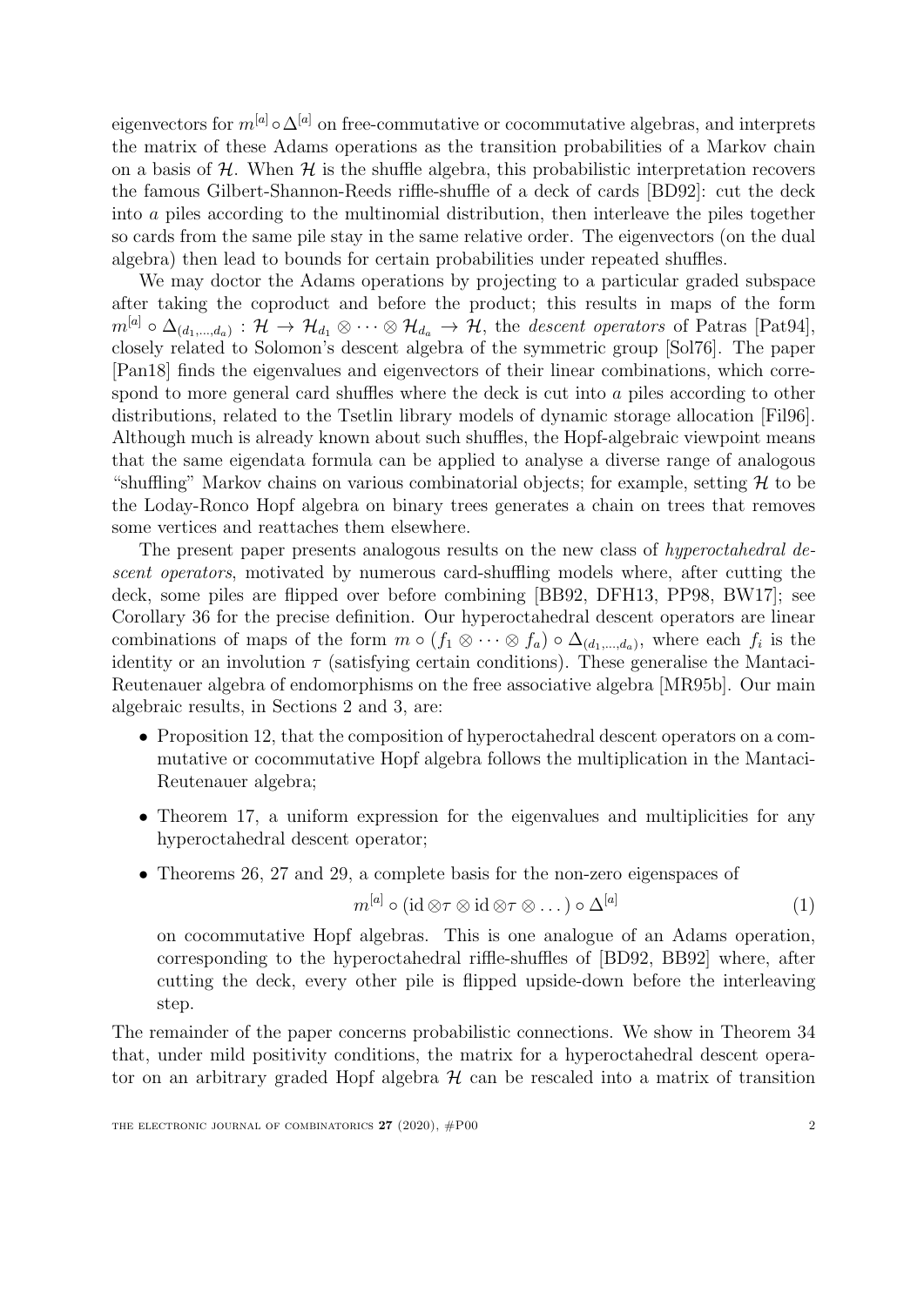eigenvectors for $m^{[a]} \circ \Delta^{[a]}$ on free-commutative or cocommutative algebras, and interprets the matrix of these Adams operations as the transition probabilities of a Markov chain on a basis of $\mathcal{H}$. When $\mathcal{H}$ is the shuffle algebra, this probabilistic interpretation recovers the famous Gilbert-Shannon-Reeds riffle-shuffle of a deck of cards [BD92]: cut the deck into $a$ piles according to the multinomial distribution, then interleave the piles together so cards from the same pile stay in the same relative order. The eigenvectors (on the dual algebra) then lead to bounds for certain probabilities under repeated shuffles.

We may doctor the Adams operations by projecting to a particular graded subspace after taking the coproduct and before the product; this results in maps of the form $m^{[a]} \circ \Delta_{(d_1,\dots,d_a)} : \mathcal{H} \to \mathcal{H}_{d_1} \otimes \dots \otimes \mathcal{H}_{d_a} \to \mathcal{H}$, the *descent operators* of Patras [Pat94], closely related to Solomon's descent algebra of the symmetric group [Sol76]. The paper [Pan18] finds the eigenvalues and eigenvectors of their linear combinations, which correspond to more general card shuffles where the deck is cut into $a$ piles according to other distributions, related to the Tsetlin library models of dynamic storage allocation [Fil96]. Although much is already known about such shuffles, the Hopf-algebraic viewpoint means that the same eigendata formula can be applied to analyse a diverse range of analogous "shuffling" Markov chains on various combinatorial objects; for example, setting $\mathcal{H}$ to be the Loday-Ronco Hopf algebra on binary trees generates a chain on trees that removes some vertices and reattaches them elsewhere.

The present paper presents analogous results on the new class of *hyperoctahedral descent operators*, motivated by numerous card-shuffling models where, after cutting the deck, some piles are flipped over before combining [BB92, DFH13, PP98, BW17]; see Corollary 36 for the precise definition. Our hyperoctahedral descent operators are linear combinations of maps of the form $m \circ (f_1 \otimes \dots \otimes f_a) \circ \Delta_{(d_1,\dots,d_a)}$, where each $f_i$ is the identity or an involution $\tau$ (satisfying certain conditions). These generalise the Mantaci-Reutenauer algebra of endomorphisms on the free associative algebra [MR95b]. Our main algebraic results, in Sections 2 and 3, are:

- Proposition 12, that the composition of hyperoctahedral descent operators on a commutative or cocommutative Hopf algebra follows the multiplication in the Mantaci-Reutenauer algebra;
- Theorem 17, a uniform expression for the eigenvalues and multiplicities for any hyperoctahedral descent operator;
- Theorems 26, 27 and 29, a complete basis for the non-zero eigenspaces of
$$m^{[a]} \circ (\mathrm{id} \otimes \tau \otimes \mathrm{id} \otimes \tau \otimes \dots) \circ \Delta^{[a]} \tag{1}$$
on cocommutative Hopf algebras. This is one analogue of an Adams operation, corresponding to the hyperoctahedral riffle-shuffles of [BD92, BB92] where, after cutting the deck, every other pile is flipped upside-down before the interleaving step.

The remainder of the paper concerns probabilistic connections. We show in Theorem 34 that, under mild positivity conditions, the matrix for a hyperoctahedral descent operator on an arbitrary graded Hopf algebra $\mathcal{H}$ can be rescaled into a matrix of transition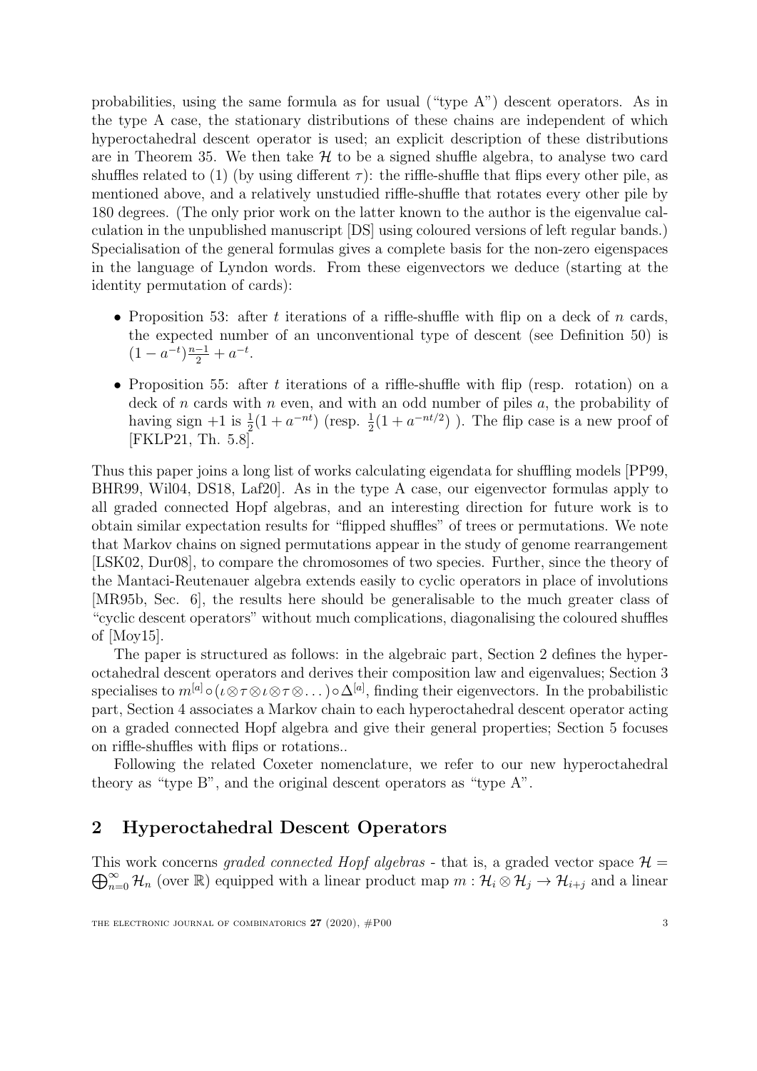probabilities, using the same formula as for usual ("type A") descent operators. As in the type A case, the stationary distributions of these chains are independent of which hyperoctahedral descent operator is used; an explicit description of these distributions are in Theorem 35. We then take $\mathcal{H}$ to be a signed shuffle algebra, to analyse two card shuffles related to (1) (by using different $\tau$): the riffle-shuffle that flips every other pile, as mentioned above, and a relatively unstudied riffle-shuffle that rotates every other pile by 180 degrees. (The only prior work on the latter known to the author is the eigenvalue calculation in the unpublished manuscript [DS] using coloured versions of left regular bands.) Specialisation of the general formulas gives a complete basis for the non-zero eigenspaces in the language of Lyndon words. From these eigenvectors we deduce (starting at the identity permutation of cards):

- Proposition 53: after $t$ iterations of a riffle-shuffle with flip on a deck of $n$ cards, the expected number of an unconventional type of descent (see Definition 50) is $(1 - a^{-t})\frac{n-1}{2} + a^{-t}$.
- Proposition 55: after $t$ iterations of a riffle-shuffle with flip (resp. rotation) on a deck of $n$ cards with $n$ even, and with an odd number of piles $a$, the probability of having sign $+1$ is $\frac{1}{2}(1 + a^{-nt})$ (resp. $\frac{1}{2}(1 + a^{-nt/2})$ ). The flip case is a new proof of [FKLP21, Th. 5.8].

Thus this paper joins a long list of works calculating eigendata for shuffling models [PP99, BHR99, Wil04, DS18, Laf20]. As in the type A case, our eigenvector formulas apply to all graded connected Hopf algebras, and an interesting direction for future work is to obtain similar expectation results for "flipped shuffles" of trees or permutations. We note that Markov chains on signed permutations appear in the study of genome rearrangement [LSK02, Dur08], to compare the chromosomes of two species. Further, since the theory of the Mantaci-Reutenauer algebra extends easily to cyclic operators in place of involutions [MR95b, Sec. 6], the results here should be generalisable to the much greater class of "cyclic descent operators" without much complications, diagonalising the coloured shuffles of [Moy15].

The paper is structured as follows: in the algebraic part, Section 2 defines the hyperoctahedral descent operators and derives their composition law and eigenvalues; Section 3 specialises to $m^{[a]} \circ (\iota \otimes \tau \otimes \iota \otimes \tau \otimes \dots) \circ \Delta^{[a]}$, finding their eigenvectors. In the probabilistic part, Section 4 associates a Markov chain to each hyperoctahedral descent operator acting on a graded connected Hopf algebra and give their general properties; Section 5 focuses on riffle-shuffles with flips or rotations..

Following the related Coxeter nomenclature, we refer to our new hyperoctahedral theory as "type B", and the original descent operators as "type A".

## 2 Hyperoctahedral Descent Operators

This work concerns *graded connected Hopf algebras* - that is, a graded vector space $\mathcal{H} = \bigoplus_{n=0}^{\infty} \mathcal{H}_n$ (over $\mathbb{R}$) equipped with a linear product map $m : \mathcal{H}_i \otimes \mathcal{H}_j \to \mathcal{H}_{i+j}$ and a linear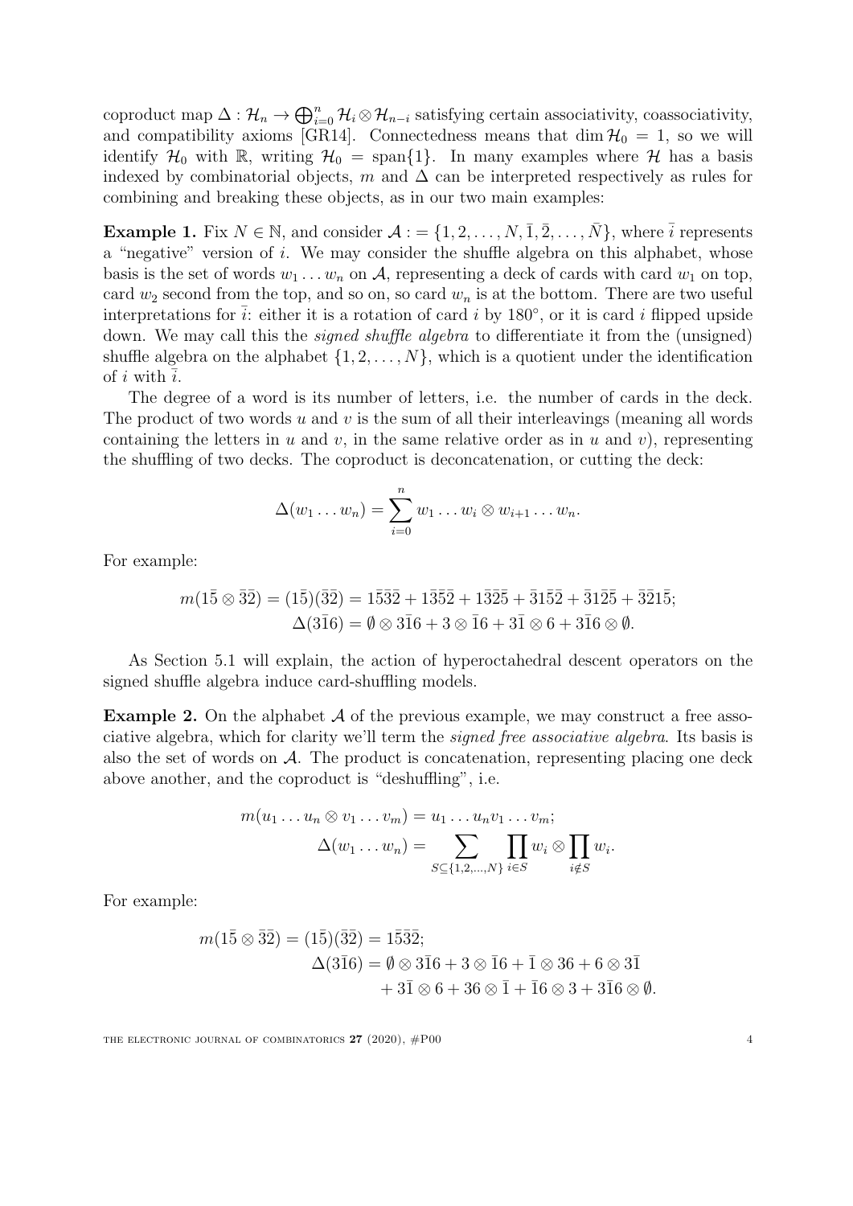coproduct map $\Delta : \mathcal{H}_n \to \bigoplus_{i=0}^n \mathcal{H}_i \otimes \mathcal{H}_{n-i}$ satisfying certain associativity, coassociativity, and compatibility axioms [GR14]. Connectedness means that $\dim \mathcal{H}_0 = 1$, so we will identify $\mathcal{H}_0$ with $\mathbb{R}$, writing $\mathcal{H}_0 = \operatorname{span}\{1\}$. In many examples where $\mathcal{H}$ has a basis indexed by combinatorial objects, $m$ and $\Delta$ can be interpreted respectively as rules for combining and breaking these objects, as in our two main examples:

**Example 1.** Fix $N \in \mathbb{N}$, and consider $\mathcal{A} := \{1, 2, \dots, N, \bar{1}, \bar{2}, \dots, \bar{N}\}$, where $\bar{i}$ represents a "negative" version of $i$. We may consider the shuffle algebra on this alphabet, whose basis is the set of words $w_1 \dots w_n$ on $\mathcal{A}$, representing a deck of cards with card $w_1$ on top, card $w_2$ second from the top, and so on, so card $w_n$ is at the bottom. There are two useful interpretations for $\bar{i}$: either it is a rotation of card $i$ by $180°$, or it is card $i$ flipped upside down. We may call this the *signed shuffle algebra* to differentiate it from the (unsigned) shuffle algebra on the alphabet $\{1, 2, \dots, N\}$, which is a quotient under the identification of $i$ with $\bar{i}$.

The degree of a word is its number of letters, i.e. the number of cards in the deck. The product of two words $u$ and $v$ is the sum of all their interleavings (meaning all words containing the letters in $u$ and $v$, in the same relative order as in $u$ and $v$), representing the shuffling of two decks. The coproduct is deconcatenation, or cutting the deck:

$$\Delta(w_1 \dots w_n) = \sum_{i=0}^{n} w_1 \dots w_i \otimes w_{i+1} \dots w_n.$$

For example:

$$m(1\bar{5} \otimes \bar{3}\bar{2}) = (1\bar{5})(\bar{3}\bar{2}) = 1\bar{5}\bar{3}\bar{2} + 1\bar{3}\bar{5}\bar{2} + 1\bar{3}\bar{2}\bar{5} + \bar{3}1\bar{5}\bar{2} + \bar{3}1\bar{2}\bar{5} + \bar{3}\bar{2}1\bar{5};$$
$$\Delta(3\bar{1}6) = \emptyset \otimes 3\bar{1}6 + 3 \otimes \bar{1}6 + 3\bar{1} \otimes 6 + 3\bar{1}6 \otimes \emptyset.$$

As Section 5.1 will explain, the action of hyperoctahedral descent operators on the signed shuffle algebra induce card-shuffling models.

**Example 2.** On the alphabet $\mathcal{A}$ of the previous example, we may construct a free associative algebra, which for clarity we'll term the *signed free associative algebra*. Its basis is also the set of words on $\mathcal{A}$. The product is concatenation, representing placing one deck above another, and the coproduct is "deshuffling", i.e.

$$m(u_1 \dots u_n \otimes v_1 \dots v_m) = u_1 \dots u_n v_1 \dots v_m;$$
$$\Delta(w_1 \dots w_n) = \sum_{S \subseteq \{1,2,\dots,N\}} \prod_{i \in S} w_i \otimes \prod_{i \notin S} w_i.$$

For example:

$$m(1\bar{5} \otimes \bar{3}\bar{2}) = (1\bar{5})(\bar{3}\bar{2}) = 1\bar{5}\bar{3}\bar{2};$$
$$\Delta(3\bar{1}6) = \emptyset \otimes 3\bar{1}6 + 3 \otimes \bar{1}6 + \bar{1} \otimes 36 + 6 \otimes 3\bar{1} + 3\bar{1} \otimes 6 + 36 \otimes \bar{1} + \bar{1}6 \otimes 3 + 3\bar{1}6 \otimes \emptyset.$$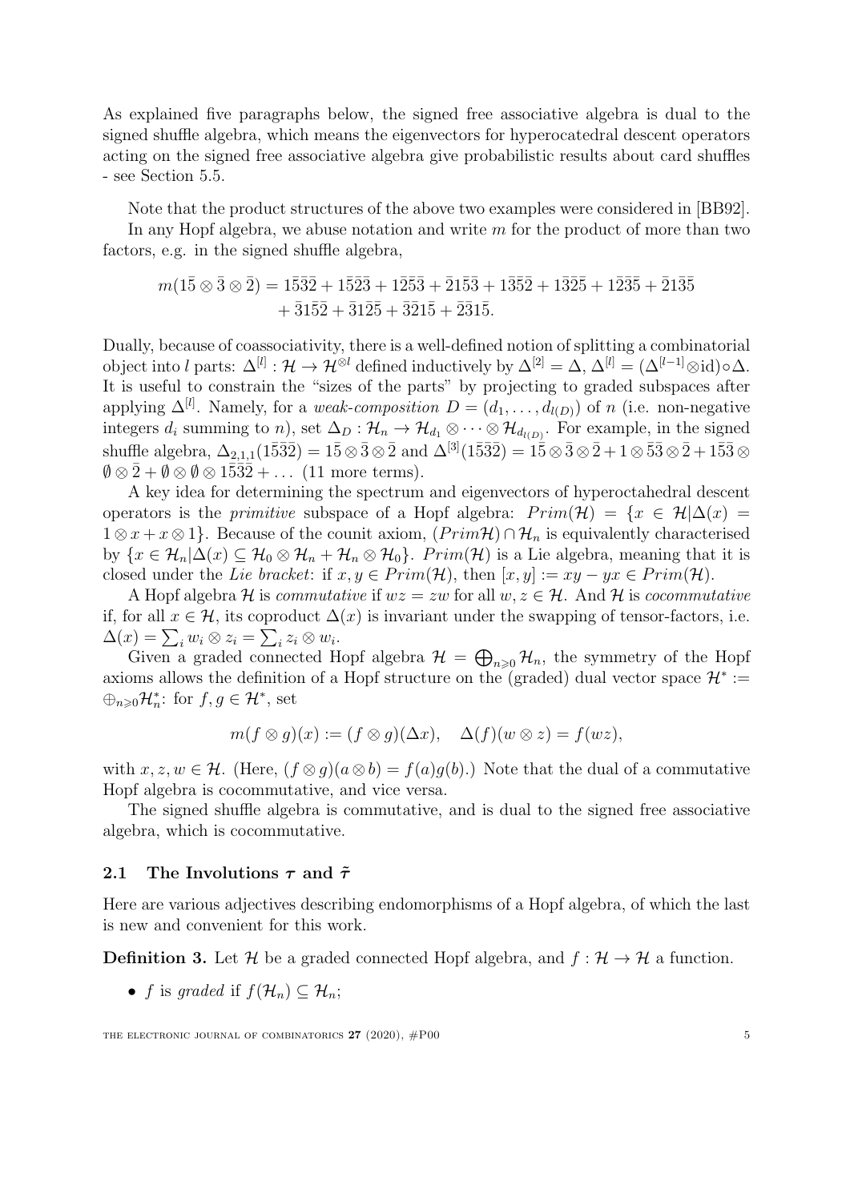As explained five paragraphs below, the signed free associative algebra is dual to the signed shuffle algebra, which means the eigenvectors for hyperocatedral descent operators acting on the signed free associative algebra give probabilistic results about card shuffles - see Section 5.5.

Note that the product structures of the above two examples were considered in [BB92].

In any Hopf algebra, we abuse notation and write $m$ for the product of more than two factors, e.g. in the signed shuffle algebra,

$$m(1\bar{5} \otimes \bar{3} \otimes \bar{2}) = 1\bar{5}\bar{3}\bar{2} + 1\bar{5}\bar{2}\bar{3} + 1\bar{2}\bar{5}\bar{3} + \bar{2}1\bar{5}\bar{3} + 1\bar{3}\bar{5}\bar{2} + 1\bar{3}\bar{2}\bar{5} + 1\bar{2}\bar{3}\bar{5} + \bar{2}1\bar{3}\bar{5} \\ + \bar{3}1\bar{5}\bar{2} + \bar{3}1\bar{2}\bar{5} + \bar{3}\bar{2}1\bar{5} + \bar{2}\bar{3}1\bar{5}.$$

Dually, because of coassociativity, there is a well-defined notion of splitting a combinatorial object into $l$ parts: $\Delta^{[l]} : \mathcal{H} \to \mathcal{H}^{\otimes l}$ defined inductively by $\Delta^{[2]} = \Delta$, $\Delta^{[l]} = (\Delta^{[l-1]} \otimes \mathrm{id}) \circ \Delta$. It is useful to constrain the "sizes of the parts" by projecting to graded subspaces after applying $\Delta^{[l]}$. Namely, for a *weak-composition* $D = (d_1, \ldots, d_{l(D)})$ of $n$ (i.e. non-negative integers $d_i$ summing to $n$), set $\Delta_D : \mathcal{H}_n \to \mathcal{H}_{d_1} \otimes \cdots \otimes \mathcal{H}_{d_{l(D)}}$. For example, in the signed shuffle algebra, $\Delta_{2,1,1}(1\bar{5}\bar{3}\bar{2}) = 1\bar{5} \otimes \bar{3} \otimes \bar{2}$ and $\Delta^{[3]}(1\bar{5}\bar{3}\bar{2}) = 1\bar{5} \otimes \bar{3} \otimes \bar{2} + 1 \otimes \bar{5}\bar{3} \otimes \bar{2} + 1\bar{5}\bar{3} \otimes \emptyset \otimes \bar{2} + \emptyset \otimes \emptyset \otimes 1\bar{5}\bar{3}\bar{2} + \ldots$ (11 more terms).

A key idea for determining the spectrum and eigenvectors of hyperoctahedral descent operators is the *primitive* subspace of a Hopf algebra: $Prim(\mathcal{H}) = \{x \in \mathcal{H} | \Delta(x) = 1 \otimes x + x \otimes 1\}$. Because of the counit axiom, $(Prim\mathcal{H}) \cap \mathcal{H}_n$ is equivalently characterised by $\{x \in \mathcal{H}_n | \Delta(x) \subseteq \mathcal{H}_0 \otimes \mathcal{H}_n + \mathcal{H}_n \otimes \mathcal{H}_0\}$. $Prim(\mathcal{H})$ is a Lie algebra, meaning that it is closed under the *Lie bracket*: if $x, y \in Prim(\mathcal{H})$, then $[x, y] := xy - yx \in Prim(\mathcal{H})$.

A Hopf algebra $\mathcal{H}$ is *commutative* if $wz = zw$ for all $w, z \in \mathcal{H}$. And $\mathcal{H}$ is *cocommutative* if, for all $x \in \mathcal{H}$, its coproduct $\Delta(x)$ is invariant under the swapping of tensor-factors, i.e. $\Delta(x) = \sum_i w_i \otimes z_i = \sum_i z_i \otimes w_i$.

Given a graded connected Hopf algebra $\mathcal{H} = \bigoplus_{n \geqslant 0} \mathcal{H}_n$, the symmetry of the Hopf axioms allows the definition of a Hopf structure on the (graded) dual vector space $\mathcal{H}^* := \oplus_{n \geqslant 0} \mathcal{H}_n^*$: for $f, g \in \mathcal{H}^*$, set

$$m(f \otimes g)(x) := (f \otimes g)(\Delta x), \quad \Delta(f)(w \otimes z) = f(wz),$$

with $x, z, w \in \mathcal{H}$. (Here, $(f \otimes g)(a \otimes b) = f(a)g(b)$.) Note that the dual of a commutative Hopf algebra is cocommutative, and vice versa.

The signed shuffle algebra is commutative, and is dual to the signed free associative algebra, which is cocommutative.

## 2.1 The Involutions $\tau$ and $\tilde{\tau}$

Here are various adjectives describing endomorphisms of a Hopf algebra, of which the last is new and convenient for this work.

**Definition 3.** Let $\mathcal{H}$ be a graded connected Hopf algebra, and $f : \mathcal{H} \to \mathcal{H}$ a function.

- $f$ is *graded* if $f(\mathcal{H}_n) \subseteq \mathcal{H}_n$;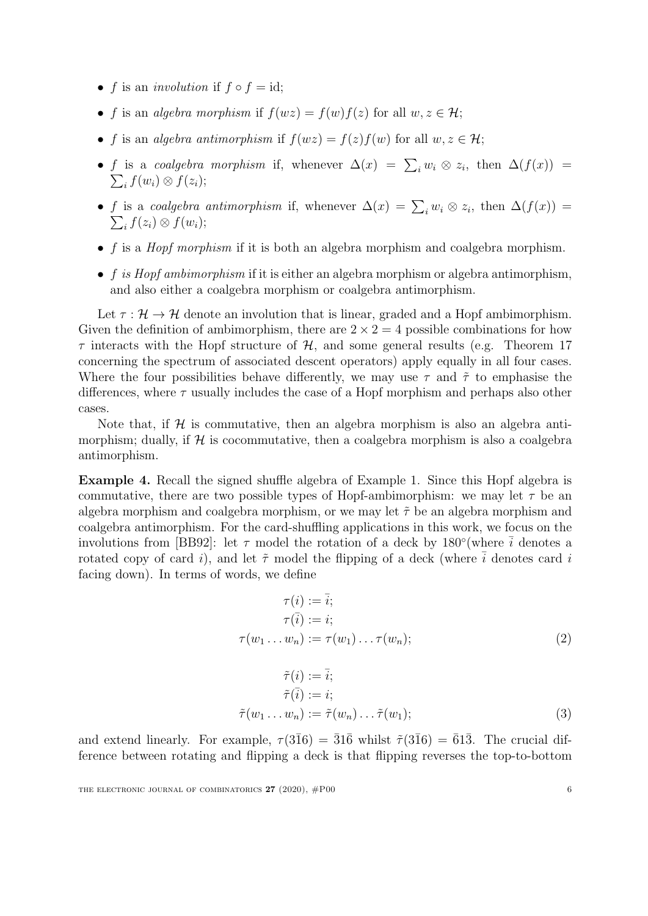- $f$ is an *involution* if $f \circ f = \mathrm{id}$;
- $f$ is an *algebra morphism* if $f(wz) = f(w)f(z)$ for all $w, z \in \mathcal{H}$;
- $f$ is an *algebra antimorphism* if $f(wz) = f(z)f(w)$ for all $w, z \in \mathcal{H}$;
- $f$ is a *coalgebra morphism* if, whenever $\Delta(x) = \sum_i w_i \otimes z_i$, then $\Delta(f(x)) = \sum_i f(w_i) \otimes f(z_i)$;
- $f$ is a *coalgebra antimorphism* if, whenever $\Delta(x) = \sum_i w_i \otimes z_i$, then $\Delta(f(x)) = \sum_i f(z_i) \otimes f(w_i)$;
- $f$ is a *Hopf morphism* if it is both an algebra morphism and coalgebra morphism.
- *$f$ is Hopf ambimorphism* if it is either an algebra morphism or algebra antimorphism, and also either a coalgebra morphism or coalgebra antimorphism.

Let $\tau : \mathcal{H} \to \mathcal{H}$ denote an involution that is linear, graded and a Hopf ambimorphism. Given the definition of ambimorphism, there are $2 \times 2 = 4$ possible combinations for how $\tau$ interacts with the Hopf structure of $\mathcal{H}$, and some general results (e.g. Theorem 17 concerning the spectrum of associated descent operators) apply equally in all four cases. Where the four possibilities behave differently, we may use $\tau$ and $\tilde{\tau}$ to emphasise the differences, where $\tau$ usually includes the case of a Hopf morphism and perhaps also other cases.

Note that, if $\mathcal{H}$ is commutative, then an algebra morphism is also an algebra antimorphism; dually, if $\mathcal{H}$ is cocommutative, then a coalgebra morphism is also a coalgebra antimorphism.

**Example 4.** Recall the signed shuffle algebra of Example 1. Since this Hopf algebra is commutative, there are two possible types of Hopf-ambimorphism: we may let $\tau$ be an algebra morphism and coalgebra morphism, or we may let $\tilde{\tau}$ be an algebra morphism and coalgebra antimorphism. For the card-shuffling applications in this work, we focus on the involutions from [BB92]: let $\tau$ model the rotation of a deck by 180°(where $\bar{i}$ denotes a rotated copy of card $i$), and let $\tilde{\tau}$ model the flipping of a deck (where $\bar{i}$ denotes card $i$ facing down). In terms of words, we define

$$
\begin{aligned}
\tau(i) &:= \bar{i}; \\
\tau(\bar{i}) &:= i; \\
\tau(w_1 \dots w_n) &:= \tau(w_1) \dots \tau(w_n);
\end{aligned}
\tag{2}
$$

$$
\begin{aligned}
\tilde{\tau}(i) &:= \bar{i}; \\
\tilde{\tau}(\bar{i}) &:= i; \\
\tilde{\tau}(w_1 \dots w_n) &:= \tilde{\tau}(w_n) \dots \tilde{\tau}(w_1);
\end{aligned}
\tag{3}
$$

and extend linearly. For example, $\tau(3\bar{1}6) = \bar{3}1\bar{6}$ whilst $\tilde{\tau}(3\bar{1}6) = \bar{6}1\bar{3}$. The crucial difference between rotating and flipping a deck is that flipping reverses the top-to-bottom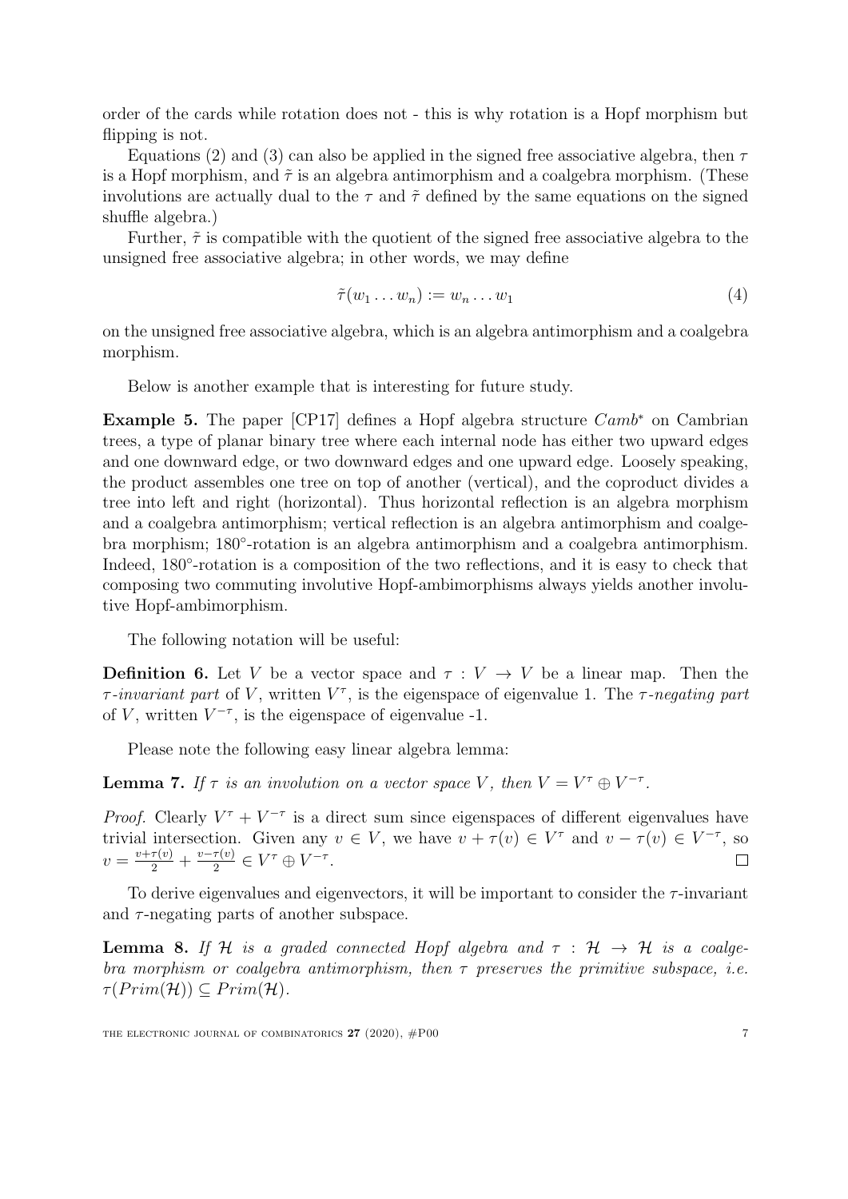order of the cards while rotation does not - this is why rotation is a Hopf morphism but flipping is not.

Equations (2) and (3) can also be applied in the signed free associative algebra, then $\tau$ is a Hopf morphism, and $\tilde{\tau}$ is an algebra antimorphism and a coalgebra morphism. (These involutions are actually dual to the $\tau$ and $\tilde{\tau}$ defined by the same equations on the signed shuffle algebra.)

Further, $\tilde{\tau}$ is compatible with the quotient of the signed free associative algebra to the unsigned free associative algebra; in other words, we may define

$$\tilde{\tau}(w_1 \dots w_n) := w_n \dots w_1 \tag{4}$$

on the unsigned free associative algebra, which is an algebra antimorphism and a coalgebra morphism.

Below is another example that is interesting for future study.

**Example 5.** The paper [CP17] defines a Hopf algebra structure $Camb^*$ on Cambrian trees, a type of planar binary tree where each internal node has either two upward edges and one downward edge, or two downward edges and one upward edge. Loosely speaking, the product assembles one tree on top of another (vertical), and the coproduct divides a tree into left and right (horizontal). Thus horizontal reflection is an algebra morphism and a coalgebra antimorphism; vertical reflection is an algebra antimorphism and coalgebra morphism; 180°-rotation is an algebra antimorphism and a coalgebra antimorphism. Indeed, 180°-rotation is a composition of the two reflections, and it is easy to check that composing two commuting involutive Hopf-ambimorphisms always yields another involutive Hopf-ambimorphism.

The following notation will be useful:

**Definition 6.** Let $V$ be a vector space and $\tau : V \to V$ be a linear map. Then the *$\tau$-invariant part* of $V$, written $V^\tau$, is the eigenspace of eigenvalue 1. The *$\tau$-negating part* of $V$, written $V^{-\tau}$, is the eigenspace of eigenvalue -1.

Please note the following easy linear algebra lemma:

**Lemma 7.** *If $\tau$ is an involution on a vector space $V$, then $V = V^\tau \oplus V^{-\tau}$.*

*Proof.* Clearly $V^\tau + V^{-\tau}$ is a direct sum since eigenspaces of different eigenvalues have trivial intersection. Given any $v \in V$, we have $v + \tau(v) \in V^\tau$ and $v - \tau(v) \in V^{-\tau}$, so $v = \frac{v+\tau(v)}{2} + \frac{v-\tau(v)}{2} \in V^\tau \oplus V^{-\tau}$. □

To derive eigenvalues and eigenvectors, it will be important to consider the $\tau$-invariant and $\tau$-negating parts of another subspace.

**Lemma 8.** *If $\mathcal{H}$ is a graded connected Hopf algebra and $\tau : \mathcal{H} \to \mathcal{H}$ is a coalgebra morphism or coalgebra antimorphism, then $\tau$ preserves the primitive subspace, i.e. $\tau(Prim(\mathcal{H})) \subseteq Prim(\mathcal{H})$.*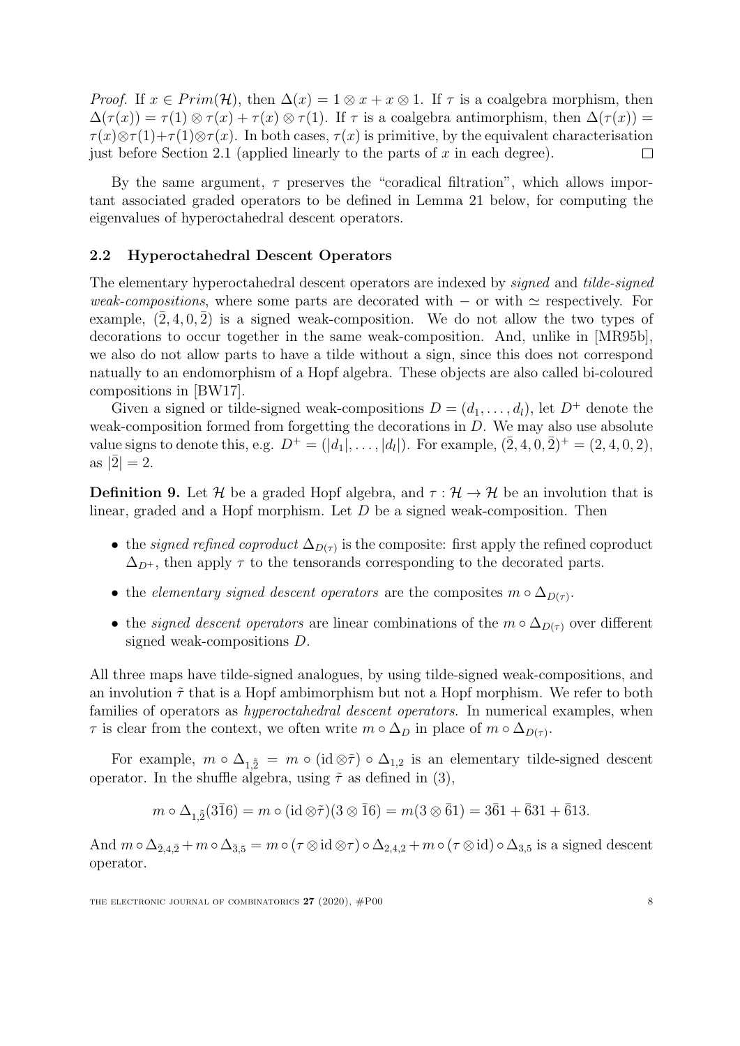*Proof.* If $x \in Prim(\mathcal{H})$, then $\Delta(x) = 1 \otimes x + x \otimes 1$. If $\tau$ is a coalgebra morphism, then $\Delta(\tau(x)) = \tau(1) \otimes \tau(x) + \tau(x) \otimes \tau(1)$. If $\tau$ is a coalgebra antimorphism, then $\Delta(\tau(x)) = \tau(x) \otimes \tau(1) + \tau(1) \otimes \tau(x)$. In both cases, $\tau(x)$ is primitive, by the equivalent characterisation just before Section 2.1 (applied linearly to the parts of $x$ in each degree). $\square$

By the same argument, $\tau$ preserves the "coradical filtration", which allows important associated graded operators to be defined in Lemma 21 below, for computing the eigenvalues of hyperoctahedral descent operators.

### 2.2 Hyperoctahedral Descent Operators

The elementary hyperoctahedral descent operators are indexed by *signed* and *tilde-signed weak-compositions*, where some parts are decorated with $-$ or with $\simeq$ respectively. For example, $(\bar{2}, 4, 0, \bar{2})$ is a signed weak-composition. We do not allow the two types of decorations to occur together in the same weak-composition. And, unlike in [MR95b], we also do not allow parts to have a tilde without a sign, since this does not correspond natually to an endomorphism of a Hopf algebra. These objects are also called bi-coloured compositions in [BW17].

Given a signed or tilde-signed weak-compositions $D = (d_1, \dots, d_l)$, let $D^+$ denote the weak-composition formed from forgetting the decorations in $D$. We may also use absolute value signs to denote this, e.g. $D^+ = (|d_1|, \dots, |d_l|)$. For example, $(\bar{2}, 4, 0, \bar{2})^+ = (2, 4, 0, 2)$, as $|\bar{2}| = 2$.

**Definition 9.** Let $\mathcal{H}$ be a graded Hopf algebra, and $\tau : \mathcal{H} \to \mathcal{H}$ be an involution that is linear, graded and a Hopf morphism. Let $D$ be a signed weak-composition. Then

- the *signed refined coproduct* $\Delta_{D(\tau)}$ is the composite: first apply the refined coproduct $\Delta_{D^+}$, then apply $\tau$ to the tensorands corresponding to the decorated parts.
- the *elementary signed descent operators* are the composites $m \circ \Delta_{D(\tau)}$.
- the *signed descent operators* are linear combinations of the $m \circ \Delta_{D(\tau)}$ over different signed weak-compositions $D$.

All three maps have tilde-signed analogues, by using tilde-signed weak-compositions, and an involution $\tilde{\tau}$ that is a Hopf ambimorphism but not a Hopf morphism. We refer to both families of operators as *hyperoctahedral descent operators*. In numerical examples, when $\tau$ is clear from the context, we often write $m \circ \Delta_D$ in place of $m \circ \Delta_{D(\tau)}$.

For example, $m \circ \Delta_{1,\tilde{\bar{2}}} = m \circ (\mathrm{id} \otimes \tilde{\tau}) \circ \Delta_{1,2}$ is an elementary tilde-signed descent operator. In the shuffle algebra, using $\tilde{\tau}$ as defined in (3),

$$m \circ \Delta_{1,\tilde{\bar{2}}}(3\bar{1}6) = m \circ (\mathrm{id} \otimes \tilde{\tau})(3 \otimes \bar{1}6) = m(3 \otimes \bar{6}1) = 3\bar{6}1 + \bar{6}31 + \bar{6}13.$$

And $m \circ \Delta_{\bar{2},4,\bar{2}} + m \circ \Delta_{\bar{3},5} = m \circ (\tau \otimes \mathrm{id} \otimes \tau) \circ \Delta_{2,4,2} + m \circ (\tau \otimes \mathrm{id}) \circ \Delta_{3,5}$ is a signed descent operator.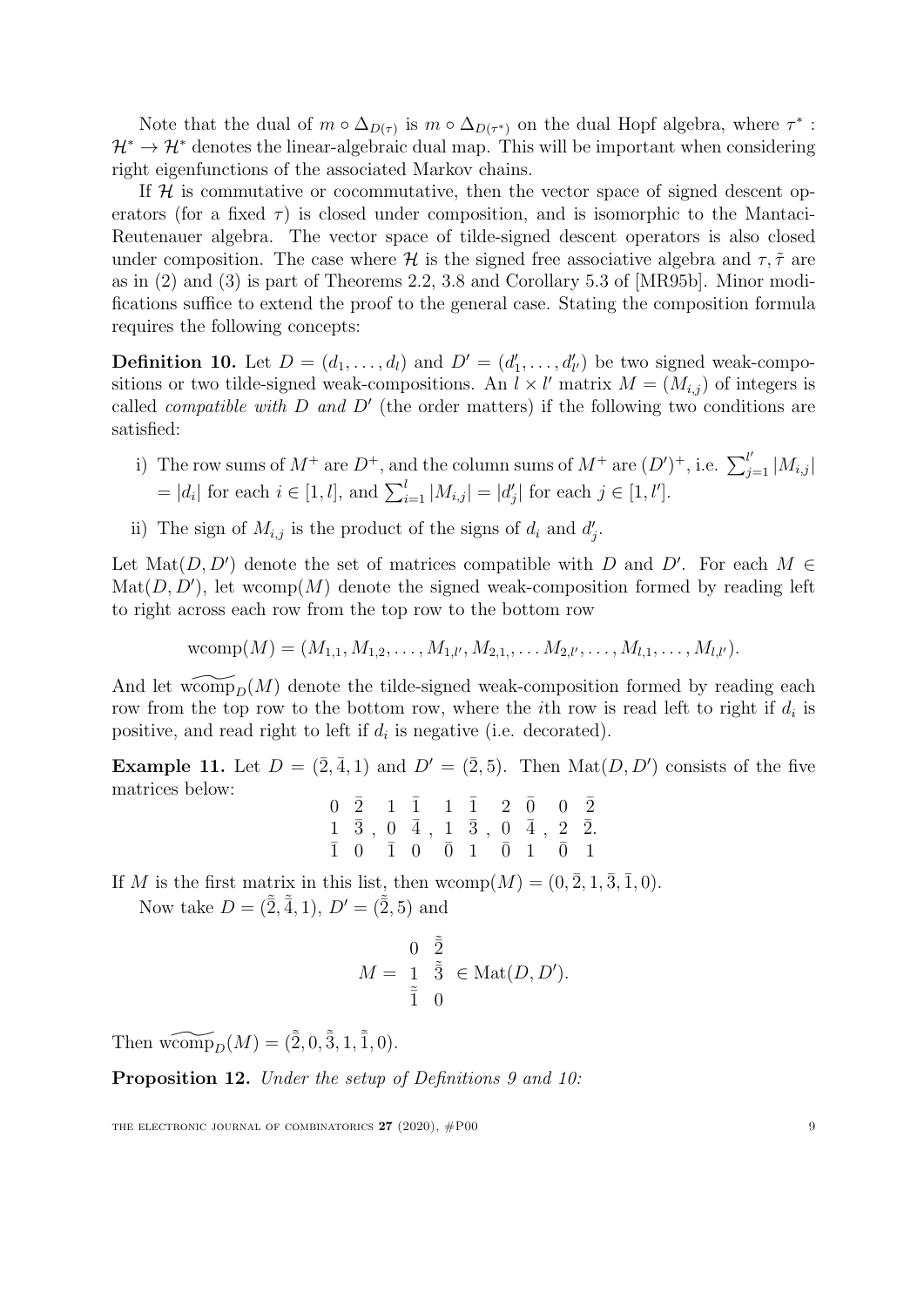Note that the dual of $m \circ \Delta_{D(\tau)}$ is $m \circ \Delta_{D(\tau^*)}$ on the dual Hopf algebra, where $\tau^* : \mathcal{H}^* \to \mathcal{H}^*$ denotes the linear-algebraic dual map. This will be important when considering right eigenfunctions of the associated Markov chains.

If $\mathcal{H}$ is commutative or cocommutative, then the vector space of signed descent operators (for a fixed $\tau$) is closed under composition, and is isomorphic to the Mantaci-Reutenauer algebra. The vector space of tilde-signed descent operators is also closed under composition. The case where $\mathcal{H}$ is the signed free associative algebra and $\tau, \tilde{\tau}$ are as in (2) and (3) is part of Theorems 2.2, 3.8 and Corollary 5.3 of [MR95b]. Minor modifications suffice to extend the proof to the general case. Stating the composition formula requires the following concepts:

**Definition 10.** Let $D = (d_1, \dots, d_l)$ and $D' = (d'_1, \dots, d'_{l'})$ be two signed weak-compositions or two tilde-signed weak-compositions. An $l \times l'$ matrix $M = (M_{i,j})$ of integers is called *compatible with $D$ and $D'$* (the order matters) if the following two conditions are satisfied:

i) The row sums of $M^+$ are $D^+$, and the column sums of $M^+$ are $(D')^+$, i.e. $\sum_{j=1}^{l'} |M_{i,j}| = |d_i|$ for each $i \in [1, l]$, and $\sum_{i=1}^{l} |M_{i,j}| = |d'_j|$ for each $j \in [1, l']$.

ii) The sign of $M_{i,j}$ is the product of the signs of $d_i$ and $d'_j$.

Let $\operatorname{Mat}(D, D')$ denote the set of matrices compatible with $D$ and $D'$. For each $M \in \operatorname{Mat}(D, D')$, let $\operatorname{wcomp}(M)$ denote the signed weak-composition formed by reading left to right across each row from the top row to the bottom row

$$\operatorname{wcomp}(M) = (M_{1,1}, M_{1,2}, \dots, M_{1,l'}, M_{2,1}, \dots M_{2,l'}, \dots, M_{l,1}, \dots, M_{l,l'}).$$

And let $\widetilde{\operatorname{wcomp}}_D(M)$ denote the tilde-signed weak-composition formed by reading each row from the top row to the bottom row, where the $i$th row is read left to right if $d_i$ is positive, and read right to left if $d_i$ is negative (i.e. decorated).

**Example 11.** Let $D = (\bar{2}, \bar{4}, 1)$ and $D' = (\bar{2}, 5)$. Then $\operatorname{Mat}(D, D')$ consists of the five matrices below:

$$\begin{matrix} 0 & \bar{2} \\ 1 & \bar{3} \\ \bar{1} & 0 \end{matrix}\ ,\ \begin{matrix} 1 & \bar{1} \\ 0 & \bar{4} \\ \bar{1} & 0 \end{matrix}\ ,\ \begin{matrix} 1 & \bar{1} \\ 1 & \bar{3} \\ \bar{0} & 1 \end{matrix}\ ,\ \begin{matrix} 2 & \bar{0} \\ 0 & \bar{4} \\ \bar{0} & 1 \end{matrix}\ ,\ \begin{matrix} 0 & \bar{2} \\ 2 & \bar{2} \\ \bar{0} & 1 \end{matrix}.$$

If $M$ is the first matrix in this list, then $\operatorname{wcomp}(M) = (0, \bar{2}, 1, \bar{3}, \bar{1}, 0)$.

Now take $D = (\tilde{\bar{2}}, \tilde{\bar{4}}, 1)$, $D' = (\tilde{\bar{2}}, 5)$ and

$$M = \begin{matrix} 0 & \tilde{\bar{2}} \\ 1 & \tilde{\bar{3}} \\ \tilde{\bar{1}} & 0 \end{matrix} \in \operatorname{Mat}(D, D').$$

Then $\widetilde{\operatorname{wcomp}}_D(M) = (\tilde{\bar{2}}, 0, \tilde{\bar{3}}, 1, \tilde{\bar{1}}, 0)$.

**Proposition 12.** *Under the setup of Definitions 9 and 10:*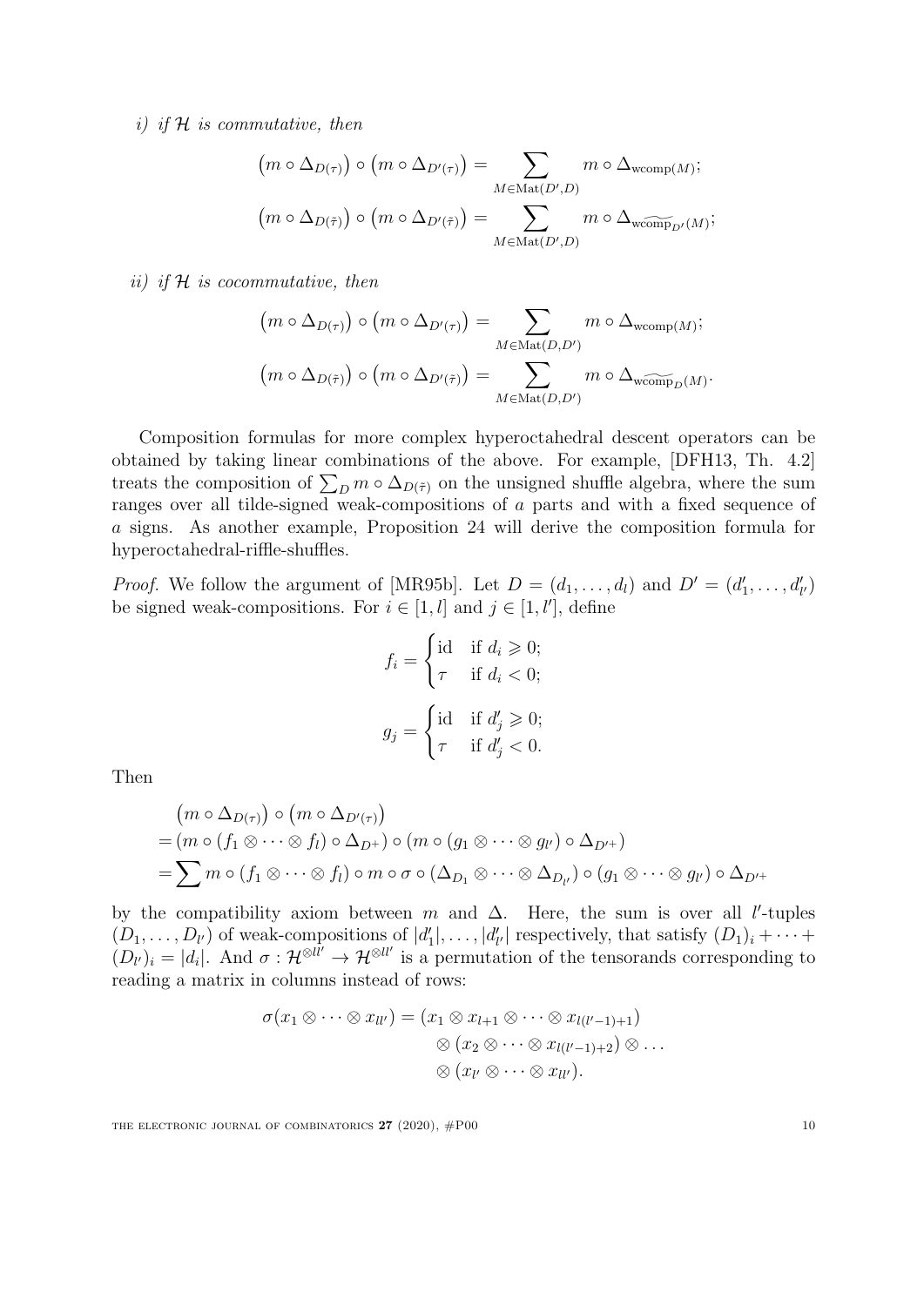*i) if $\mathcal{H}$ is commutative, then*

$$\left(m \circ \Delta_{D(\tau)}\right) \circ \left(m \circ \Delta_{D'(\tau)}\right) = \sum_{M \in \mathrm{Mat}(D',D)} m \circ \Delta_{\mathrm{wcomp}(M)};$$

$$\left(m \circ \Delta_{D(\bar{\tau})}\right) \circ \left(m \circ \Delta_{D'(\bar{\tau})}\right) = \sum_{M \in \mathrm{Mat}(D',D)} m \circ \Delta_{\widetilde{\mathrm{wcomp}}_{D'}(M)};$$

*ii) if $\mathcal{H}$ is cocommutative, then*

$$\left(m \circ \Delta_{D(\tau)}\right) \circ \left(m \circ \Delta_{D'(\tau)}\right) = \sum_{M \in \mathrm{Mat}(D,D')} m \circ \Delta_{\mathrm{wcomp}(M)};$$

$$\left(m \circ \Delta_{D(\bar{\tau})}\right) \circ \left(m \circ \Delta_{D'(\bar{\tau})}\right) = \sum_{M \in \mathrm{Mat}(D,D')} m \circ \Delta_{\widetilde{\mathrm{wcomp}}_{D}(M)}.$$

Composition formulas for more complex hyperoctahedral descent operators can be obtained by taking linear combinations of the above. For example, [DFH13, Th. 4.2] treats the composition of $\sum_D m \circ \Delta_{D(\bar{\tau})}$ on the unsigned shuffle algebra, where the sum ranges over all tilde-signed weak-compositions of $a$ parts and with a fixed sequence of $a$ signs. As another example, Proposition 24 will derive the composition formula for hyperoctahedral-riffle-shuffles.

*Proof.* We follow the argument of [MR95b]. Let $D = (d_1, \dots, d_l)$ and $D' = (d'_1, \dots, d'_{l'})$ be signed weak-compositions. For $i \in [1,l]$ and $j \in [1,l']$, define

$$f_i = \begin{cases} \mathrm{id} & \text{if } d_i \geqslant 0; \\ \tau & \text{if } d_i < 0; \end{cases}$$

$$g_j = \begin{cases} \mathrm{id} & \text{if } d'_j \geqslant 0; \\ \tau & \text{if } d'_j < 0. \end{cases}$$

Then

$$\begin{aligned}
&\left(m \circ \Delta_{D(\tau)}\right) \circ \left(m \circ \Delta_{D'(\tau)}\right) \\
=&\,(m \circ (f_1 \otimes \dots \otimes f_l) \circ \Delta_{D^+}) \circ (m \circ (g_1 \otimes \dots \otimes g_{l'}) \circ \Delta_{D'^+}) \\
=&\sum m \circ (f_1 \otimes \dots \otimes f_l) \circ m \circ \sigma \circ (\Delta_{D_1} \otimes \dots \otimes \Delta_{D_{l'}}) \circ (g_1 \otimes \dots \otimes g_{l'}) \circ \Delta_{D'^+}
\end{aligned}$$

by the compatibility axiom between $m$ and $\Delta$. Here, the sum is over all $l'$-tuples $(D_1, \dots, D_{l'})$ of weak-compositions of $|d'_1|, \dots, |d'_{l'}|$ respectively, that satisfy $(D_1)_i + \dots + (D_{l'})_i = |d_i|$. And $\sigma : \mathcal{H}^{\otimes ll'} \to \mathcal{H}^{\otimes ll'}$ is a permutation of the tensorands corresponding to reading a matrix in columns instead of rows:

$$\begin{aligned}
\sigma(x_1 \otimes \dots \otimes x_{ll'}) = &\,(x_1 \otimes x_{l+1} \otimes \dots \otimes x_{l(l'-1)+1}) \\
&\otimes (x_2 \otimes \dots \otimes x_{l(l'-1)+2}) \otimes \dots \\
&\otimes (x_{l'} \otimes \dots \otimes x_{ll'}).
\end{aligned}$$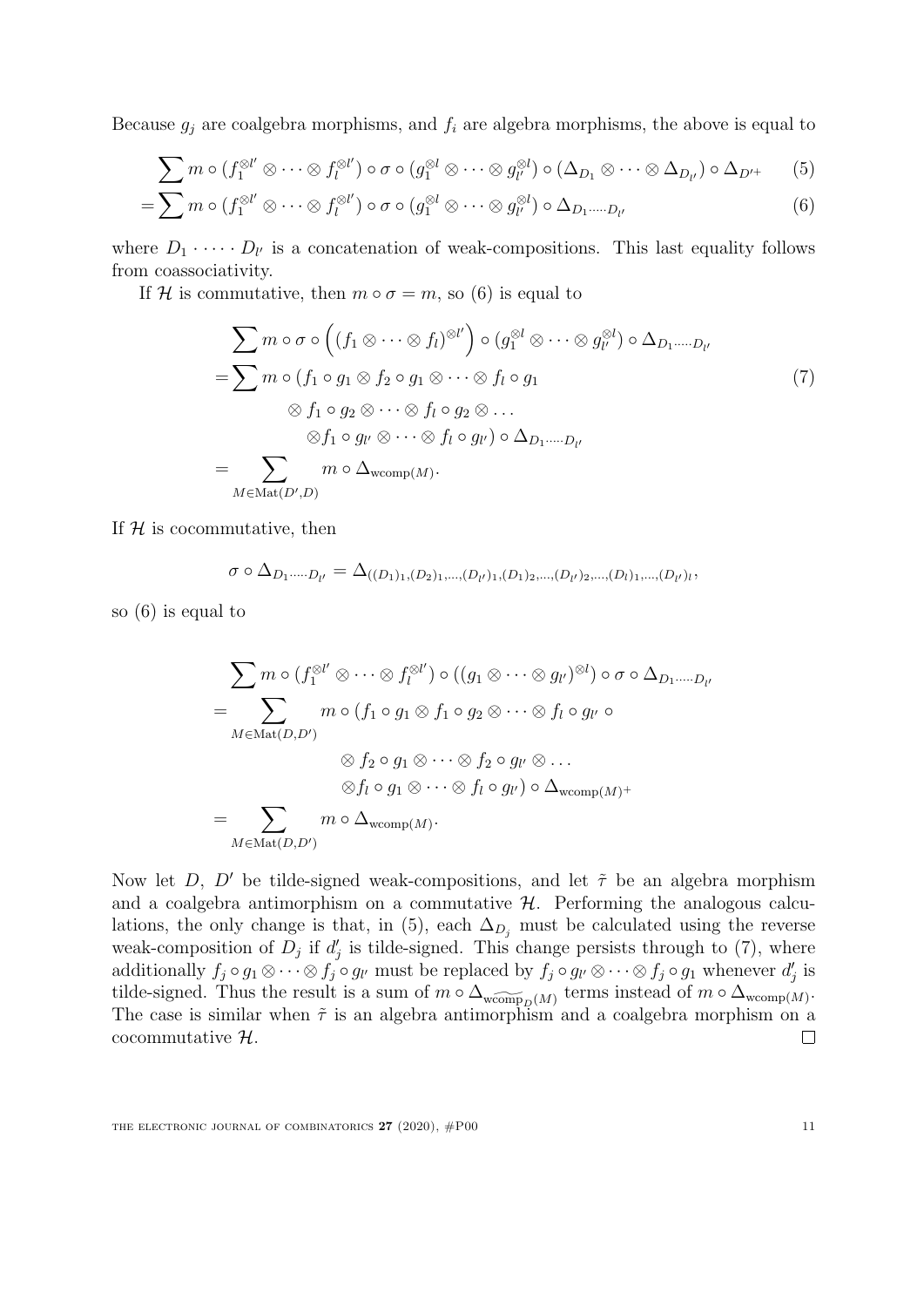Because $g_j$ are coalgebra morphisms, and $f_i$ are algebra morphisms, the above is equal to

$$\sum m \circ (f_1^{\otimes l'} \otimes \cdots \otimes f_l^{\otimes l'}) \circ \sigma \circ (g_1^{\otimes l} \otimes \cdots \otimes g_{l'}^{\otimes l}) \circ (\Delta_{D_1} \otimes \cdots \otimes \Delta_{D_{l'}}) \circ \Delta_{D'^+} \tag{5}$$

$$= \sum m \circ (f_1^{\otimes l'} \otimes \cdots \otimes f_l^{\otimes l'}) \circ \sigma \circ (g_1^{\otimes l} \otimes \cdots \otimes g_{l'}^{\otimes l}) \circ \Delta_{D_1 \cdot \cdots \cdot D_{l'}} \tag{6}$$

where $D_1 \cdot \cdots \cdot D_{l'}$ is a concatenation of weak-compositions. This last equality follows from coassociativity.

If $\mathcal{H}$ is commutative, then $m \circ \sigma = m$, so (6) is equal to

$$\begin{aligned}
&\sum m \circ \sigma \circ \left( (f_1 \otimes \cdots \otimes f_l)^{\otimes l'} \right) \circ (g_1^{\otimes l} \otimes \cdots \otimes g_{l'}^{\otimes l}) \circ \Delta_{D_1 \cdot \cdots \cdot D_{l'}} \\
&= \sum m \circ (f_1 \circ g_1 \otimes f_2 \circ g_1 \otimes \cdots \otimes f_l \circ g_1 \\
&\qquad \otimes f_1 \circ g_2 \otimes \cdots \otimes f_l \circ g_2 \otimes \ldots \\
&\qquad\quad \otimes f_1 \circ g_{l'} \otimes \cdots \otimes f_l \circ g_{l'}) \circ \Delta_{D_1 \cdot \cdots \cdot D_{l'}} \\
&= \sum_{M \in \mathrm{Mat}(D', D)} m \circ \Delta_{\mathrm{wcomp}(M)}.
\end{aligned} \tag{7}$$

If $\mathcal{H}$ is cocommutative, then

$$\sigma \circ \Delta_{D_1 \cdot \cdots \cdot D_{l'}} = \Delta_{((D_1)_1, (D_2)_1, \ldots, (D_{l'})_1, (D_1)_2, \ldots, (D_{l'})_2, \ldots, (D_l)_1, \ldots, (D_{l'})_l}},$$

so (6) is equal to

$$\begin{aligned}
&\sum m \circ (f_1^{\otimes l'} \otimes \cdots \otimes f_l^{\otimes l'}) \circ ((g_1 \otimes \cdots \otimes g_{l'})^{\otimes l}) \circ \sigma \circ \Delta_{D_1 \cdot \cdots \cdot D_{l'}} \\
&= \sum_{M \in \mathrm{Mat}(D, D')} m \circ (f_1 \circ g_1 \otimes f_1 \circ g_2 \otimes \cdots \otimes f_l \circ g_{l'} \circ \\
&\qquad \otimes f_2 \circ g_1 \otimes \cdots \otimes f_2 \circ g_{l'} \otimes \ldots \\
&\qquad \otimes f_l \circ g_1 \otimes \cdots \otimes f_l \circ g_{l'}) \circ \Delta_{\mathrm{wcomp}(M)^+} \\
&= \sum_{M \in \mathrm{Mat}(D, D')} m \circ \Delta_{\mathrm{wcomp}(M)}.
\end{aligned}$$

Now let $D$, $D'$ be tilde-signed weak-compositions, and let $\tilde{\tau}$ be an algebra morphism and a coalgebra antimorphism on a commutative $\mathcal{H}$. Performing the analogous calculations, the only change is that, in (5), each $\Delta_{D_j}$ must be calculated using the reverse weak-composition of $D_j$ if $d'_j$ is tilde-signed. This change persists through to (7), where additionally $f_j \circ g_1 \otimes \cdots \otimes f_j \circ g_{l'}$ must be replaced by $f_j \circ g_{l'} \otimes \cdots \otimes f_j \circ g_1$ whenever $d'_j$ is tilde-signed. Thus the result is a sum of $m \circ \Delta_{\widetilde{\mathrm{wcomp}}_D(M)}$ terms instead of $m \circ \Delta_{\mathrm{wcomp}(M)}$. The case is similar when $\tilde{\tau}$ is an algebra antimorphism and a coalgebra morphism on a cocommutative $\mathcal{H}$. $\square$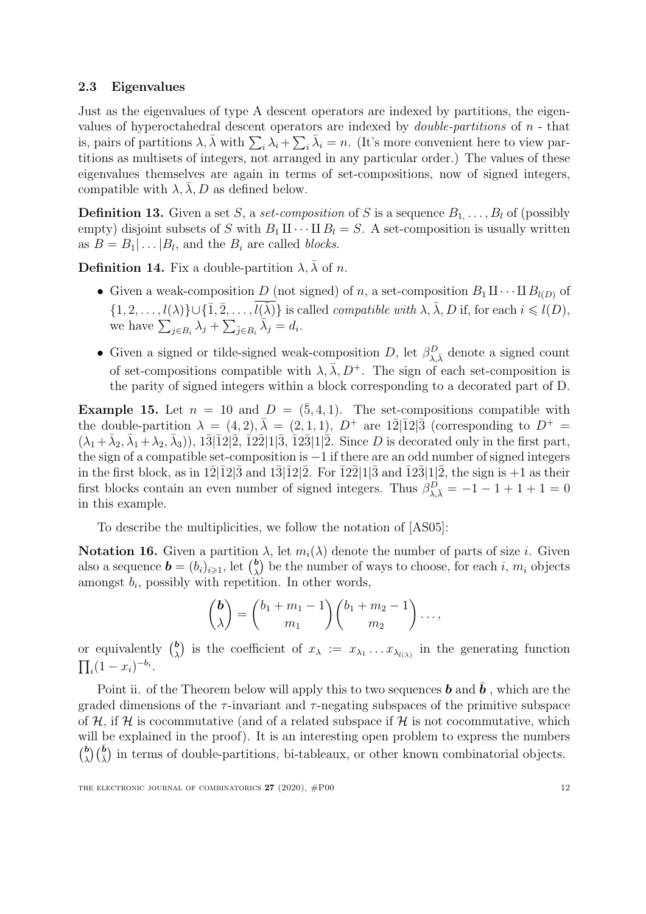### 2.3 Eigenvalues

Just as the eigenvalues of type A descent operators are indexed by partitions, the eigenvalues of hyperoctahedral descent operators are indexed by *double-partitions* of $n$ - that is, pairs of partitions $\lambda, \bar{\lambda}$ with $\sum_i \lambda_i + \sum_i \bar{\lambda}_i = n$. (It's more convenient here to view partitions as multisets of integers, not arranged in any particular order.) The values of these eigenvalues themselves are again in terms of set-compositions, now of signed integers, compatible with $\lambda, \bar{\lambda}, D$ as defined below.

**Definition 13.** Given a set $S$, a *set-composition* of $S$ is a sequence $B_1, \dots, B_l$ of (possibly empty) disjoint subsets of $S$ with $B_1 \amalg \dots \amalg B_l = S$. A set-composition is usually written as $B = B_1|\dots|B_l$, and the $B_i$ are called *blocks*.

**Definition 14.** Fix a double-partition $\lambda, \bar{\lambda}$ of $n$.

- Given a weak-composition $D$ (not signed) of $n$, a set-composition $B_1 \amalg \dots \amalg B_{l(D)}$ of $\{1, 2, \dots, l(\lambda)\} \cup \{\bar{1}, \bar{2}, \dots, \overline{l(\bar{\lambda})}\}$ is called *compatible with* $\lambda, \bar{\lambda}, D$ if, for each $i \leqslant l(D)$, we have $\sum_{j \in B_i} \lambda_j + \sum_{\bar{j} \in B_i} \bar{\lambda}_j = d_i$.
- Given a signed or tilde-signed weak-composition $D$, let $\beta^D_{\lambda, \bar{\lambda}}$ denote a signed count of set-compositions compatible with $\lambda, \bar{\lambda}, D^+$. The sign of each set-composition is the parity of signed integers within a block corresponding to a decorated part of D.

**Example 15.** Let $n = 10$ and $D = (\bar{5}, 4, 1)$. The set-compositions compatible with the double-partition $\lambda = (4, 2), \bar{\lambda} = (2, 1, 1)$, $D^+$ are $1\bar{2}|\bar{1}2|\bar{3}$ (corresponding to $D^+ = (\lambda_1 + \bar{\lambda}_2, \bar{\lambda}_1 + \lambda_2, \bar{\lambda}_3)$), $1\bar{3}|\bar{1}2|\bar{2}$, $\bar{1}2\bar{2}|1|\bar{3}$, $\bar{1}2\bar{3}|1|\bar{2}$. Since $D$ is decorated only in the first part, the sign of a compatible set-composition is $-1$ if there are an odd number of signed integers in the first block, as in $1\bar{2}|\bar{1}2|\bar{3}$ and $1\bar{3}|\bar{1}2|\bar{2}$. For $\bar{1}2\bar{2}|1|\bar{3}$ and $\bar{1}2\bar{3}|1|\bar{2}$, the sign is $+1$ as their first blocks contain an even number of signed integers. Thus $\beta^D_{\lambda, \bar{\lambda}} = -1 - 1 + 1 + 1 = 0$ in this example.

To describe the multiplicities, we follow the notation of [AS05]:

**Notation 16.** Given a partition $\lambda$, let $m_i(\lambda)$ denote the number of parts of size $i$. Given also a sequence $\boldsymbol{b} = (b_i)_{i \geqslant 1}$, let $\binom{\boldsymbol{b}}{\lambda}$ be the number of ways to choose, for each $i$, $m_i$ objects amongst $b_i$, possibly with repetition. In other words,

$$\binom{\boldsymbol{b}}{\lambda} = \binom{b_1 + m_1 - 1}{m_1} \binom{b_1 + m_2 - 1}{m_2} \dots,$$

or equivalently $\binom{\boldsymbol{b}}{\lambda}$ is the coefficient of $x_\lambda := x_{\lambda_1} \dots x_{\lambda_{l(\lambda)}}$ in the generating function $\prod_i (1 - x_i)^{-b_i}$.

Point ii. of the Theorem below will apply this to two sequences $\boldsymbol{b}$ and $\bar{\boldsymbol{b}}$ , which are the graded dimensions of the $\tau$-invariant and $\tau$-negating subspaces of the primitive subspace of $\mathcal{H}$, if $\mathcal{H}$ is cocommutative (and of a related subspace if $\mathcal{H}$ is not cocommutative, which will be explained in the proof). It is an interesting open problem to express the numbers $\binom{\boldsymbol{b}}{\lambda}\binom{\bar{\boldsymbol{b}}}{\bar{\lambda}}$ in terms of double-partitions, bi-tableaux, or other known combinatorial objects.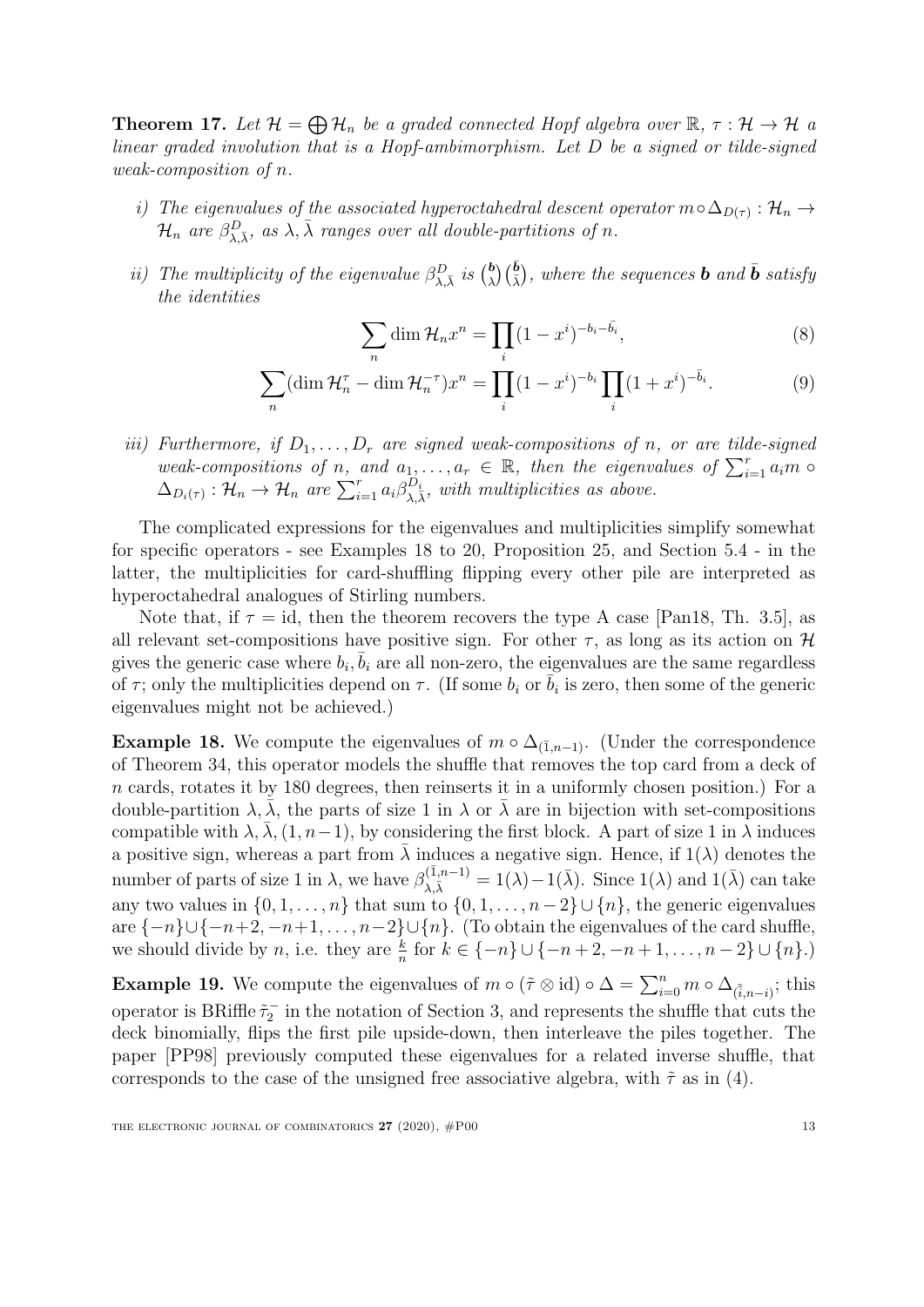**Theorem 17.** *Let $\mathcal{H} = \bigoplus \mathcal{H}_n$ be a graded connected Hopf algebra over $\mathbb{R}$, $\tau : \mathcal{H} \to \mathcal{H}$ a linear graded involution that is a Hopf-ambimorphism. Let $D$ be a signed or tilde-signed weak-composition of $n$.*

*i) The eigenvalues of the associated hyperoctahedral descent operator $m \circ \Delta_{D(\tau)} : \mathcal{H}_n \to \mathcal{H}_n$ are $\beta^D_{\lambda,\bar{\lambda}}$, as $\lambda, \bar{\lambda}$ ranges over all double-partitions of $n$.*

*ii) The multiplicity of the eigenvalue $\beta^D_{\lambda,\bar{\lambda}}$ is $\binom{\boldsymbol{b}}{\lambda}\binom{\bar{\boldsymbol{b}}}{\bar{\lambda}}$, where the sequences $\boldsymbol{b}$ and $\bar{\boldsymbol{b}}$ satisfy the identities*

$$\sum_n \dim \mathcal{H}_n x^n = \prod_i (1 - x^i)^{-b_i - \bar{b}_i}, \tag{8}$$

$$\sum_n (\dim \mathcal{H}^\tau_n - \dim \mathcal{H}^{-\tau}_n) x^n = \prod_i (1 - x^i)^{-b_i} \prod_i (1 + x^i)^{-\bar{b}_i}. \tag{9}$$

*iii) Furthermore, if $D_1, \dots, D_r$ are signed weak-compositions of $n$, or are tilde-signed weak-compositions of $n$, and $a_1, \dots, a_r \in \mathbb{R}$, then the eigenvalues of $\sum_{i=1}^r a_i m \circ \Delta_{D_i(\tau)} : \mathcal{H}_n \to \mathcal{H}_n$ are $\sum_{i=1}^r a_i \beta^{D_i}_{\lambda,\bar{\lambda}}$, with multiplicities as above.*

The complicated expressions for the eigenvalues and multiplicities simplify somewhat for specific operators - see Examples 18 to 20, Proposition 25, and Section 5.4 - in the latter, the multiplicities for card-shuffling flipping every other pile are interpreted as hyperoctahedral analogues of Stirling numbers.

Note that, if $\tau = \mathrm{id}$, then the theorem recovers the type A case [Pan18, Th. 3.5], as all relevant set-compositions have positive sign. For other $\tau$, as long as its action on $\mathcal{H}$ gives the generic case where $b_i, \bar{b}_i$ are all non-zero, the eigenvalues are the same regardless of $\tau$; only the multiplicities depend on $\tau$. (If some $b_i$ or $\bar{b}_i$ is zero, then some of the generic eigenvalues might not be achieved.)

**Example 18.** We compute the eigenvalues of $m \circ \Delta_{(\bar{1},n-1)}$. (Under the correspondence of Theorem 34, this operator models the shuffle that removes the top card from a deck of $n$ cards, rotates it by 180 degrees, then reinserts it in a uniformly chosen position.) For a double-partition $\lambda, \bar{\lambda}$, the parts of size 1 in $\lambda$ or $\bar{\lambda}$ are in bijection with set-compositions compatible with $\lambda, \bar{\lambda}, (1, n-1)$, by considering the first block. A part of size 1 in $\lambda$ induces a positive sign, whereas a part from $\bar{\lambda}$ induces a negative sign. Hence, if $1(\lambda)$ denotes the number of parts of size 1 in $\lambda$, we have $\beta^{(\bar{1},n-1)}_{\lambda,\bar{\lambda}} = 1(\lambda) - 1(\bar{\lambda})$. Since $1(\lambda)$ and $1(\bar{\lambda})$ can take any two values in $\{0, 1, \dots, n\}$ that sum to $\{0, 1, \dots, n-2\} \cup \{n\}$, the generic eigenvalues are $\{-n\} \cup \{-n+2, -n+1, \dots, n-2\} \cup \{n\}$. (To obtain the eigenvalues of the card shuffle, we should divide by $n$, i.e. they are $\frac{k}{n}$ for $k \in \{-n\} \cup \{-n+2, -n+1, \dots, n-2\} \cup \{n\}$.)

**Example 19.** We compute the eigenvalues of $m \circ (\tilde{\tau} \otimes \mathrm{id}) \circ \Delta = \sum_{i=0}^n m \circ \Delta_{(\tilde{\bar{i}},n-i)}$; this operator is BRiffle $\tilde{\tau}_2^-$ in the notation of Section 3, and represents the shuffle that cuts the deck binomially, flips the first pile upside-down, then interleave the piles together. The paper [PP98] previously computed these eigenvalues for a related inverse shuffle, that corresponds to the case of the unsigned free associative algebra, with $\tilde{\tau}$ as in (4).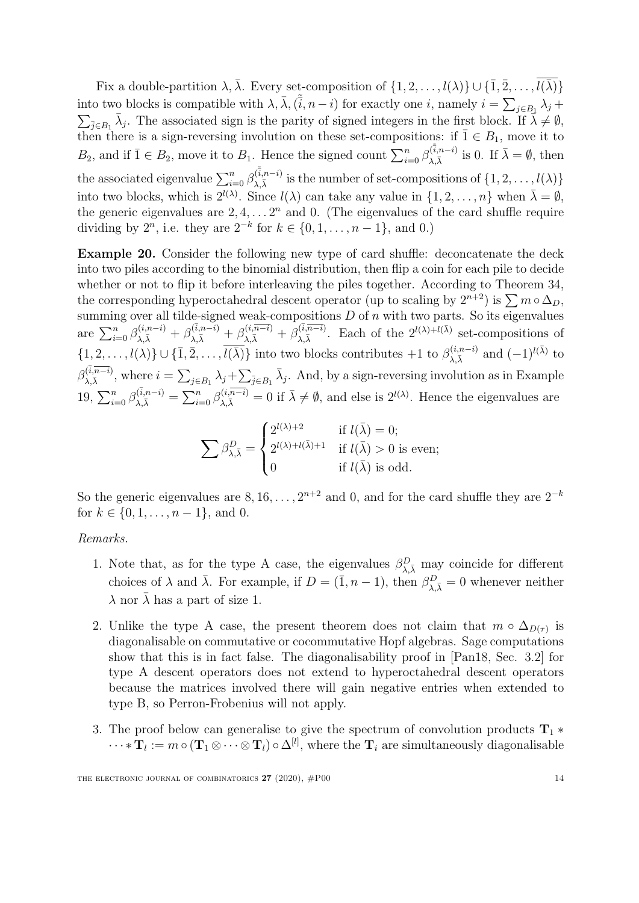Fix a double-partition $\lambda, \bar{\lambda}$. Every set-composition of $\{1, 2, \dots, l(\lambda)\} \cup \{\bar{1}, \bar{2}, \dots, \overline{l(\bar{\lambda})}\}$ into two blocks is compatible with $\lambda, \bar{\lambda}, (\tilde{\bar{i}}, n-i)$ for exactly one $i$, namely $i = \sum_{j \in B_1} \lambda_j + \sum_{\bar{j} \in B_1} \bar{\lambda}_j$. The associated sign is the parity of signed integers in the first block. If $\bar{\lambda} \neq \emptyset$, then there is a sign-reversing involution on these set-compositions: if $\bar{1} \in B_1$, move it to $B_2$, and if $\bar{1} \in B_2$, move it to $B_1$. Hence the signed count $\sum_{i=0}^{n} \beta_{\lambda,\bar{\lambda}}^{(\tilde{\bar{i}}, n-i)}$ is 0. If $\bar{\lambda} = \emptyset$, then the associated eigenvalue $\sum_{i=0}^{n} \beta_{\lambda,\bar{\lambda}}^{(\tilde{\bar{i}}, n-i)}$ is the number of set-compositions of $\{1, 2, \dots, l(\lambda)\}$ into two blocks, which is $2^{l(\lambda)}$. Since $l(\lambda)$ can take any value in $\{1, 2, \dots, n\}$ when $\bar{\lambda} = \emptyset$, the generic eigenvalues are $2, 4, \dots 2^n$ and 0. (The eigenvalues of the card shuffle require dividing by $2^n$, i.e. they are $2^{-k}$ for $k \in \{0, 1, \dots, n-1\}$, and 0.)

**Example 20.** Consider the following new type of card shuffle: deconcatenate the deck into two piles according to the binomial distribution, then flip a coin for each pile to decide whether or not to flip it before interleaving the piles together. According to Theorem 34, the corresponding hyperoctahedral descent operator (up to scaling by $2^{n+2}$) is $\sum m \circ \Delta_D$, summing over all tilde-signed weak-compositions $D$ of $n$ with two parts. So its eigenvalues are $\sum_{i=0}^{n} \beta_{\lambda,\bar{\lambda}}^{(i,n-i)} + \beta_{\lambda,\bar{\lambda}}^{(\bar{i},n-i)} + \beta_{\lambda,\bar{\lambda}}^{(i,\overline{n-i})} + \beta_{\lambda,\bar{\lambda}}^{(\bar{i},\overline{n-i})}$. Each of the $2^{l(\lambda)+l(\bar{\lambda})}$ set-compositions of $\{1, 2, \dots, l(\lambda)\} \cup \{\bar{1}, \bar{2}, \dots, \overline{l(\bar{\lambda})}\}$ into two blocks contributes $+1$ to $\beta_{\lambda,\bar{\lambda}}^{(i,n-i)}$ and $(-1)^{l(\bar{\lambda})}$ to $\beta_{\lambda,\bar{\lambda}}^{(\bar{i},\overline{n-i})}$, where $i = \sum_{j \in B_1} \lambda_j + \sum_{\bar{j} \in B_1} \bar{\lambda}_j$. And, by a sign-reversing involution as in Example 19, $\sum_{i=0}^{n} \beta_{\lambda,\bar{\lambda}}^{(\bar{i},n-i)} = \sum_{i=0}^{n} \beta_{\lambda,\bar{\lambda}}^{(i,\overline{n-i})} = 0$ if $\bar{\lambda} \neq \emptyset$, and else is $2^{l(\lambda)}$. Hence the eigenvalues are

$$\sum \beta_{\lambda,\bar{\lambda}}^{D} = \begin{cases} 2^{l(\lambda)+2} & \text{if } l(\bar{\lambda}) = 0; \\ 2^{l(\lambda)+l(\bar{\lambda})+1} & \text{if } l(\bar{\lambda}) > 0 \text{ is even;} \\ 0 & \text{if } l(\bar{\lambda}) \text{ is odd.} \end{cases}$$

So the generic eigenvalues are $8, 16, \dots, 2^{n+2}$ and 0, and for the card shuffle they are $2^{-k}$ for $k \in \{0, 1, \dots, n-1\}$, and 0.

*Remarks.*

1. Note that, as for the type A case, the eigenvalues $\beta_{\lambda,\bar{\lambda}}^{D}$ may coincide for different choices of $\lambda$ and $\bar{\lambda}$. For example, if $D = (\bar{1}, n-1)$, then $\beta_{\lambda,\bar{\lambda}}^{D} = 0$ whenever neither $\lambda$ nor $\bar{\lambda}$ has a part of size 1.

2. Unlike the type A case, the present theorem does not claim that $m \circ \Delta_{D(\tau)}$ is diagonalisable on commutative or cocommutative Hopf algebras. Sage computations show that this is in fact false. The diagonalisability proof in [Pan18, Sec. 3.2] for type A descent operators does not extend to hyperoctahedral descent operators because the matrices involved there will gain negative entries when extended to type B, so Perron-Frobenius will not apply.

3. The proof below can generalise to give the spectrum of convolution products $\mathbf{T}_1 * \cdots * \mathbf{T}_l := m \circ (\mathbf{T}_1 \otimes \cdots \otimes \mathbf{T}_l) \circ \Delta^{[l]}$, where the $\mathbf{T}_i$ are simultaneously diagonalisable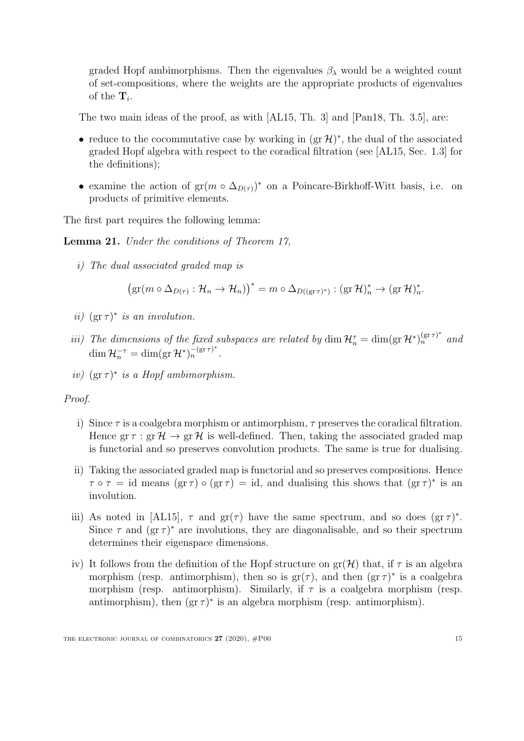graded Hopf ambimorphisms. Then the eigenvalues $\beta_\lambda$ would be a weighted count of set-compositions, where the weights are the appropriate products of eigenvalues of the $\mathbf{T}_i$.

The two main ideas of the proof, as with [AL15, Th. 3] and [Pan18, Th. 3.5], are:

- reduce to the cocommutative case by working in $(\operatorname{gr}\mathcal{H})^*$, the dual of the associated graded Hopf algebra with respect to the coradical filtration (see [AL15, Sec. 1.3] for the definitions);
- examine the action of $\operatorname{gr}(m \circ \Delta_{D(\tau)})^*$ on a Poincare-Birkhoff-Witt basis, i.e. on products of primitive elements.

The first part requires the following lemma:

**Lemma 21.** *Under the conditions of Theorem 17,*

*i) The dual associated graded map is*

$$\left(\operatorname{gr}(m \circ \Delta_{D(\tau)} : \mathcal{H}_n \to \mathcal{H}_n)\right)^* = m \circ \Delta_{D((\operatorname{gr}\tau)^*)} : (\operatorname{gr}\mathcal{H})^*_n \to (\operatorname{gr}\mathcal{H})^*_n.$$

*ii) $(\operatorname{gr}\tau)^*$ is an involution.*

*iii) The dimensions of the fixed subspaces are related by $\dim \mathcal{H}_n^\tau = \dim(\operatorname{gr}\mathcal{H}^*)_n^{(\operatorname{gr}\tau)^*}$ and $\dim \mathcal{H}_n^{-\tau} = \dim(\operatorname{gr}\mathcal{H}^*)_n^{-(\operatorname{gr}\tau)^*}$.*

*iv) $(\operatorname{gr}\tau)^*$ is a Hopf ambimorphism.*

*Proof.*

i) Since $\tau$ is a coalgebra morphism or antimorphism, $\tau$ preserves the coradical filtration. Hence $\operatorname{gr}\tau : \operatorname{gr}\mathcal{H} \to \operatorname{gr}\mathcal{H}$ is well-defined. Then, taking the associated graded map is functorial and so preserves convolution products. The same is true for dualising.

ii) Taking the associated graded map is functorial and so preserves compositions. Hence $\tau \circ \tau = \mathrm{id}$ means $(\operatorname{gr}\tau) \circ (\operatorname{gr}\tau) = \mathrm{id}$, and dualising this shows that $(\operatorname{gr}\tau)^*$ is an involution.

iii) As noted in [AL15], $\tau$ and $\operatorname{gr}(\tau)$ have the same spectrum, and so does $(\operatorname{gr}\tau)^*$. Since $\tau$ and $(\operatorname{gr}\tau)^*$ are involutions, they are diagonalisable, and so their spectrum determines their eigenspace dimensions.

iv) It follows from the definition of the Hopf structure on $\operatorname{gr}(\mathcal{H})$ that, if $\tau$ is an algebra morphism (resp. antimorphism), then so is $\operatorname{gr}(\tau)$, and then $(\operatorname{gr}\tau)^*$ is a coalgebra morphism (resp. antimorphism). Similarly, if $\tau$ is a coalgebra morphism (resp. antimorphism), then $(\operatorname{gr}\tau)^*$ is an algebra morphism (resp. antimorphism).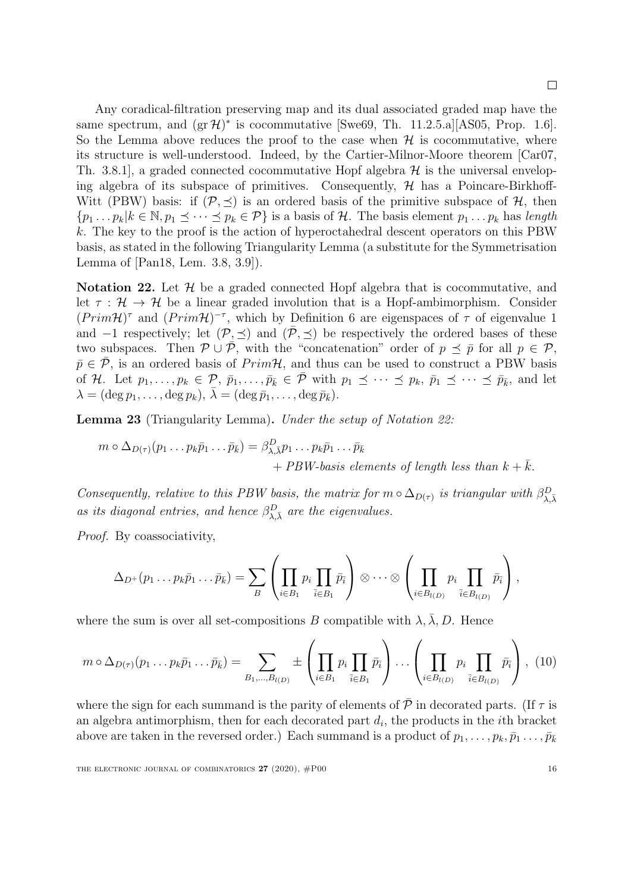□

Any coradical-filtration preserving map and its dual associated graded map have the same spectrum, and $(\operatorname{gr}\mathcal{H})^*$ is cocommutative [Swe69, Th. 11.2.5.a][AS05, Prop. 1.6]. So the Lemma above reduces the proof to the case when $\mathcal{H}$ is cocommutative, where its structure is well-understood. Indeed, by the Cartier-Milnor-Moore theorem [Car07, Th. 3.8.1], a graded connected cocommutative Hopf algebra $\mathcal{H}$ is the universal enveloping algebra of its subspace of primitives. Consequently, $\mathcal{H}$ has a Poincare-Birkhoff-Witt (PBW) basis: if $(\mathcal{P}, \preceq)$ is an ordered basis of the primitive subspace of $\mathcal{H}$, then $\{p_1 \dots p_k | k \in \mathbb{N}, p_1 \preceq \dots \preceq p_k \in \mathcal{P}\}$ is a basis of $\mathcal{H}$. The basis element $p_1 \dots p_k$ has *length* $k$. The key to the proof is the action of hyperoctahedral descent operators on this PBW basis, as stated in the following Triangularity Lemma (a substitute for the Symmetrisation Lemma of [Pan18, Lem. 3.8, 3.9]).

**Notation 22.** Let $\mathcal{H}$ be a graded connected Hopf algebra that is cocommutative, and let $\tau : \mathcal{H} \to \mathcal{H}$ be a linear graded involution that is a Hopf-ambimorphism. Consider $(Prim\mathcal{H})^{\tau}$ and $(Prim\mathcal{H})^{-\tau}$, which by Definition 6 are eigenspaces of $\tau$ of eigenvalue 1 and $-1$ respectively; let $(\mathcal{P}, \preceq)$ and $(\bar{\mathcal{P}}, \preceq)$ be respectively the ordered bases of these two subspaces. Then $\mathcal{P} \cup \bar{\mathcal{P}}$, with the "concatenation" order of $p \preceq \bar{p}$ for all $p \in \mathcal{P}$, $\bar{p} \in \bar{\mathcal{P}}$, is an ordered basis of $Prim\mathcal{H}$, and thus can be used to construct a PBW basis of $\mathcal{H}$. Let $p_1, \dots, p_k \in \mathcal{P}$, $\bar{p}_1, \dots, \bar{p}_{\bar{k}} \in \bar{\mathcal{P}}$ with $p_1 \preceq \dots \preceq p_k$, $\bar{p}_1 \preceq \dots \preceq \bar{p}_{\bar{k}}$, and let $\lambda = (\deg p_1, \dots, \deg p_k)$, $\bar{\lambda} = (\deg \bar{p}_1, \dots, \deg \bar{p}_{\bar{k}})$.

**Lemma 23** (Triangularity Lemma)**.** *Under the setup of Notation 22:*

$$m \circ \Delta_{D(\tau)}(p_1 \dots p_k \bar{p}_1 \dots \bar{p}_{\bar{k}}) = \beta^D_{\lambda,\bar{\lambda}} p_1 \dots p_k \bar{p}_1 \dots \bar{p}_{\bar{k}} + \text{PBW-basis elements of length less than } k + \bar{k}.$$

*Consequently, relative to this PBW basis, the matrix for $m \circ \Delta_{D(\tau)}$ is triangular with $\beta^D_{\lambda,\bar{\lambda}}$ as its diagonal entries, and hence $\beta^D_{\lambda,\bar{\lambda}}$ are the eigenvalues.*

*Proof.* By coassociativity,

$$\Delta_{D^+}(p_1 \dots p_k \bar{p}_1 \dots \bar{p}_{\bar{k}}) = \sum_B \left( \prod_{i \in B_1} p_i \prod_{\bar{i} \in B_1} \bar{p}_{\bar{i}} \right) \otimes \dots \otimes \left( \prod_{i \in B_{l(D)}} p_i \prod_{\bar{i} \in B_{l(D)}} \bar{p}_{\bar{i}} \right),$$

where the sum is over all set-compositions $B$ compatible with $\lambda, \bar{\lambda}, D$. Hence

$$m \circ \Delta_{D(\tau)}(p_1 \dots p_k \bar{p}_1 \dots \bar{p}_{\bar{k}}) = \sum_{B_1, \dots, B_{l(D)}} \pm \left( \prod_{i \in B_1} p_i \prod_{\bar{i} \in B_1} \bar{p}_{\bar{i}} \right) \dots \left( \prod_{i \in B_{l(D)}} p_i \prod_{\bar{i} \in B_{l(D)}} \bar{p}_{\bar{i}} \right), \quad (10)$$

where the sign for each summand is the parity of elements of $\bar{\mathcal{P}}$ in decorated parts. (If $\tau$ is an algebra antimorphism, then for each decorated part $d_i$, the products in the $i$th bracket above are taken in the reversed order.) Each summand is a product of $p_1, \dots, p_k, \bar{p}_1 \dots, \bar{p}_{\bar{k}}$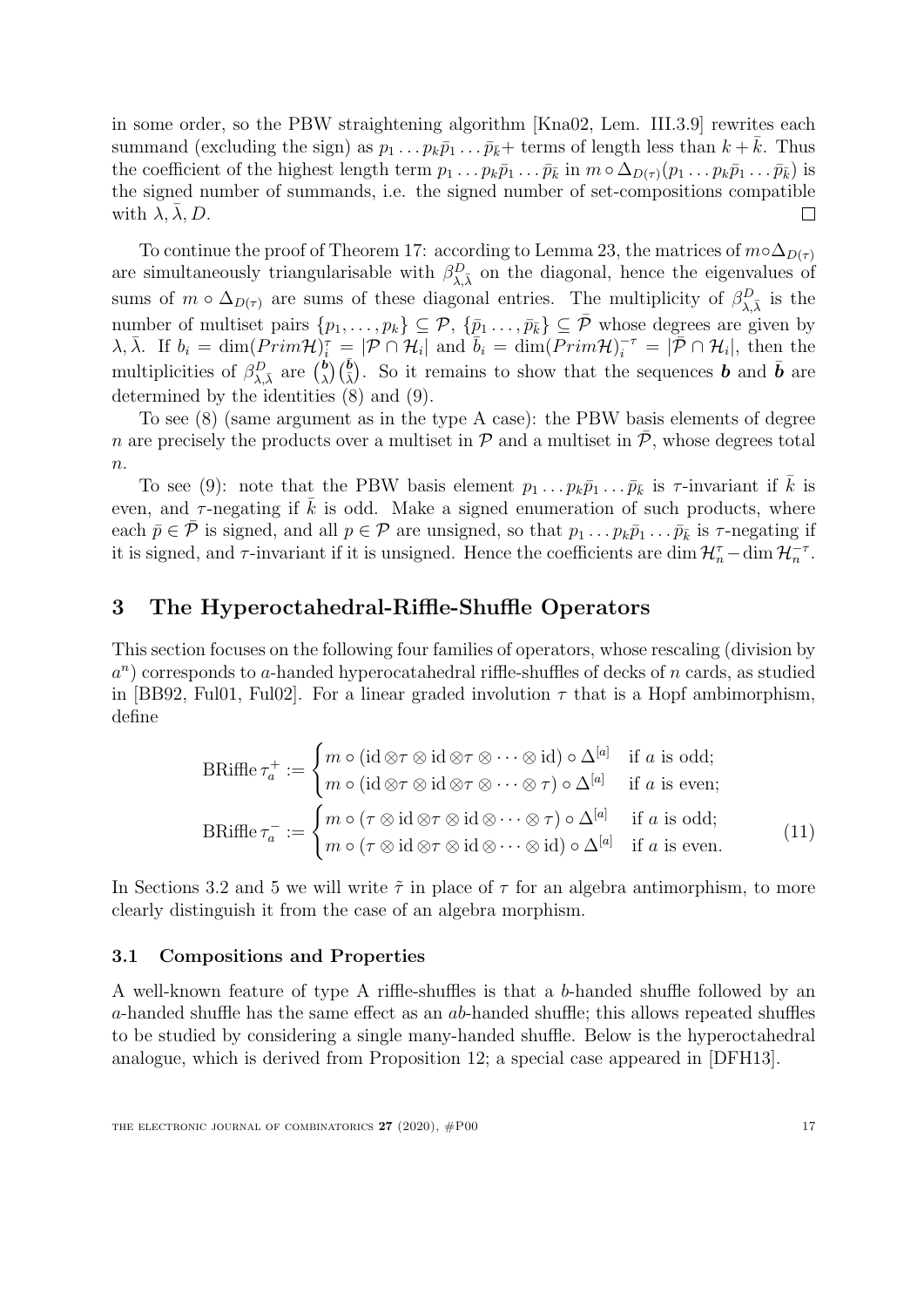in some order, so the PBW straightening algorithm [Kna02, Lem. III.3.9] rewrites each summand (excluding the sign) as $p_1 \dots p_k \bar{p}_1 \dots \bar{p}_{\bar{k}}+$ terms of length less than $k+\bar{k}$. Thus the coefficient of the highest length term $p_1 \dots p_k \bar{p}_1 \dots \bar{p}_{\bar{k}}$ in $m \circ \Delta_{D(\tau)}(p_1 \dots p_k \bar{p}_1 \dots \bar{p}_{\bar{k}})$ is the signed number of summands, i.e. the signed number of set-compositions compatible with $\lambda, \bar{\lambda}, D$. $\square$

To continue the proof of Theorem 17: according to Lemma 23, the matrices of $m \circ \Delta_{D(\tau)}$ are simultaneously triangularisable with $\beta^D_{\lambda,\bar{\lambda}}$ on the diagonal, hence the eigenvalues of sums of $m \circ \Delta_{D(\tau)}$ are sums of these diagonal entries. The multiplicity of $\beta^D_{\lambda,\bar{\lambda}}$ is the number of multiset pairs $\{p_1, \dots, p_k\} \subseteq \mathcal{P}$, $\{\bar{p}_1 \dots, \bar{p}_{\bar{k}}\} \subseteq \bar{\mathcal{P}}$ whose degrees are given by $\lambda, \bar{\lambda}$. If $b_i = \dim(Prim\mathcal{H})^{\tau}_i = |\mathcal{P} \cap \mathcal{H}_i|$ and $\bar{b}_i = \dim(Prim\mathcal{H})^{-\tau}_i = |\bar{\mathcal{P}} \cap \mathcal{H}_i|$, then the multiplicities of $\beta^D_{\lambda,\bar{\lambda}}$ are $\binom{\boldsymbol{b}}{\lambda}\binom{\bar{\boldsymbol{b}}}{\bar{\lambda}}$. So it remains to show that the sequences $\boldsymbol{b}$ and $\bar{\boldsymbol{b}}$ are determined by the identities (8) and (9).

To see (8) (same argument as in the type A case): the PBW basis elements of degree $n$ are precisely the products over a multiset in $\mathcal{P}$ and a multiset in $\bar{\mathcal{P}}$, whose degrees total $n$.

To see (9): note that the PBW basis element $p_1 \dots p_k \bar{p}_1 \dots \bar{p}_{\bar{k}}$ is $\tau$-invariant if $\bar{k}$ is even, and $\tau$-negating if $\bar{k}$ is odd. Make a signed enumeration of such products, where each $\bar{p} \in \bar{\mathcal{P}}$ is signed, and all $p \in \mathcal{P}$ are unsigned, so that $p_1 \dots p_k \bar{p}_1 \dots \bar{p}_{\bar{k}}$ is $\tau$-negating if it is signed, and $\tau$-invariant if it is unsigned. Hence the coefficients are $\dim \mathcal{H}^{\tau}_n - \dim \mathcal{H}^{-\tau}_n$.

# 3 The Hyperoctahedral-Riffle-Shuffle Operators

This section focuses on the following four families of operators, whose rescaling (division by $a^n$) corresponds to $a$-handed hyperocatahedral riffle-shuffles of decks of $n$ cards, as studied in [BB92, Ful01, Ful02]. For a linear graded involution $\tau$ that is a Hopf ambimorphism, define

$$
\begin{aligned}
\mathrm{BRiffle}\,\tau^+_a &:= \begin{cases} m \circ (\mathrm{id} \otimes \tau \otimes \mathrm{id} \otimes \tau \otimes \dots \otimes \mathrm{id}) \circ \Delta^{[a]} & \text{if } a \text{ is odd;} \\ m \circ (\mathrm{id} \otimes \tau \otimes \mathrm{id} \otimes \tau \otimes \dots \otimes \tau) \circ \Delta^{[a]} & \text{if } a \text{ is even;} \end{cases} \\
\mathrm{BRiffle}\,\tau^-_a &:= \begin{cases} m \circ (\tau \otimes \mathrm{id} \otimes \tau \otimes \mathrm{id} \otimes \dots \otimes \tau) \circ \Delta^{[a]} & \text{if } a \text{ is odd;} \\ m \circ (\tau \otimes \mathrm{id} \otimes \tau \otimes \mathrm{id} \otimes \dots \otimes \mathrm{id}) \circ \Delta^{[a]} & \text{if } a \text{ is even.} \end{cases}
\end{aligned} \tag{11}
$$

In Sections 3.2 and 5 we will write $\tilde{\tau}$ in place of $\tau$ for an algebra antimorphism, to more clearly distinguish it from the case of an algebra morphism.

## 3.1 Compositions and Properties

A well-known feature of type A riffle-shuffles is that a $b$-handed shuffle followed by an $a$-handed shuffle has the same effect as an $ab$-handed shuffle; this allows repeated shuffles to be studied by considering a single many-handed shuffle. Below is the hyperoctahedral analogue, which is derived from Proposition 12; a special case appeared in [DFH13].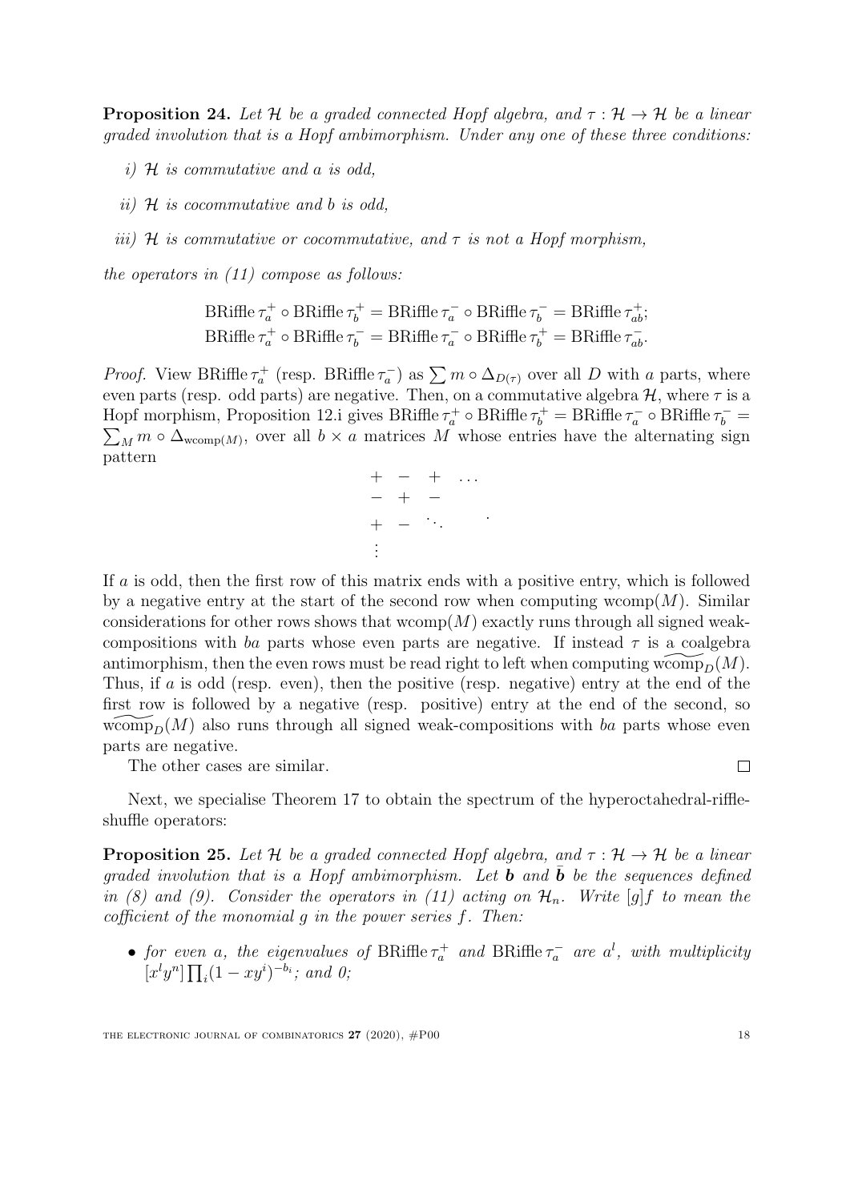**Proposition 24.** *Let $\mathcal{H}$ be a graded connected Hopf algebra, and $\tau : \mathcal{H} \to \mathcal{H}$ be a linear graded involution that is a Hopf ambimorphism. Under any one of these three conditions:*

- *i) $\mathcal{H}$ is commutative and $a$ is odd,*
- *ii) $\mathcal{H}$ is cocommutative and $b$ is odd,*
- *iii) $\mathcal{H}$ is commutative or cocommutative, and $\tau$ is not a Hopf morphism,*

*the operators in (11) compose as follows:*

$$\mathrm{BRiffle}\,\tau_a^+ \circ \mathrm{BRiffle}\,\tau_b^+ = \mathrm{BRiffle}\,\tau_a^- \circ \mathrm{BRiffle}\,\tau_b^- = \mathrm{BRiffle}\,\tau_{ab}^+;$$
$$\mathrm{BRiffle}\,\tau_a^+ \circ \mathrm{BRiffle}\,\tau_b^- = \mathrm{BRiffle}\,\tau_a^- \circ \mathrm{BRiffle}\,\tau_b^+ = \mathrm{BRiffle}\,\tau_{ab}^-.$$

*Proof.* View $\mathrm{BRiffle}\,\tau_a^+$ (resp. $\mathrm{BRiffle}\,\tau_a^-$) as $\sum m \circ \Delta_{D(\tau)}$ over all $D$ with $a$ parts, where even parts (resp. odd parts) are negative. Then, on a commutative algebra $\mathcal{H}$, where $\tau$ is a Hopf morphism, Proposition 12.i gives $\mathrm{BRiffle}\,\tau_a^+ \circ \mathrm{BRiffle}\,\tau_b^+ = \mathrm{BRiffle}\,\tau_a^- \circ \mathrm{BRiffle}\,\tau_b^- = \sum_M m \circ \Delta_{\mathrm{wcomp}(M)}$, over all $b \times a$ matrices $M$ whose entries have the alternating sign pattern

$$\begin{matrix} + & - & + & \dots \\ - & + & - & \\ + & - & \ddots & \\ \vdots & & & \end{matrix}.$$

If $a$ is odd, then the first row of this matrix ends with a positive entry, which is followed by a negative entry at the start of the second row when computing $\mathrm{wcomp}(M)$. Similar considerations for other rows shows that $\mathrm{wcomp}(M)$ exactly runs through all signed weak-compositions with $ba$ parts whose even parts are negative. If instead $\tau$ is a coalgebra antimorphism, then the even rows must be read right to left when computing $\widetilde{\mathrm{wcomp}}_D(M)$. Thus, if $a$ is odd (resp. even), then the positive (resp. negative) entry at the end of the first row is followed by a negative (resp. positive) entry at the end of the second, so $\widetilde{\mathrm{wcomp}}_D(M)$ also runs through all signed weak-compositions with $ba$ parts whose even parts are negative.

The other cases are similar. $\square$

Next, we specialise Theorem 17 to obtain the spectrum of the hyperoctahedral-riffle-shuffle operators:

**Proposition 25.** *Let $\mathcal{H}$ be a graded connected Hopf algebra, and $\tau : \mathcal{H} \to \mathcal{H}$ be a linear graded involution that is a Hopf ambimorphism. Let $\boldsymbol{b}$ and $\bar{\boldsymbol{b}}$ be the sequences defined in (8) and (9). Consider the operators in (11) acting on $\mathcal{H}_n$. Write $[g]f$ to mean the cofficient of the monomial $g$ in the power series $f$. Then:*

- *for even $a$, the eigenvalues of $\mathrm{BRiffle}\,\tau_a^+$ and $\mathrm{BRiffle}\,\tau_a^-$ are $a^l$, with multiplicity $[x^l y^n] \prod_i (1 - xy^i)^{-b_i}$; and 0;*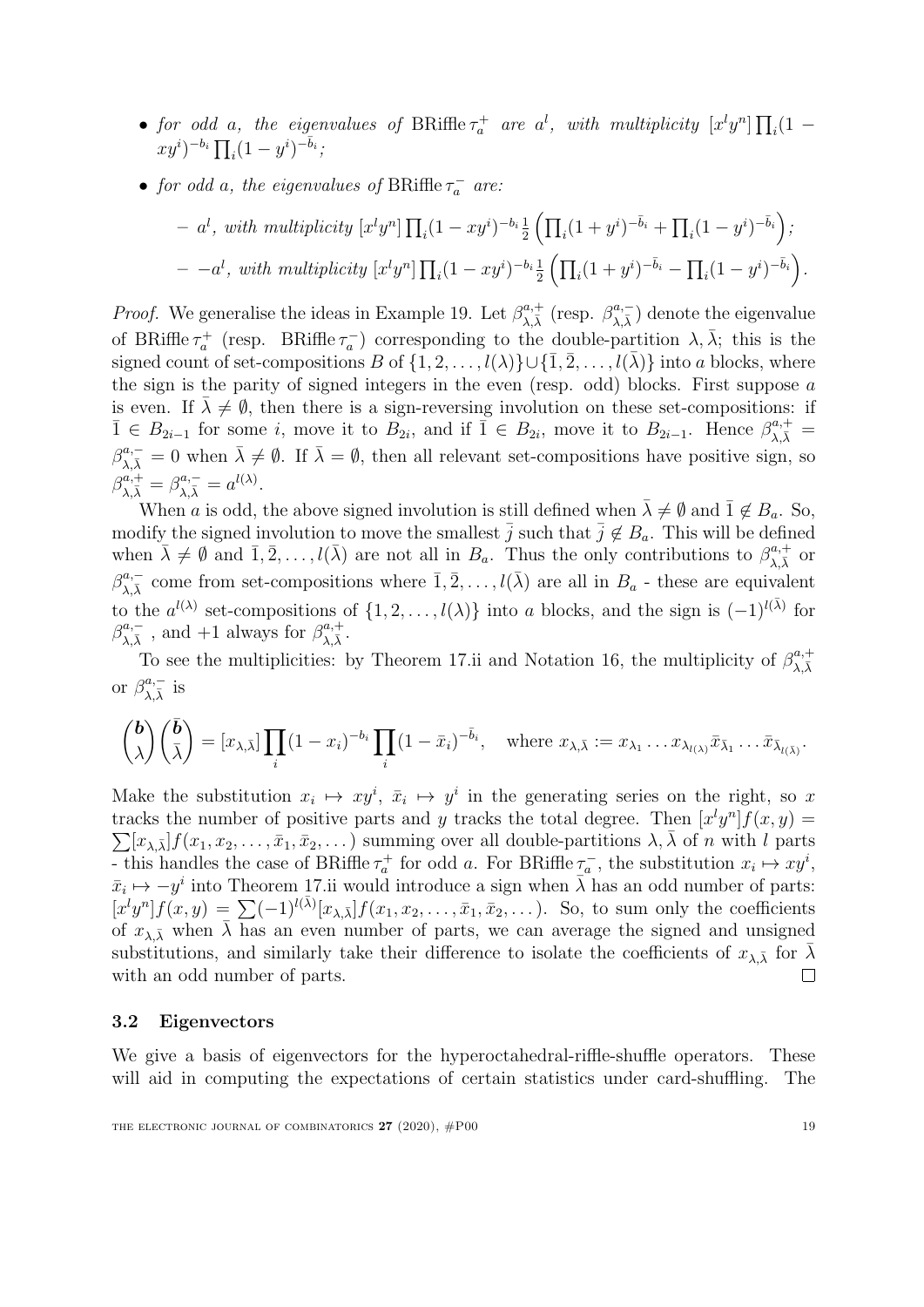- *for odd $a$, the eigenvalues of* $\operatorname{BRiffle}\tau_a^+$ *are $a^l$, with multiplicity* $[x^ly^n]\prod_i(1-xy^i)^{-b_i}\prod_i(1-y^i)^{-\bar{b}_i}$*;*
- *for odd $a$, the eigenvalues of* $\operatorname{BRiffle}\tau_a^-$ *are:*
  - *$a^l$, with multiplicity* $[x^ly^n]\prod_i(1-xy^i)^{-b_i}\frac{1}{2}\left(\prod_i(1+y^i)^{-\bar{b}_i}+\prod_i(1-y^i)^{-\bar{b}_i}\right)$*;*
  - *$-a^l$, with multiplicity* $[x^ly^n]\prod_i(1-xy^i)^{-b_i}\frac{1}{2}\left(\prod_i(1+y^i)^{-\bar{b}_i}-\prod_i(1-y^i)^{-\bar{b}_i}\right)$*.*

*Proof.* We generalise the ideas in Example 19. Let $\beta^{a,+}_{\lambda,\bar{\lambda}}$ (resp. $\beta^{a,-}_{\lambda,\bar{\lambda}}$) denote the eigenvalue of $\operatorname{BRiffle}\tau_a^+$ (resp. $\operatorname{BRiffle}\tau_a^-$) corresponding to the double-partition $\lambda,\bar{\lambda}$; this is the signed count of set-compositions $B$ of $\{1,2,\dots,l(\lambda)\}\cup\{\bar{1},\bar{2},\dots,l(\bar{\lambda})\}$ into $a$ blocks, where the sign is the parity of signed integers in the even (resp. odd) blocks. First suppose $a$ is even. If $\bar{\lambda}\neq\emptyset$, then there is a sign-reversing involution on these set-compositions: if $\bar{1}\in B_{2i-1}$ for some $i$, move it to $B_{2i}$, and if $\bar{1}\in B_{2i}$, move it to $B_{2i-1}$. Hence $\beta^{a,+}_{\lambda,\bar{\lambda}}=\beta^{a,-}_{\lambda,\bar{\lambda}}=0$ when $\bar{\lambda}\neq\emptyset$. If $\bar{\lambda}=\emptyset$, then all relevant set-compositions have positive sign, so $\beta^{a,+}_{\lambda,\bar{\lambda}}=\beta^{a,-}_{\lambda,\bar{\lambda}}=a^{l(\lambda)}$.

When $a$ is odd, the above signed involution is still defined when $\bar{\lambda}\neq\emptyset$ and $\bar{1}\notin B_a$. So, modify the signed involution to move the smallest $\bar{j}$ such that $\bar{j}\notin B_a$. This will be defined when $\bar{\lambda}\neq\emptyset$ and $\bar{1},\bar{2},\dots,l(\bar{\lambda})$ are not all in $B_a$. Thus the only contributions to $\beta^{a,+}_{\lambda,\bar{\lambda}}$ or $\beta^{a,-}_{\lambda,\bar{\lambda}}$ come from set-compositions where $\bar{1},\bar{2},\dots,l(\bar{\lambda})$ are all in $B_a$ - these are equivalent to the $a^{l(\lambda)}$ set-compositions of $\{1,2,\dots,l(\lambda)\}$ into $a$ blocks, and the sign is $(-1)^{l(\bar{\lambda})}$ for $\beta^{a,-}_{\lambda,\bar{\lambda}}$, and $+1$ always for $\beta^{a,+}_{\lambda,\bar{\lambda}}$.

To see the multiplicities: by Theorem 17.ii and Notation 16, the multiplicity of $\beta^{a,+}_{\lambda,\bar{\lambda}}$ or $\beta^{a,-}_{\lambda,\bar{\lambda}}$ is

$$\binom{\boldsymbol{b}}{\lambda}\binom{\bar{\boldsymbol{b}}}{\bar{\lambda}}=[x_{\lambda,\bar{\lambda}}]\prod_i(1-x_i)^{-b_i}\prod_i(1-\bar{x}_i)^{-\bar{b}_i},\quad\text{where } x_{\lambda,\bar{\lambda}}:=x_{\lambda_1}\dots x_{\lambda_{l(\lambda)}}\bar{x}_{\bar{\lambda}_1}\dots\bar{x}_{\bar{\lambda}_{l(\bar{\lambda})}}.$$

Make the substitution $x_i\mapsto xy^i$, $\bar{x}_i\mapsto y^i$ in the generating series on the right, so $x$ tracks the number of positive parts and $y$ tracks the total degree. Then $[x^ly^n]f(x,y)=\sum[x_{\lambda,\bar{\lambda}}]f(x_1,x_2,\dots,\bar{x}_1,\bar{x}_2,\dots)$ summing over all double-partitions $\lambda,\bar{\lambda}$ of $n$ with $l$ parts - this handles the case of $\operatorname{BRiffle}\tau_a^+$ for odd $a$. For $\operatorname{BRiffle}\tau_a^-$, the substitution $x_i\mapsto xy^i$, $\bar{x}_i\mapsto -y^i$ into Theorem 17.ii would introduce a sign when $\bar{\lambda}$ has an odd number of parts: $[x^ly^n]f(x,y)=\sum(-1)^{l(\bar{\lambda})}[x_{\lambda,\bar{\lambda}}]f(x_1,x_2,\dots,\bar{x}_1,\bar{x}_2,\dots)$. So, to sum only the coefficients of $x_{\lambda,\bar{\lambda}}$ when $\bar{\lambda}$ has an even number of parts, we can average the signed and unsigned substitutions, and similarly take their difference to isolate the coefficients of $x_{\lambda,\bar{\lambda}}$ for $\bar{\lambda}$ with an odd number of parts. □

### 3.2 Eigenvectors

We give a basis of eigenvectors for the hyperoctahedral-riffle-shuffle operators. These will aid in computing the expectations of certain statistics under card-shuffling. The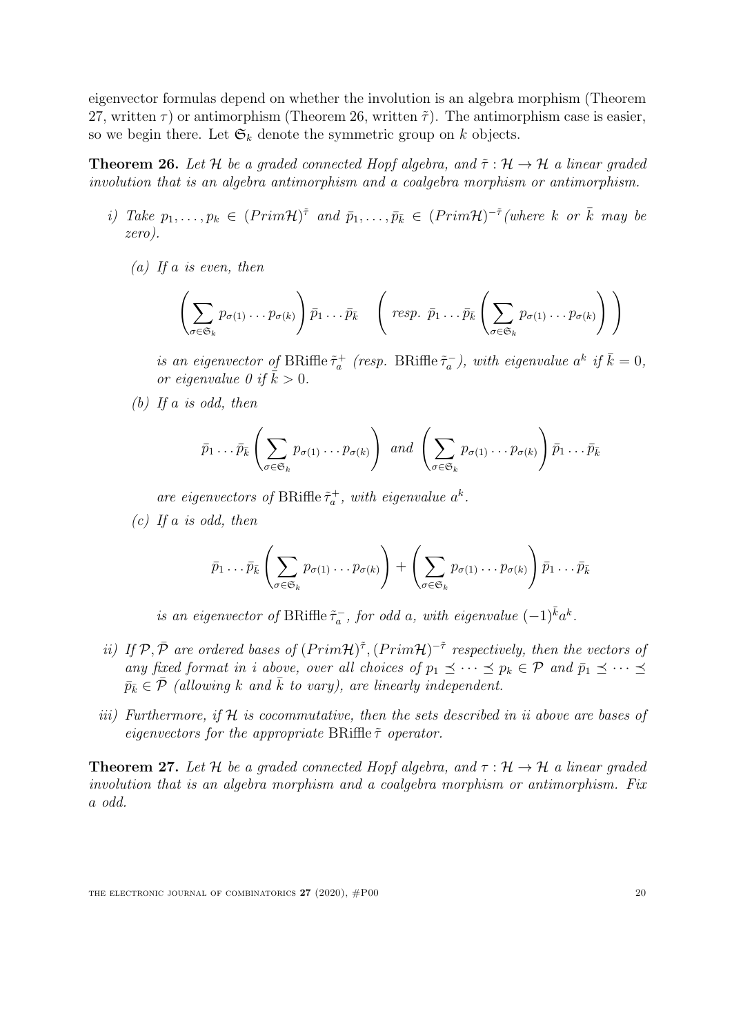eigenvector formulas depend on whether the involution is an algebra morphism (Theorem 27, written $\tau$) or antimorphism (Theorem 26, written $\tilde{\tau}$). The antimorphism case is easier, so we begin there. Let $\mathfrak{S}_k$ denote the symmetric group on $k$ objects.

**Theorem 26.** *Let $\mathcal{H}$ be a graded connected Hopf algebra, and $\tilde{\tau} : \mathcal{H} \to \mathcal{H}$ a linear graded involution that is an algebra antimorphism and a coalgebra morphism or antimorphism.*

*i) Take $p_1, \ldots, p_k \in (Prim\mathcal{H})^{\tilde{\tau}}$ and $\bar{p}_1, \ldots, \bar{p}_{\bar{k}} \in (Prim\mathcal{H})^{-\tilde{\tau}}$ (where $k$ or $\bar{k}$ may be zero).*

*(a) If $a$ is even, then*

$$\left( \sum_{\sigma \in \mathfrak{S}_k} p_{\sigma(1)} \ldots p_{\sigma(k)} \right) \bar{p}_1 \ldots \bar{p}_{\bar{k}} \quad \left( \text{resp. } \bar{p}_1 \ldots \bar{p}_{\bar{k}} \left( \sum_{\sigma \in \mathfrak{S}_k} p_{\sigma(1)} \ldots p_{\sigma(k)} \right) \right)$$

*is an eigenvector of $\mathrm{BRiffle}\,\tilde{\tau}_a^+$ (resp. $\mathrm{BRiffle}\,\tilde{\tau}_a^-$), with eigenvalue $a^k$ if $\bar{k} = 0$, or eigenvalue $0$ if $\bar{k} > 0$.*

*(b) If $a$ is odd, then*

$$\bar{p}_1 \ldots \bar{p}_{\bar{k}} \left( \sum_{\sigma \in \mathfrak{S}_k} p_{\sigma(1)} \ldots p_{\sigma(k)} \right) \text{ and } \left( \sum_{\sigma \in \mathfrak{S}_k} p_{\sigma(1)} \ldots p_{\sigma(k)} \right) \bar{p}_1 \ldots \bar{p}_{\bar{k}}$$

*are eigenvectors of $\mathrm{BRiffle}\,\tilde{\tau}_a^+$, with eigenvalue $a^k$.*

*(c) If $a$ is odd, then*

$$\bar{p}_1 \ldots \bar{p}_{\bar{k}} \left( \sum_{\sigma \in \mathfrak{S}_k} p_{\sigma(1)} \ldots p_{\sigma(k)} \right) + \left( \sum_{\sigma \in \mathfrak{S}_k} p_{\sigma(1)} \ldots p_{\sigma(k)} \right) \bar{p}_1 \ldots \bar{p}_{\bar{k}}$$

*is an eigenvector of $\mathrm{BRiffle}\,\tilde{\tau}_a^-$, for odd $a$, with eigenvalue $(-1)^{\bar{k}} a^k$.*

*ii) If $\mathcal{P}, \bar{\mathcal{P}}$ are ordered bases of $(Prim\mathcal{H})^{\tilde{\tau}}, (Prim\mathcal{H})^{-\tilde{\tau}}$ respectively, then the vectors of any fixed format in i above, over all choices of $p_1 \preceq \cdots \preceq p_k \in \mathcal{P}$ and $\bar{p}_1 \preceq \cdots \preceq \bar{p}_{\bar{k}} \in \bar{\mathcal{P}}$ (allowing $k$ and $\bar{k}$ to vary), are linearly independent.*

*iii) Furthermore, if $\mathcal{H}$ is cocommutative, then the sets described in ii above are bases of eigenvectors for the appropriate $\mathrm{BRiffle}\,\tilde{\tau}$ operator.*

**Theorem 27.** *Let $\mathcal{H}$ be a graded connected Hopf algebra, and $\tau : \mathcal{H} \to \mathcal{H}$ a linear graded involution that is an algebra morphism and a coalgebra morphism or antimorphism. Fix $a$ odd.*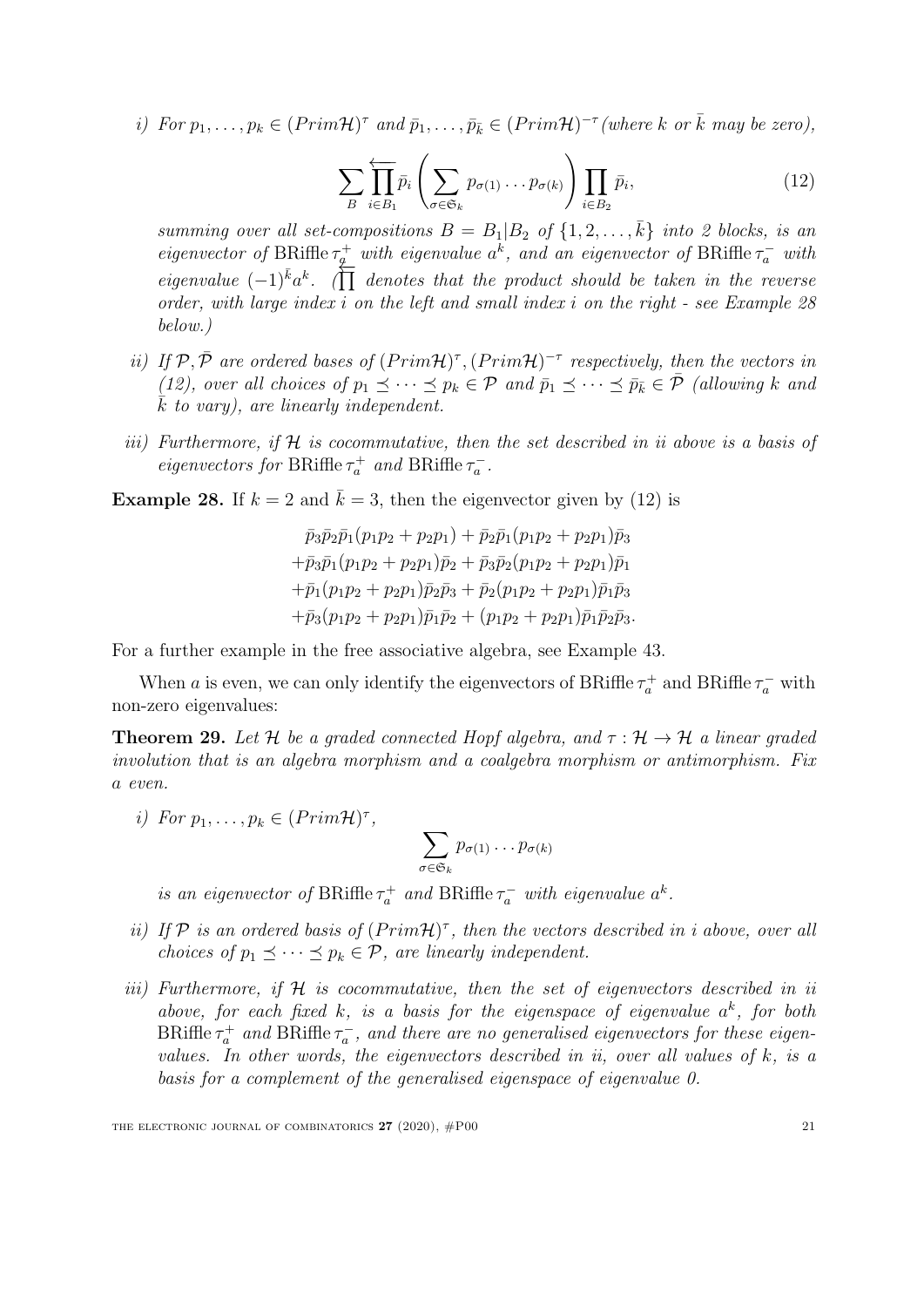*i) For $p_1, \dots, p_k \in (Prim\mathcal{H})^\tau$ and $\bar{p}_1, \dots, \bar{p}_{\bar{k}} \in (Prim\mathcal{H})^{-\tau}$ (where $k$ or $\bar{k}$ may be zero),*

$$\sum_B \overleftarrow{\prod_{i \in B_1}} \bar{p}_i \left( \sum_{\sigma \in \mathfrak{S}_k} p_{\sigma(1)} \dots p_{\sigma(k)} \right) \prod_{i \in B_2} \bar{p}_i, \tag{12}$$

*summing over all set-compositions $B = B_1|B_2$ of $\{1, 2, \dots, \bar{k}\}$ into 2 blocks, is an eigenvector of $\mathrm{BRiffle}\,\tau_a^+$ with eigenvalue $a^k$, and an eigenvector of $\mathrm{BRiffle}\,\tau_a^-$ with eigenvalue $(-1)^{\bar{k}} a^k$. ($\overleftarrow{\prod}$ denotes that the product should be taken in the reverse order, with large index $i$ on the left and small index $i$ on the right - see Example 28 below.)*

*ii) If $\mathcal{P}, \bar{\mathcal{P}}$ are ordered bases of $(Prim\mathcal{H})^\tau, (Prim\mathcal{H})^{-\tau}$ respectively, then the vectors in (12), over all choices of $p_1 \preceq \dots \preceq p_k \in \mathcal{P}$ and $\bar{p}_1 \preceq \dots \preceq \bar{p}_{\bar{k}} \in \bar{\mathcal{P}}$ (allowing $k$ and $\bar{k}$ to vary), are linearly independent.*

*iii) Furthermore, if $\mathcal{H}$ is cocommutative, then the set described in ii above is a basis of eigenvectors for $\mathrm{BRiffle}\,\tau_a^+$ and $\mathrm{BRiffle}\,\tau_a^-$.*

**Example 28.** If $k = 2$ and $\bar{k} = 3$, then the eigenvector given by (12) is

$$\begin{aligned}
&\bar{p}_3\bar{p}_2\bar{p}_1(p_1p_2 + p_2p_1) + \bar{p}_2\bar{p}_1(p_1p_2 + p_2p_1)\bar{p}_3 \\
+&\bar{p}_3\bar{p}_1(p_1p_2 + p_2p_1)\bar{p}_2 + \bar{p}_3\bar{p}_2(p_1p_2 + p_2p_1)\bar{p}_1 \\
+&\bar{p}_1(p_1p_2 + p_2p_1)\bar{p}_2\bar{p}_3 + \bar{p}_2(p_1p_2 + p_2p_1)\bar{p}_1\bar{p}_3 \\
+&\bar{p}_3(p_1p_2 + p_2p_1)\bar{p}_1\bar{p}_2 + (p_1p_2 + p_2p_1)\bar{p}_1\bar{p}_2\bar{p}_3.
\end{aligned}$$

For a further example in the free associative algebra, see Example 43.

When $a$ is even, we can only identify the eigenvectors of $\mathrm{BRiffle}\,\tau_a^+$ and $\mathrm{BRiffle}\,\tau_a^-$ with non-zero eigenvalues:

**Theorem 29.** *Let $\mathcal{H}$ be a graded connected Hopf algebra, and $\tau : \mathcal{H} \to \mathcal{H}$ a linear graded involution that is an algebra morphism and a coalgebra morphism or antimorphism. Fix $a$ even.*

*i) For $p_1, \dots, p_k \in (Prim\mathcal{H})^\tau$,*

$$\sum_{\sigma \in \mathfrak{S}_k} p_{\sigma(1)} \dots p_{\sigma(k)}$$

*is an eigenvector of $\mathrm{BRiffle}\,\tau_a^+$ and $\mathrm{BRiffle}\,\tau_a^-$ with eigenvalue $a^k$.*

*ii) If $\mathcal{P}$ is an ordered basis of $(Prim\mathcal{H})^\tau$, then the vectors described in i above, over all choices of $p_1 \preceq \dots \preceq p_k \in \mathcal{P}$, are linearly independent.*

*iii) Furthermore, if $\mathcal{H}$ is cocommutative, then the set of eigenvectors described in ii above, for each fixed $k$, is a basis for the eigenspace of eigenvalue $a^k$, for both $\mathrm{BRiffle}\,\tau_a^+$ and $\mathrm{BRiffle}\,\tau_a^-$, and there are no generalised eigenvectors for these eigenvalues. In other words, the eigenvectors described in ii, over all values of $k$, is a basis for a complement of the generalised eigenspace of eigenvalue 0.*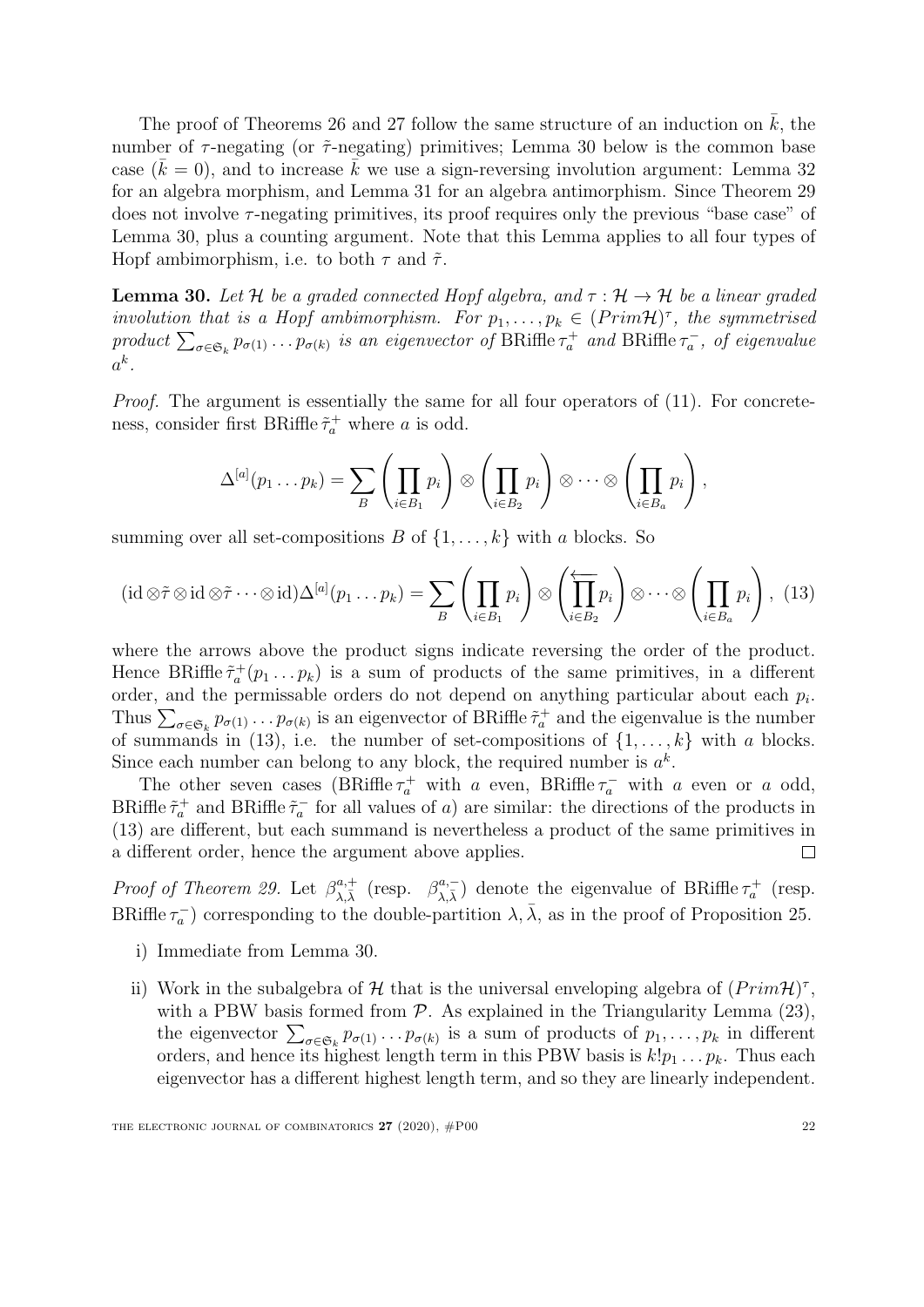The proof of Theorems 26 and 27 follow the same structure of an induction on $\bar{k}$, the number of $\tau$-negating (or $\tilde{\tau}$-negating) primitives; Lemma 30 below is the common base case ($\bar{k} = 0$), and to increase $\bar{k}$ we use a sign-reversing involution argument: Lemma 32 for an algebra morphism, and Lemma 31 for an algebra antimorphism. Since Theorem 29 does not involve $\tau$-negating primitives, its proof requires only the previous "base case" of Lemma 30, plus a counting argument. Note that this Lemma applies to all four types of Hopf ambimorphism, i.e. to both $\tau$ and $\tilde{\tau}$.

**Lemma 30.** *Let $\mathcal{H}$ be a graded connected Hopf algebra, and $\tau : \mathcal{H} \to \mathcal{H}$ be a linear graded involution that is a Hopf ambimorphism. For $p_1, \dots, p_k \in (Prim\mathcal{H})^\tau$, the symmetrised product $\sum_{\sigma \in \mathfrak{S}_k} p_{\sigma(1)} \dots p_{\sigma(k)}$ is an eigenvector of $\mathrm{BRiffle}\, \tau_a^+$ and $\mathrm{BRiffle}\, \tau_a^-$, of eigenvalue $a^k$.*

*Proof.* The argument is essentially the same for all four operators of (11). For concreteness, consider first $\mathrm{BRiffle}\, \tilde{\tau}_a^+$ where $a$ is odd.

$$\Delta^{[a]}(p_1 \dots p_k) = \sum_B \left( \prod_{i \in B_1} p_i \right) \otimes \left( \prod_{i \in B_2} p_i \right) \otimes \dots \otimes \left( \prod_{i \in B_a} p_i \right),$$

summing over all set-compositions $B$ of $\{1, \dots, k\}$ with $a$ blocks. So

$$(\mathrm{id} \otimes \tilde{\tau} \otimes \mathrm{id} \otimes \tilde{\tau} \dots \otimes \mathrm{id})\Delta^{[a]}(p_1 \dots p_k) = \sum_B \left( \prod_{i \in B_1} p_i \right) \otimes \left( \overleftarrow{\prod_{i \in B_2}} p_i \right) \otimes \dots \otimes \left( \prod_{i \in B_a} p_i \right), \quad (13)$$

where the arrows above the product signs indicate reversing the order of the product. Hence $\mathrm{BRiffle}\, \tilde{\tau}_a^+(p_1 \dots p_k)$ is a sum of products of the same primitives, in a different order, and the permissable orders do not depend on anything particular about each $p_i$. Thus $\sum_{\sigma \in \mathfrak{S}_k} p_{\sigma(1)} \dots p_{\sigma(k)}$ is an eigenvector of $\mathrm{BRiffle}\, \tilde{\tau}_a^+$ and the eigenvalue is the number of summands in (13), i.e. the number of set-compositions of $\{1, \dots, k\}$ with $a$ blocks. Since each number can belong to any block, the required number is $a^k$.

The other seven cases ($\mathrm{BRiffle}\, \tau_a^+$ with $a$ even, $\mathrm{BRiffle}\, \tau_a^-$ with $a$ even or $a$ odd, $\mathrm{BRiffle}\, \tilde{\tau}_a^+$ and $\mathrm{BRiffle}\, \tilde{\tau}_a^-$ for all values of $a$) are similar: the directions of the products in (13) are different, but each summand is nevertheless a product of the same primitives in a different order, hence the argument above applies. $\square$

*Proof of Theorem 29.* Let $\beta^{a,+}_{\lambda,\bar{\lambda}}$ (resp. $\beta^{a,-}_{\lambda,\bar{\lambda}}$) denote the eigenvalue of $\mathrm{BRiffle}\, \tau_a^+$ (resp. $\mathrm{BRiffle}\, \tau_a^-$) corresponding to the double-partition $\lambda, \bar{\lambda}$, as in the proof of Proposition 25.

i) Immediate from Lemma 30.

ii) Work in the subalgebra of $\mathcal{H}$ that is the universal enveloping algebra of $(Prim\mathcal{H})^\tau$, with a PBW basis formed from $\mathcal{P}$. As explained in the Triangularity Lemma (23), the eigenvector $\sum_{\sigma \in \mathfrak{S}_k} p_{\sigma(1)} \dots p_{\sigma(k)}$ is a sum of products of $p_1, \dots, p_k$ in different orders, and hence its highest length term in this PBW basis is $k! p_1 \dots p_k$. Thus each eigenvector has a different highest length term, and so they are linearly independent.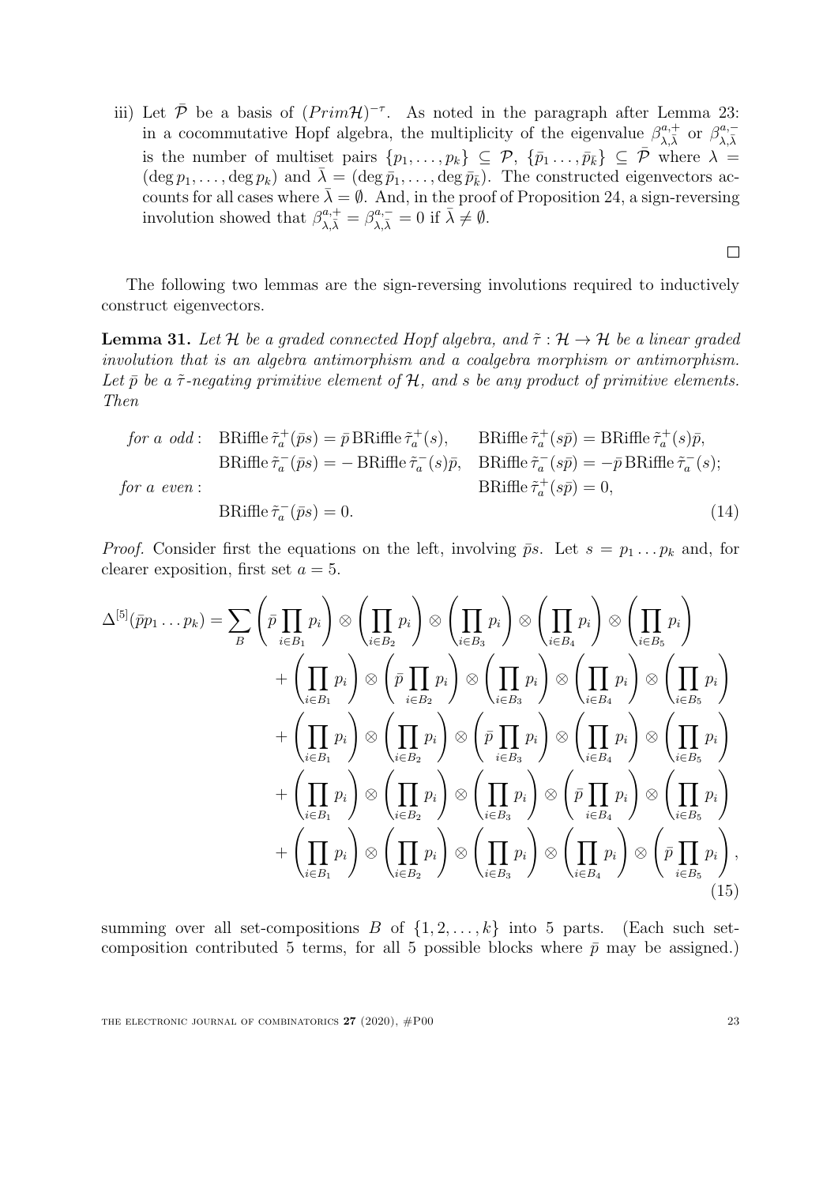iii) Let $\bar{\mathcal{P}}$ be a basis of $(Prim\mathcal{H})^{-\tau}$. As noted in the paragraph after Lemma 23: in a cocommutative Hopf algebra, the multiplicity of the eigenvalue $\beta^{a,+}_{\lambda,\bar{\lambda}}$ or $\beta^{a,-}_{\lambda,\bar{\lambda}}$ is the number of multiset pairs $\{p_1, \dots, p_k\} \subseteq \mathcal{P}$, $\{\bar{p}_1 \dots, \bar{p}_{\bar{k}}\} \subseteq \bar{\mathcal{P}}$ where $\lambda = (\deg p_1, \dots, \deg p_k)$ and $\bar{\lambda} = (\deg \bar{p}_1, \dots, \deg \bar{p}_{\bar{k}})$. The constructed eigenvectors accounts for all cases where $\bar{\lambda} = \emptyset$. And, in the proof of Proposition 24, a sign-reversing involution showed that $\beta^{a,+}_{\lambda,\bar{\lambda}} = \beta^{a,-}_{\lambda,\bar{\lambda}} = 0$ if $\bar{\lambda} \neq \emptyset$.

□

The following two lemmas are the sign-reversing involutions required to inductively construct eigenvectors.

**Lemma 31.** *Let $\mathcal{H}$ be a graded connected Hopf algebra, and $\tilde{\tau} : \mathcal{H} \to \mathcal{H}$ be a linear graded involution that is an algebra antimorphism and a coalgebra morphism or antimorphism. Let $\bar{p}$ be a $\tilde{\tau}$-negating primitive element of $\mathcal{H}$, and $s$ be any product of primitive elements. Then*

$$
\begin{aligned}
\text{for } a \text{ odd}: \quad & \mathrm{BRiffle}\, \tilde{\tau}_a^+(\bar{p}s) = \bar{p}\, \mathrm{BRiffle}\, \tilde{\tau}_a^+(s), && \mathrm{BRiffle}\, \tilde{\tau}_a^+(s\bar{p}) = \mathrm{BRiffle}\, \tilde{\tau}_a^+(s)\bar{p}, \\
& \mathrm{BRiffle}\, \tilde{\tau}_a^-(\bar{p}s) = -\,\mathrm{BRiffle}\, \tilde{\tau}_a^-(s)\bar{p}, && \mathrm{BRiffle}\, \tilde{\tau}_a^-(s\bar{p}) = -\bar{p}\, \mathrm{BRiffle}\, \tilde{\tau}_a^-(s); \\
\text{for } a \text{ even}: \quad & && \mathrm{BRiffle}\, \tilde{\tau}_a^+(s\bar{p}) = 0, \\
& \mathrm{BRiffle}\, \tilde{\tau}_a^-(\bar{p}s) = 0. && 
\end{aligned}
\tag{14}
$$

*Proof.* Consider first the equations on the left, involving $\bar{p}s$. Let $s = p_1 \dots p_k$ and, for clearer exposition, first set $a = 5$.

$$
\begin{aligned}
\Delta^{[5]}(\bar{p}p_1 \dots p_k) = \sum_B & \left(\bar{p} \prod_{i \in B_1} p_i\right) \otimes \left(\prod_{i \in B_2} p_i\right) \otimes \left(\prod_{i \in B_3} p_i\right) \otimes \left(\prod_{i \in B_4} p_i\right) \otimes \left(\prod_{i \in B_5} p_i\right) \\
& + \left(\prod_{i \in B_1} p_i\right) \otimes \left(\bar{p} \prod_{i \in B_2} p_i\right) \otimes \left(\prod_{i \in B_3} p_i\right) \otimes \left(\prod_{i \in B_4} p_i\right) \otimes \left(\prod_{i \in B_5} p_i\right) \\
& + \left(\prod_{i \in B_1} p_i\right) \otimes \left(\prod_{i \in B_2} p_i\right) \otimes \left(\bar{p} \prod_{i \in B_3} p_i\right) \otimes \left(\prod_{i \in B_4} p_i\right) \otimes \left(\prod_{i \in B_5} p_i\right) \\
& + \left(\prod_{i \in B_1} p_i\right) \otimes \left(\prod_{i \in B_2} p_i\right) \otimes \left(\prod_{i \in B_3} p_i\right) \otimes \left(\bar{p} \prod_{i \in B_4} p_i\right) \otimes \left(\prod_{i \in B_5} p_i\right) \\
& + \left(\prod_{i \in B_1} p_i\right) \otimes \left(\prod_{i \in B_2} p_i\right) \otimes \left(\prod_{i \in B_3} p_i\right) \otimes \left(\prod_{i \in B_4} p_i\right) \otimes \left(\bar{p} \prod_{i \in B_5} p_i\right),
\end{aligned}
\tag{15}
$$

summing over all set-compositions $B$ of $\{1, 2, \dots, k\}$ into 5 parts. (Each such set-composition contributed 5 terms, for all 5 possible blocks where $\bar{p}$ may be assigned.)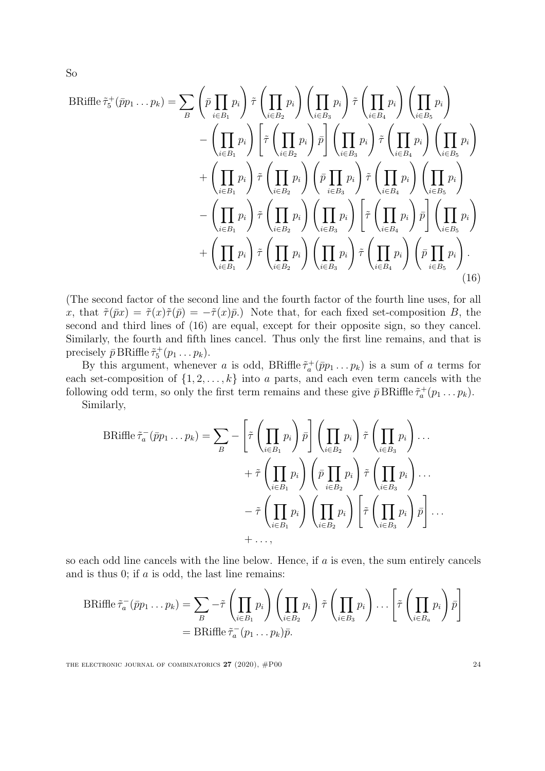So

$$
\begin{aligned}
\operatorname{BRiffle} \tilde{\tau}_5^+(\bar{p}p_1 \dots p_k) = \sum_B & \left(\bar{p} \prod_{i \in B_1} p_i\right) \tilde{\tau}\left(\prod_{i \in B_2} p_i\right) \left(\prod_{i \in B_3} p_i\right) \tilde{\tau}\left(\prod_{i \in B_4} p_i\right) \left(\prod_{i \in B_5} p_i\right) \\
& - \left(\prod_{i \in B_1} p_i\right) \left[\tilde{\tau}\left(\prod_{i \in B_2} p_i\right) \bar{p}\right] \left(\prod_{i \in B_3} p_i\right) \tilde{\tau}\left(\prod_{i \in B_4} p_i\right) \left(\prod_{i \in B_5} p_i\right) \\
& + \left(\prod_{i \in B_1} p_i\right) \tilde{\tau}\left(\prod_{i \in B_2} p_i\right) \left(\bar{p} \prod_{i \in B_3} p_i\right) \tilde{\tau}\left(\prod_{i \in B_4} p_i\right) \left(\prod_{i \in B_5} p_i\right) \\
& - \left(\prod_{i \in B_1} p_i\right) \tilde{\tau}\left(\prod_{i \in B_2} p_i\right) \left(\prod_{i \in B_3} p_i\right) \left[\tilde{\tau}\left(\prod_{i \in B_4} p_i\right) \bar{p}\right] \left(\prod_{i \in B_5} p_i\right) \\
& + \left(\prod_{i \in B_1} p_i\right) \tilde{\tau}\left(\prod_{i \in B_2} p_i\right) \left(\prod_{i \in B_3} p_i\right) \tilde{\tau}\left(\prod_{i \in B_4} p_i\right) \left(\bar{p} \prod_{i \in B_5} p_i\right).
\end{aligned} \tag{16}
$$

(The second factor of the second line and the fourth factor of the fourth line uses, for all $x$, that $\tilde{\tau}(\bar{p}x) = \tilde{\tau}(x)\tilde{\tau}(\bar{p}) = -\tilde{\tau}(x)\bar{p}$.) Note that, for each fixed set-composition $B$, the second and third lines of (16) are equal, except for their opposite sign, so they cancel. Similarly, the fourth and fifth lines cancel. Thus only the first line remains, and that is precisely $\bar{p} \operatorname{BRiffle} \tilde{\tau}_5^+(p_1 \dots p_k)$.

By this argument, whenever $a$ is odd, $\operatorname{BRiffle} \tilde{\tau}_a^+(\bar{p}p_1 \dots p_k)$ is a sum of $a$ terms for each set-composition of $\{1, 2, \dots, k\}$ into $a$ parts, and each even term cancels with the following odd term, so only the first term remains and these give $\bar{p} \operatorname{BRiffle} \tilde{\tau}_a^+(p_1 \dots p_k)$.

Similarly,

$$
\begin{aligned}
\operatorname{BRiffle} \tilde{\tau}_a^-(\bar{p}p_1 \dots p_k) = \sum_B & - \left[\tilde{\tau}\left(\prod_{i \in B_1} p_i\right) \bar{p}\right] \left(\prod_{i \in B_2} p_i\right) \tilde{\tau}\left(\prod_{i \in B_3} p_i\right) \dots \\
& + \tilde{\tau}\left(\prod_{i \in B_1} p_i\right) \left(\bar{p} \prod_{i \in B_2} p_i\right) \tilde{\tau}\left(\prod_{i \in B_3} p_i\right) \dots \\
& - \tilde{\tau}\left(\prod_{i \in B_1} p_i\right) \left(\prod_{i \in B_2} p_i\right) \left[\tilde{\tau}\left(\prod_{i \in B_3} p_i\right) \bar{p}\right] \dots \\
& + \dots,
\end{aligned}
$$

so each odd line cancels with the line below. Hence, if $a$ is even, the sum entirely cancels and is thus 0; if $a$ is odd, the last line remains:

$$
\begin{aligned}
\operatorname{BRiffle} \tilde{\tau}_a^-(\bar{p}p_1 \dots p_k) &= \sum_B -\tilde{\tau}\left(\prod_{i \in B_1} p_i\right) \left(\prod_{i \in B_2} p_i\right) \tilde{\tau}\left(\prod_{i \in B_3} p_i\right) \dots \left[\tilde{\tau}\left(\prod_{i \in B_a} p_i\right) \bar{p}\right] \\
&= \operatorname{BRiffle} \tilde{\tau}_a^-(p_1 \dots p_k)\bar{p}.
\end{aligned}
$$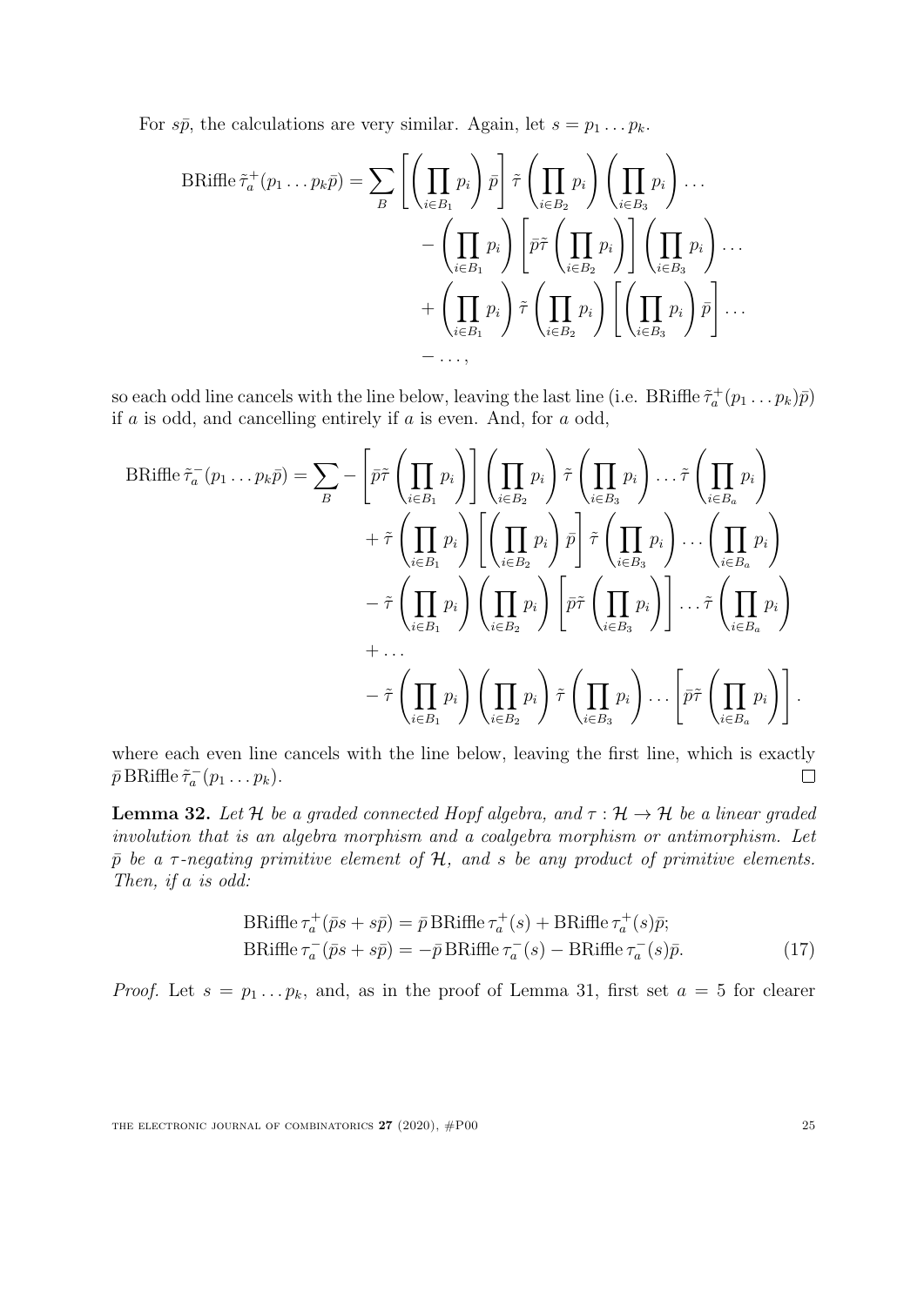For $s\bar{p}$, the calculations are very similar. Again, let $s = p_1 \dots p_k$.

$$
\begin{aligned}
\operatorname{BRiffle} \tilde{\tau}_a^+(p_1 \dots p_k \bar{p}) = \sum_B \Bigg[ \Bigg( \prod_{i \in B_1} p_i \Bigg) \bar{p} \Bigg] \tilde{\tau} \Bigg( \prod_{i \in B_2} p_i \Bigg) \Bigg( \prod_{i \in B_3} p_i \Bigg) \dots \\
- \Bigg( \prod_{i \in B_1} p_i \Bigg) \Bigg[ \bar{p} \tilde{\tau} \Bigg( \prod_{i \in B_2} p_i \Bigg) \Bigg] \Bigg( \prod_{i \in B_3} p_i \Bigg) \dots \\
+ \Bigg( \prod_{i \in B_1} p_i \Bigg) \tilde{\tau} \Bigg( \prod_{i \in B_2} p_i \Bigg) \Bigg[ \Bigg( \prod_{i \in B_3} p_i \Bigg) \bar{p} \Bigg] \dots \\
- \dots,
\end{aligned}
$$

so each odd line cancels with the line below, leaving the last line (i.e. $\operatorname{BRiffle} \tilde{\tau}_a^+(p_1 \dots p_k)\bar{p}$) if $a$ is odd, and cancelling entirely if $a$ is even. And, for $a$ odd,

$$
\begin{aligned}
\operatorname{BRiffle} \tilde{\tau}_a^-(p_1 \dots p_k \bar{p}) = \sum_B - \Bigg[ \bar{p} \tilde{\tau} \Bigg( \prod_{i \in B_1} p_i \Bigg) \Bigg] \Bigg( \prod_{i \in B_2} p_i \Bigg) \tilde{\tau} \Bigg( \prod_{i \in B_3} p_i \Bigg) \dots \tilde{\tau} \Bigg( \prod_{i \in B_a} p_i \Bigg) \\
+ \tilde{\tau} \Bigg( \prod_{i \in B_1} p_i \Bigg) \Bigg[ \Bigg( \prod_{i \in B_2} p_i \Bigg) \bar{p} \Bigg] \tilde{\tau} \Bigg( \prod_{i \in B_3} p_i \Bigg) \dots \Bigg( \prod_{i \in B_a} p_i \Bigg) \\
- \tilde{\tau} \Bigg( \prod_{i \in B_1} p_i \Bigg) \Bigg( \prod_{i \in B_2} p_i \Bigg) \Bigg[ \bar{p} \tilde{\tau} \Bigg( \prod_{i \in B_3} p_i \Bigg) \Bigg] \dots \tilde{\tau} \Bigg( \prod_{i \in B_a} p_i \Bigg) \\
+ \dots \\
- \tilde{\tau} \Bigg( \prod_{i \in B_1} p_i \Bigg) \Bigg( \prod_{i \in B_2} p_i \Bigg) \tilde{\tau} \Bigg( \prod_{i \in B_3} p_i \Bigg) \dots \Bigg[ \bar{p} \tilde{\tau} \Bigg( \prod_{i \in B_a} p_i \Bigg) \Bigg].
\end{aligned}
$$

where each even line cancels with the line below, leaving the first line, which is exactly $\bar{p} \operatorname{BRiffle} \tilde{\tau}_a^-(p_1 \dots p_k)$. ∎

**Lemma 32.** *Let $\mathcal{H}$ be a graded connected Hopf algebra, and $\tau : \mathcal{H} \to \mathcal{H}$ be a linear graded involution that is an algebra morphism and a coalgebra morphism or antimorphism. Let $\bar{p}$ be a $\tau$-negating primitive element of $\mathcal{H}$, and $s$ be any product of primitive elements. Then, if $a$ is odd:*

$$
\begin{aligned}
\operatorname{BRiffle} \tau_a^+(\bar{p}s + s\bar{p}) &= \bar{p} \operatorname{BRiffle} \tau_a^+(s) + \operatorname{BRiffle} \tau_a^+(s)\bar{p}; \\
\operatorname{BRiffle} \tau_a^-(\bar{p}s + s\bar{p}) &= -\bar{p} \operatorname{BRiffle} \tau_a^-(s) - \operatorname{BRiffle} \tau_a^-(s)\bar{p}. \qquad (17)
\end{aligned}
$$

*Proof.* Let $s = p_1 \dots p_k$, and, as in the proof of Lemma 31, first set $a = 5$ for clearer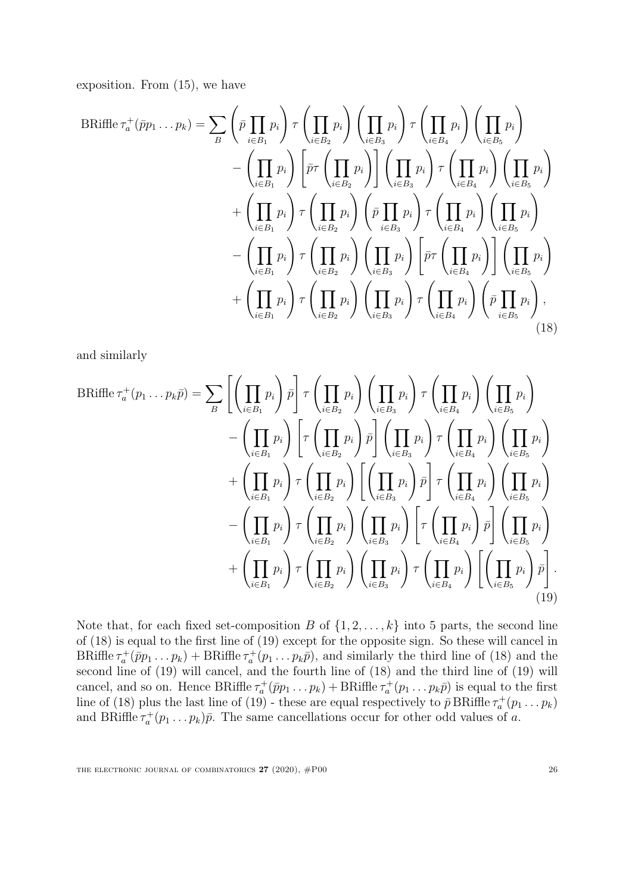exposition. From (15), we have

$$
\begin{aligned}
\operatorname{BRiffle} \tau_a^+(\bar{p}p_1 \dots p_k) = \sum_B & \left(\bar{p} \prod_{i \in B_1} p_i\right) \tau \left(\prod_{i \in B_2} p_i\right) \left(\prod_{i \in B_3} p_i\right) \tau \left(\prod_{i \in B_4} p_i\right) \left(\prod_{i \in B_5} p_i\right) \\
& - \left(\prod_{i \in B_1} p_i\right) \left[\bar{p}\tau \left(\prod_{i \in B_2} p_i\right)\right] \left(\prod_{i \in B_3} p_i\right) \tau \left(\prod_{i \in B_4} p_i\right) \left(\prod_{i \in B_5} p_i\right) \\
& + \left(\prod_{i \in B_1} p_i\right) \tau \left(\prod_{i \in B_2} p_i\right) \left(\bar{p} \prod_{i \in B_3} p_i\right) \tau \left(\prod_{i \in B_4} p_i\right) \left(\prod_{i \in B_5} p_i\right) \\
& - \left(\prod_{i \in B_1} p_i\right) \tau \left(\prod_{i \in B_2} p_i\right) \left(\prod_{i \in B_3} p_i\right) \left[\bar{p}\tau \left(\prod_{i \in B_4} p_i\right)\right] \left(\prod_{i \in B_5} p_i\right) \\
& + \left(\prod_{i \in B_1} p_i\right) \tau \left(\prod_{i \in B_2} p_i\right) \left(\prod_{i \in B_3} p_i\right) \tau \left(\prod_{i \in B_4} p_i\right) \left(\bar{p} \prod_{i \in B_5} p_i\right),
\end{aligned}
\tag{18}
$$

and similarly

$$
\begin{aligned}
\operatorname{BRiffle} \tau_a^+(p_1 \dots p_k\bar{p}) = \sum_B & \left[\left(\prod_{i \in B_1} p_i\right) \bar{p}\right] \tau \left(\prod_{i \in B_2} p_i\right) \left(\prod_{i \in B_3} p_i\right) \tau \left(\prod_{i \in B_4} p_i\right) \left(\prod_{i \in B_5} p_i\right) \\
& - \left(\prod_{i \in B_1} p_i\right) \left[\tau \left(\prod_{i \in B_2} p_i\right) \bar{p}\right] \left(\prod_{i \in B_3} p_i\right) \tau \left(\prod_{i \in B_4} p_i\right) \left(\prod_{i \in B_5} p_i\right) \\
& + \left(\prod_{i \in B_1} p_i\right) \tau \left(\prod_{i \in B_2} p_i\right) \left[\left(\prod_{i \in B_3} p_i\right) \bar{p}\right] \tau \left(\prod_{i \in B_4} p_i\right) \left(\prod_{i \in B_5} p_i\right) \\
& - \left(\prod_{i \in B_1} p_i\right) \tau \left(\prod_{i \in B_2} p_i\right) \left(\prod_{i \in B_3} p_i\right) \left[\tau \left(\prod_{i \in B_4} p_i\right) \bar{p}\right] \left(\prod_{i \in B_5} p_i\right) \\
& + \left(\prod_{i \in B_1} p_i\right) \tau \left(\prod_{i \in B_2} p_i\right) \left(\prod_{i \in B_3} p_i\right) \tau \left(\prod_{i \in B_4} p_i\right) \left[\left(\prod_{i \in B_5} p_i\right) \bar{p}\right].
\end{aligned}
\tag{19}
$$

Note that, for each fixed set-composition $B$ of $\{1, 2, \dots, k\}$ into 5 parts, the second line of (18) is equal to the first line of (19) except for the opposite sign. So these will cancel in $\operatorname{BRiffle} \tau_a^+(\bar{p}p_1 \dots p_k) + \operatorname{BRiffle} \tau_a^+(p_1 \dots p_k\bar{p})$, and similarly the third line of (18) and the second line of (19) will cancel, and the fourth line of (18) and the third line of (19) will cancel, and so on. Hence $\operatorname{BRiffle} \tau_a^+(\bar{p}p_1 \dots p_k) + \operatorname{BRiffle} \tau_a^+(p_1 \dots p_k\bar{p})$ is equal to the first line of (18) plus the last line of (19) - these are equal respectively to $\bar{p} \operatorname{BRiffle} \tau_a^+(p_1 \dots p_k)$ and $\operatorname{BRiffle} \tau_a^+(p_1 \dots p_k)\bar{p}$. The same cancellations occur for other odd values of $a$.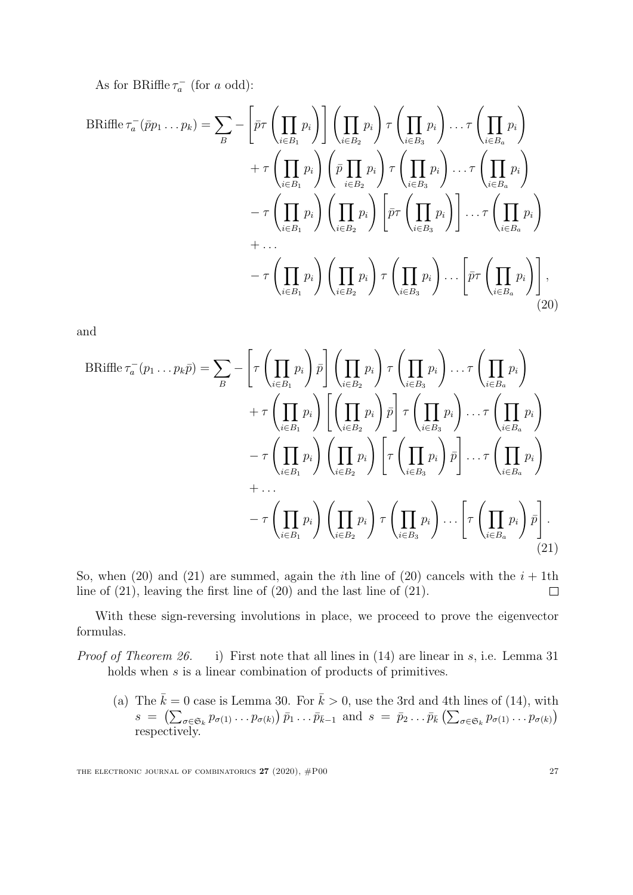As for BRiffle $\tau_a^-$ (for $a$ odd):

$$
\begin{aligned}
\operatorname{BRiffle} \tau_a^-(\bar{p} p_1 \dots p_k) = \sum_B - &\left[\bar{p}\tau\left(\prod_{i\in B_1} p_i\right)\right]\left(\prod_{i\in B_2} p_i\right)\tau\left(\prod_{i\in B_3} p_i\right)\dots\tau\left(\prod_{i\in B_a} p_i\right) \\
&+ \tau\left(\prod_{i\in B_1} p_i\right)\left(\bar{p}\prod_{i\in B_2} p_i\right)\tau\left(\prod_{i\in B_3} p_i\right)\dots\tau\left(\prod_{i\in B_a} p_i\right) \\
&- \tau\left(\prod_{i\in B_1} p_i\right)\left(\prod_{i\in B_2} p_i\right)\left[\bar{p}\tau\left(\prod_{i\in B_3} p_i\right)\right]\dots\tau\left(\prod_{i\in B_a} p_i\right) \\
&+ \dots \\
&- \tau\left(\prod_{i\in B_1} p_i\right)\left(\prod_{i\in B_2} p_i\right)\tau\left(\prod_{i\in B_3} p_i\right)\dots\left[\bar{p}\tau\left(\prod_{i\in B_a} p_i\right)\right],
\end{aligned} \tag{20}
$$

and

$$
\begin{aligned}
\operatorname{BRiffle} \tau_a^-(p_1 \dots p_k \bar{p}) = \sum_B - &\left[\tau\left(\prod_{i\in B_1} p_i\right)\bar{p}\right]\left(\prod_{i\in B_2} p_i\right)\tau\left(\prod_{i\in B_3} p_i\right)\dots\tau\left(\prod_{i\in B_a} p_i\right) \\
&+ \tau\left(\prod_{i\in B_1} p_i\right)\left[\left(\prod_{i\in B_2} p_i\right)\bar{p}\right]\tau\left(\prod_{i\in B_3} p_i\right)\dots\tau\left(\prod_{i\in B_a} p_i\right) \\
&- \tau\left(\prod_{i\in B_1} p_i\right)\left(\prod_{i\in B_2} p_i\right)\left[\tau\left(\prod_{i\in B_3} p_i\right)\bar{p}\right]\dots\tau\left(\prod_{i\in B_a} p_i\right) \\
&+ \dots \\
&- \tau\left(\prod_{i\in B_1} p_i\right)\left(\prod_{i\in B_2} p_i\right)\tau\left(\prod_{i\in B_3} p_i\right)\dots\left[\tau\left(\prod_{i\in B_a} p_i\right)\bar{p}\right].
\end{aligned} \tag{21}
$$

So, when (20) and (21) are summed, again the $i$th line of (20) cancels with the $i+1$th line of (21), leaving the first line of (20) and the last line of (21). $\square$

With these sign-reversing involutions in place, we proceed to prove the eigenvector formulas.

*Proof of Theorem 26.* i) First note that all lines in (14) are linear in $s$, i.e. Lemma 31 holds when $s$ is a linear combination of products of primitives.

(a) The $\bar{k}=0$ case is Lemma 30. For $\bar{k}>0$, use the 3rd and 4th lines of (14), with $s = \left(\sum_{\sigma\in\mathfrak{S}_k} p_{\sigma(1)}\dots p_{\sigma(k)}\right)\bar{p}_1\dots\bar{p}_{\bar{k}-1}$ and $s = \bar{p}_2\dots\bar{p}_{\bar{k}}\left(\sum_{\sigma\in\mathfrak{S}_k} p_{\sigma(1)}\dots p_{\sigma(k)}\right)$ respectively.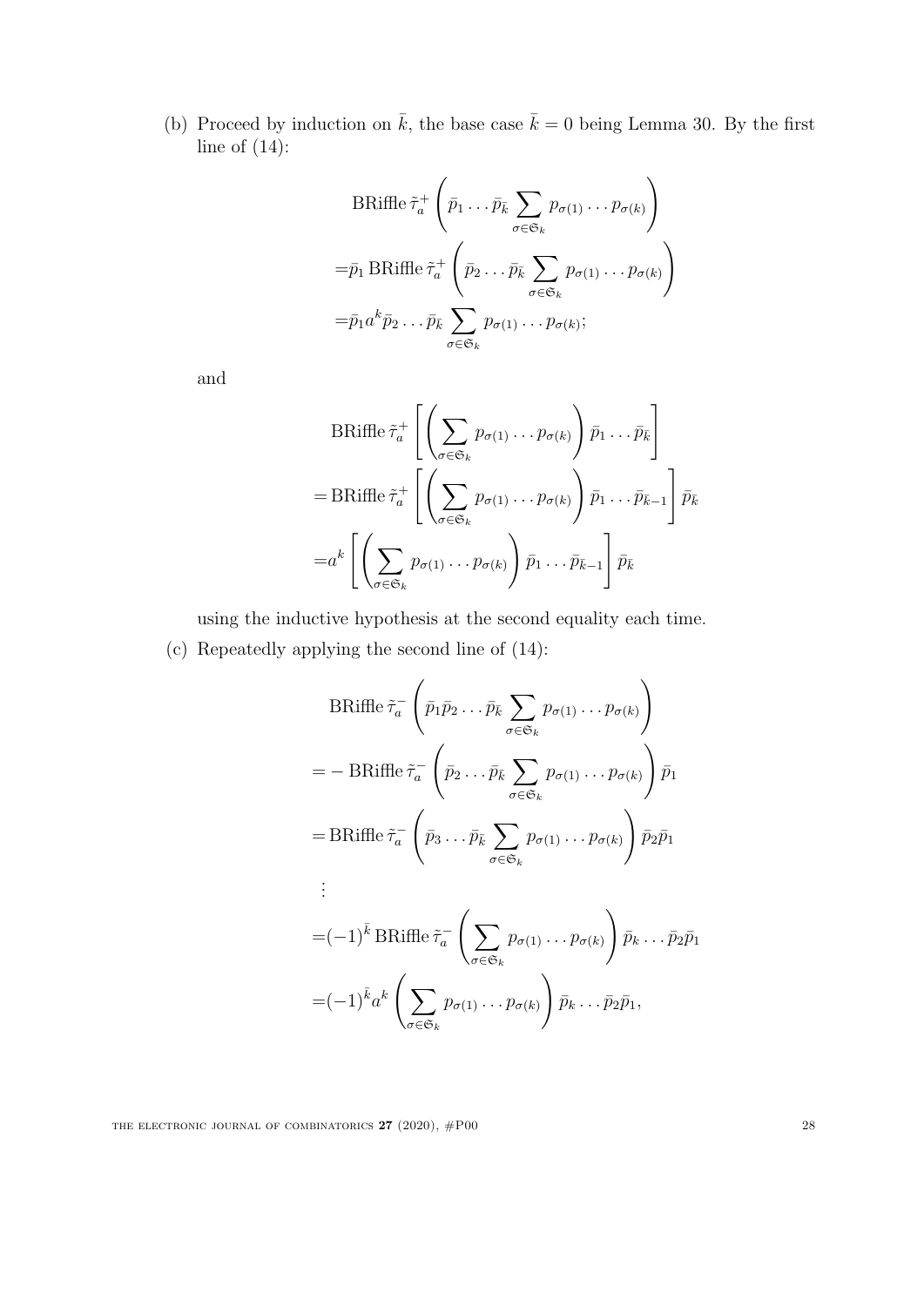(b) Proceed by induction on $\bar{k}$, the base case $\bar{k} = 0$ being Lemma 30. By the first line of (14):

$$
\begin{aligned}
&\operatorname{BRiffle} \tilde{\tau}_a^+ \left( \bar{p}_1 \dots \bar{p}_{\bar{k}} \sum_{\sigma \in \mathfrak{S}_k} p_{\sigma(1)} \dots p_{\sigma(k)} \right) \\
=&\bar{p}_1 \operatorname{BRiffle} \tilde{\tau}_a^+ \left( \bar{p}_2 \dots \bar{p}_{\bar{k}} \sum_{\sigma \in \mathfrak{S}_k} p_{\sigma(1)} \dots p_{\sigma(k)} \right) \\
=&\bar{p}_1 a^k \bar{p}_2 \dots \bar{p}_{\bar{k}} \sum_{\sigma \in \mathfrak{S}_k} p_{\sigma(1)} \dots p_{\sigma(k)};
\end{aligned}
$$

and

$$
\begin{aligned}
&\operatorname{BRiffle} \tilde{\tau}_a^+ \left[ \left( \sum_{\sigma \in \mathfrak{S}_k} p_{\sigma(1)} \dots p_{\sigma(k)} \right) \bar{p}_1 \dots \bar{p}_{\bar{k}} \right] \\
=&\operatorname{BRiffle} \tilde{\tau}_a^+ \left[ \left( \sum_{\sigma \in \mathfrak{S}_k} p_{\sigma(1)} \dots p_{\sigma(k)} \right) \bar{p}_1 \dots \bar{p}_{\bar{k}-1} \right] \bar{p}_{\bar{k}} \\
=&a^k \left[ \left( \sum_{\sigma \in \mathfrak{S}_k} p_{\sigma(1)} \dots p_{\sigma(k)} \right) \bar{p}_1 \dots \bar{p}_{\bar{k}-1} \right] \bar{p}_{\bar{k}}
\end{aligned}
$$

using the inductive hypothesis at the second equality each time.

(c) Repeatedly applying the second line of (14):

$$
\begin{aligned}
&\operatorname{BRiffle} \tilde{\tau}_a^- \left( \bar{p}_1 \bar{p}_2 \dots \bar{p}_{\bar{k}} \sum_{\sigma \in \mathfrak{S}_k} p_{\sigma(1)} \dots p_{\sigma(k)} \right) \\
=&-\operatorname{BRiffle} \tilde{\tau}_a^- \left( \bar{p}_2 \dots \bar{p}_{\bar{k}} \sum_{\sigma \in \mathfrak{S}_k} p_{\sigma(1)} \dots p_{\sigma(k)} \right) \bar{p}_1 \\
=&\operatorname{BRiffle} \tilde{\tau}_a^- \left( \bar{p}_3 \dots \bar{p}_{\bar{k}} \sum_{\sigma \in \mathfrak{S}_k} p_{\sigma(1)} \dots p_{\sigma(k)} \right) \bar{p}_2 \bar{p}_1 \\
&\vdots \\
=&(-1)^{\bar{k}} \operatorname{BRiffle} \tilde{\tau}_a^- \left( \sum_{\sigma \in \mathfrak{S}_k} p_{\sigma(1)} \dots p_{\sigma(k)} \right) \bar{p}_k \dots \bar{p}_2 \bar{p}_1 \\
=&(-1)^{\bar{k}} a^k \left( \sum_{\sigma \in \mathfrak{S}_k} p_{\sigma(1)} \dots p_{\sigma(k)} \right) \bar{p}_k \dots \bar{p}_2 \bar{p}_1,
\end{aligned}
$$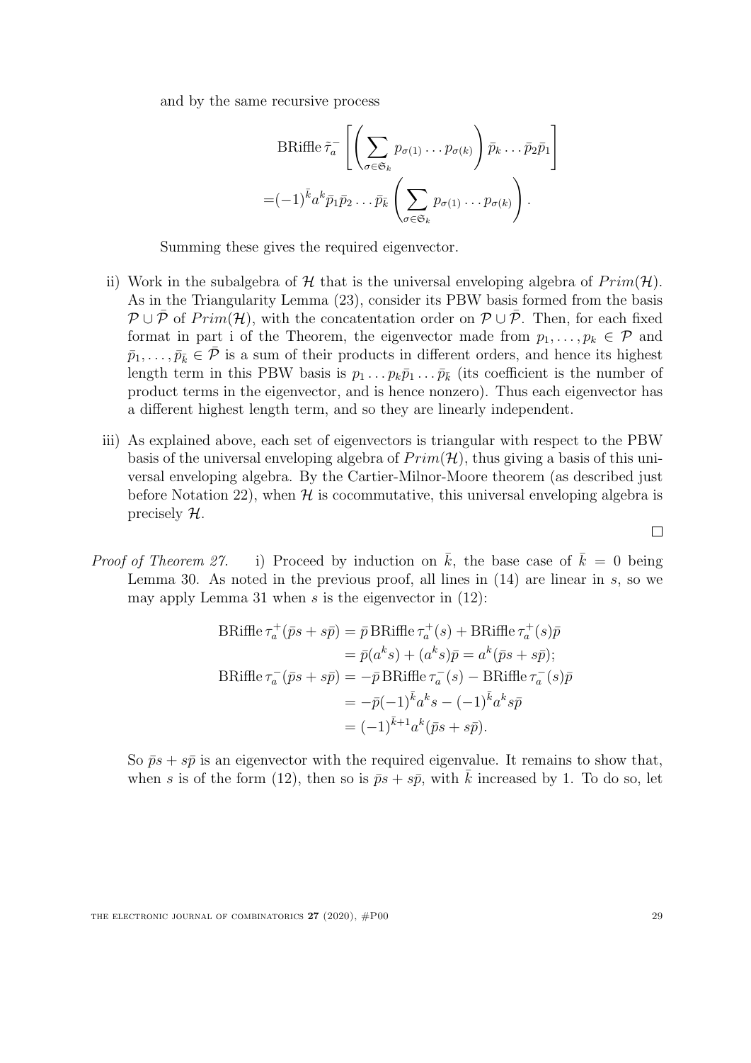and by the same recursive process

$$
\begin{aligned}
&\operatorname{BRiffle} \tilde{\tau}_a^- \left[ \left( \sum_{\sigma \in \mathfrak{S}_k} p_{\sigma(1)} \dots p_{\sigma(k)} \right) \bar{p}_k \dots \bar{p}_2 \bar{p}_1 \right] \\
=&(-1)^{\bar{k}} a^k \bar{p}_1 \bar{p}_2 \dots \bar{p}_{\bar{k}} \left( \sum_{\sigma \in \mathfrak{S}_k} p_{\sigma(1)} \dots p_{\sigma(k)} \right).
\end{aligned}
$$

Summing these gives the required eigenvector.

ii) Work in the subalgebra of $\mathcal{H}$ that is the universal enveloping algebra of $Prim(\mathcal{H})$. As in the Triangularity Lemma (23), consider its PBW basis formed from the basis $\mathcal{P} \cup \bar{\mathcal{P}}$ of $Prim(\mathcal{H})$, with the concatentation order on $\mathcal{P} \cup \bar{\mathcal{P}}$. Then, for each fixed format in part i of the Theorem, the eigenvector made from $p_1, \dots, p_k \in \mathcal{P}$ and $\bar{p}_1, \dots, \bar{p}_{\bar{k}} \in \bar{\mathcal{P}}$ is a sum of their products in different orders, and hence its highest length term in this PBW basis is $p_1 \dots p_k \bar{p}_1 \dots \bar{p}_{\bar{k}}$ (its coefficient is the number of product terms in the eigenvector, and is hence nonzero). Thus each eigenvector has a different highest length term, and so they are linearly independent.

iii) As explained above, each set of eigenvectors is triangular with respect to the PBW basis of the universal enveloping algebra of $Prim(\mathcal{H})$, thus giving a basis of this universal enveloping algebra. By the Cartier-Milnor-Moore theorem (as described just before Notation 22), when $\mathcal{H}$ is cocommutative, this universal enveloping algebra is precisely $\mathcal{H}$.

□

*Proof of Theorem 27.* i) Proceed by induction on $\bar{k}$, the base case of $\bar{k} = 0$ being Lemma 30. As noted in the previous proof, all lines in (14) are linear in $s$, so we may apply Lemma 31 when $s$ is the eigenvector in (12):

$$
\begin{aligned}
\operatorname{BRiffle} \tau_a^+ (\bar{p}s + s\bar{p}) &= \bar{p} \operatorname{BRiffle} \tau_a^+ (s) + \operatorname{BRiffle} \tau_a^+ (s) \bar{p} \\
&= \bar{p}(a^k s) + (a^k s)\bar{p} = a^k (\bar{p}s + s\bar{p}); \\
\operatorname{BRiffle} \tau_a^- (\bar{p}s + s\bar{p}) &= -\bar{p} \operatorname{BRiffle} \tau_a^- (s) - \operatorname{BRiffle} \tau_a^- (s) \bar{p} \\
&= -\bar{p}(-1)^{\bar{k}} a^k s - (-1)^{\bar{k}} a^k s \bar{p} \\
&= (-1)^{\bar{k}+1} a^k (\bar{p}s + s\bar{p}).
\end{aligned}
$$

So $\bar{p}s + s\bar{p}$ is an eigenvector with the required eigenvalue. It remains to show that, when $s$ is of the form (12), then so is $\bar{p}s + s\bar{p}$, with $\bar{k}$ increased by 1. To do so, let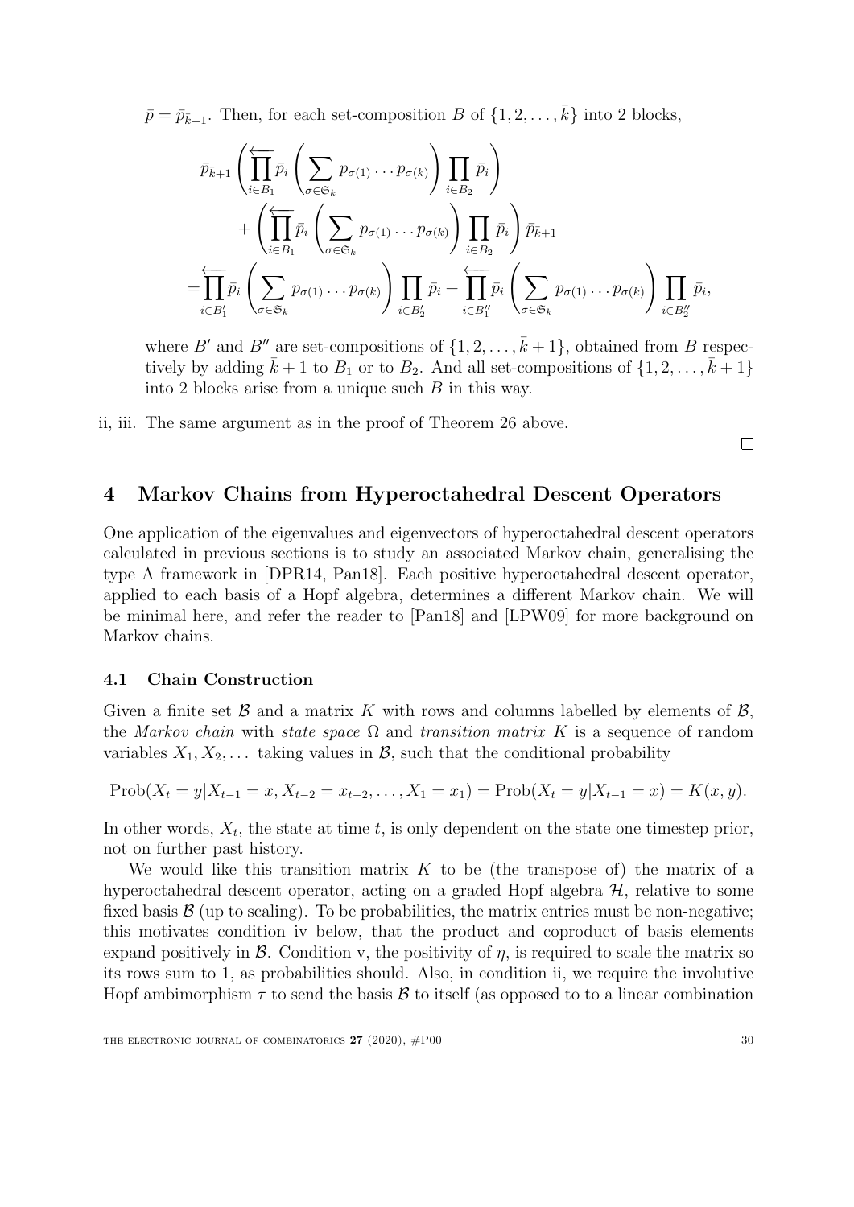$\bar{p} = \bar{p}_{\bar{k}+1}$. Then, for each set-composition $B$ of $\{1, 2, \ldots, \bar{k}\}$ into 2 blocks,

$$
\begin{aligned}
&\bar{p}_{\bar{k}+1} \left( \overleftarrow{\prod_{i \in B_1}} \bar{p}_i \left( \sum_{\sigma \in \mathfrak{S}_k} p_{\sigma(1)} \cdots p_{\sigma(k)} \right) \prod_{i \in B_2} \bar{p}_i \right) \\
&\qquad + \left( \overleftarrow{\prod_{i \in B_1}} \bar{p}_i \left( \sum_{\sigma \in \mathfrak{S}_k} p_{\sigma(1)} \cdots p_{\sigma(k)} \right) \prod_{i \in B_2} \bar{p}_i \right) \bar{p}_{\bar{k}+1} \\
=& \overleftarrow{\prod_{i \in B'_1}} \bar{p}_i \left( \sum_{\sigma \in \mathfrak{S}_k} p_{\sigma(1)} \cdots p_{\sigma(k)} \right) \prod_{i \in B'_2} \bar{p}_i + \overleftarrow{\prod_{i \in B''_1}} \bar{p}_i \left( \sum_{\sigma \in \mathfrak{S}_k} p_{\sigma(1)} \cdots p_{\sigma(k)} \right) \prod_{i \in B''_2} \bar{p}_i,
\end{aligned}
$$

where $B'$ and $B''$ are set-compositions of $\{1, 2, \ldots, \bar{k}+1\}$, obtained from $B$ respectively by adding $\bar{k}+1$ to $B_1$ or to $B_2$. And all set-compositions of $\{1, 2, \ldots, \bar{k}+1\}$ into 2 blocks arise from a unique such $B$ in this way.

ii, iii. The same argument as in the proof of Theorem 26 above.

□

# 4 Markov Chains from Hyperoctahedral Descent Operators

One application of the eigenvalues and eigenvectors of hyperoctahedral descent operators calculated in previous sections is to study an associated Markov chain, generalising the type A framework in [DPR14, Pan18]. Each positive hyperoctahedral descent operator, applied to each basis of a Hopf algebra, determines a different Markov chain. We will be minimal here, and refer the reader to [Pan18] and [LPW09] for more background on Markov chains.

## 4.1 Chain Construction

Given a finite set $\mathcal{B}$ and a matrix $K$ with rows and columns labelled by elements of $\mathcal{B}$, the *Markov chain* with *state space* $\Omega$ and *transition matrix* $K$ is a sequence of random variables $X_1, X_2, \ldots$ taking values in $\mathcal{B}$, such that the conditional probability

$$
\operatorname{Prob}(X_t = y | X_{t-1} = x, X_{t-2} = x_{t-2}, \ldots, X_1 = x_1) = \operatorname{Prob}(X_t = y | X_{t-1} = x) = K(x, y).
$$

In other words, $X_t$, the state at time $t$, is only dependent on the state one timestep prior, not on further past history.

We would like this transition matrix $K$ to be (the transpose of) the matrix of a hyperoctahedral descent operator, acting on a graded Hopf algebra $\mathcal{H}$, relative to some fixed basis $\mathcal{B}$ (up to scaling). To be probabilities, the matrix entries must be non-negative; this motivates condition iv below, that the product and coproduct of basis elements expand positively in $\mathcal{B}$. Condition v, the positivity of $\eta$, is required to scale the matrix so its rows sum to 1, as probabilities should. Also, in condition ii, we require the involutive Hopf ambimorphism $\tau$ to send the basis $\mathcal{B}$ to itself (as opposed to to a linear combination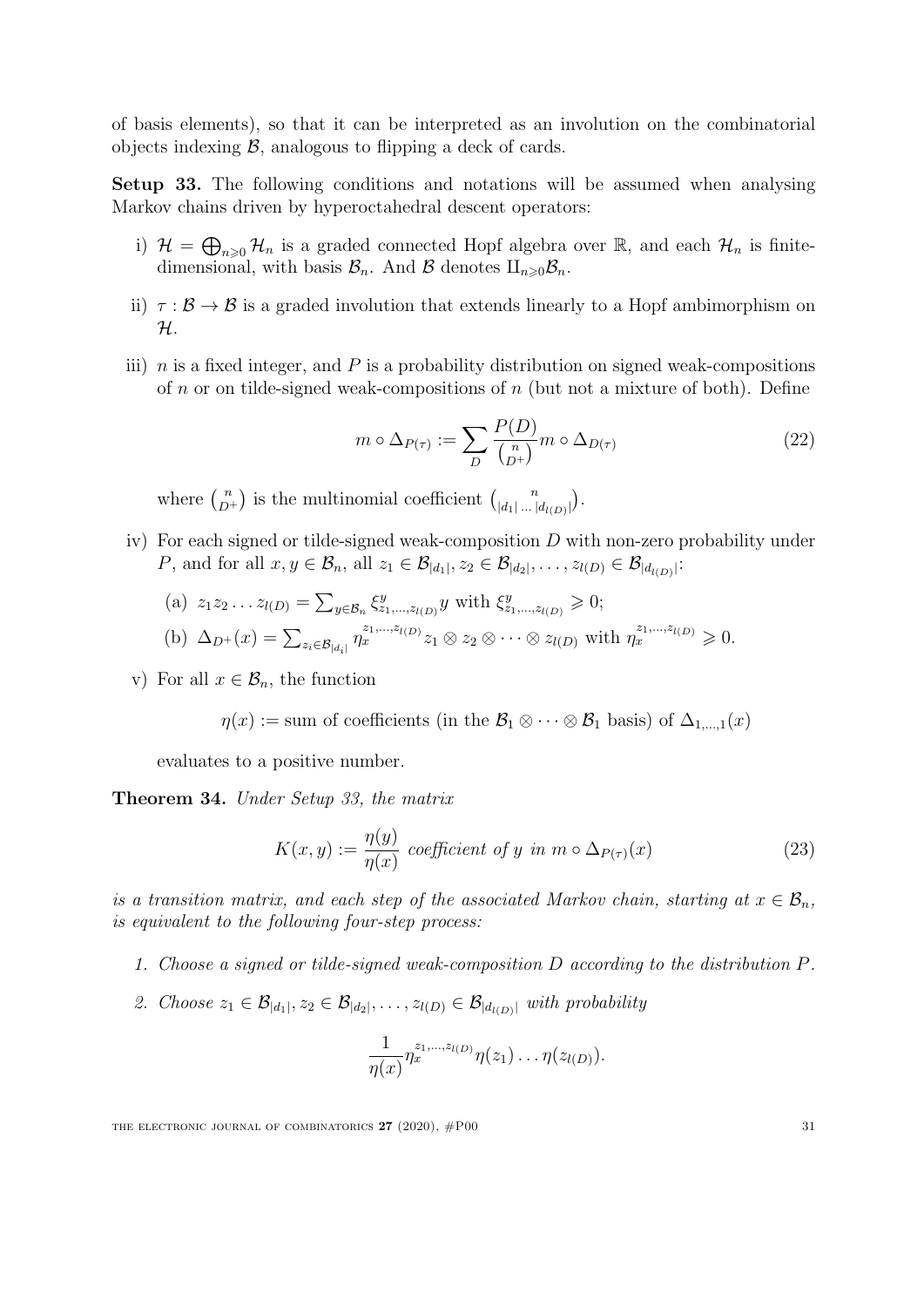of basis elements), so that it can be interpreted as an involution on the combinatorial objects indexing $\mathcal{B}$, analogous to flipping a deck of cards.

**Setup 33.** The following conditions and notations will be assumed when analysing Markov chains driven by hyperoctahedral descent operators:

i) $\mathcal{H} = \bigoplus_{n\geqslant 0} \mathcal{H}_n$ is a graded connected Hopf algebra over $\mathbb{R}$, and each $\mathcal{H}_n$ is finite-dimensional, with basis $\mathcal{B}_n$. And $\mathcal{B}$ denotes $\amalg_{n\geqslant 0}\mathcal{B}_n$.

ii) $\tau : \mathcal{B} \to \mathcal{B}$ is a graded involution that extends linearly to a Hopf ambimorphism on $\mathcal{H}$.

iii) $n$ is a fixed integer, and $P$ is a probability distribution on signed weak-compositions of $n$ or on tilde-signed weak-compositions of $n$ (but not a mixture of both). Define

$$m \circ \Delta_{P(\tau)} := \sum_D \frac{P(D)}{\binom{n}{D^+}} m \circ \Delta_{D(\tau)} \tag{22}$$

where $\binom{n}{D^+}$ is the multinomial coefficient $\binom{n}{|d_1| \dots |d_{l(D)}|}$.

iv) For each signed or tilde-signed weak-composition $D$ with non-zero probability under $P$, and for all $x, y \in \mathcal{B}_n$, all $z_1 \in \mathcal{B}_{|d_1|}, z_2 \in \mathcal{B}_{|d_2|}, \dots, z_{l(D)} \in \mathcal{B}_{|d_{l(D)}|}$:

   (a) $z_1 z_2 \dots z_{l(D)} = \sum_{y\in\mathcal{B}_n} \xi^y_{z_1,\dots,z_{l(D)}} y$ with $\xi^y_{z_1,\dots,z_{l(D)}} \geqslant 0$;

   (b) $\Delta_{D^+}(x) = \sum_{z_i\in\mathcal{B}_{|d_i|}} \eta_x^{z_1,\dots,z_{l(D)}} z_1 \otimes z_2 \otimes \dots \otimes z_{l(D)}$ with $\eta_x^{z_1,\dots,z_{l(D)}} \geqslant 0$.

v) For all $x \in \mathcal{B}_n$, the function

$$\eta(x) := \text{sum of coefficients (in the } \mathcal{B}_1 \otimes \dots \otimes \mathcal{B}_1 \text{ basis) of } \Delta_{1,\dots,1}(x)$$

evaluates to a positive number.

**Theorem 34.** *Under Setup 33, the matrix*

$$K(x, y) := \frac{\eta(y)}{\eta(x)} \text{ coefficient of } y \text{ in } m \circ \Delta_{P(\tau)}(x) \tag{23}$$

*is a transition matrix, and each step of the associated Markov chain, starting at $x \in \mathcal{B}_n$, is equivalent to the following four-step process:*

1. *Choose a signed or tilde-signed weak-composition $D$ according to the distribution $P$.*
2. *Choose $z_1 \in \mathcal{B}_{|d_1|}, z_2 \in \mathcal{B}_{|d_2|}, \dots, z_{l(D)} \in \mathcal{B}_{|d_{l(D)}|}$ with probability*

$$\frac{1}{\eta(x)} \eta_x^{z_1,\dots,z_{l(D)}} \eta(z_1) \dots \eta(z_{l(D)}).$$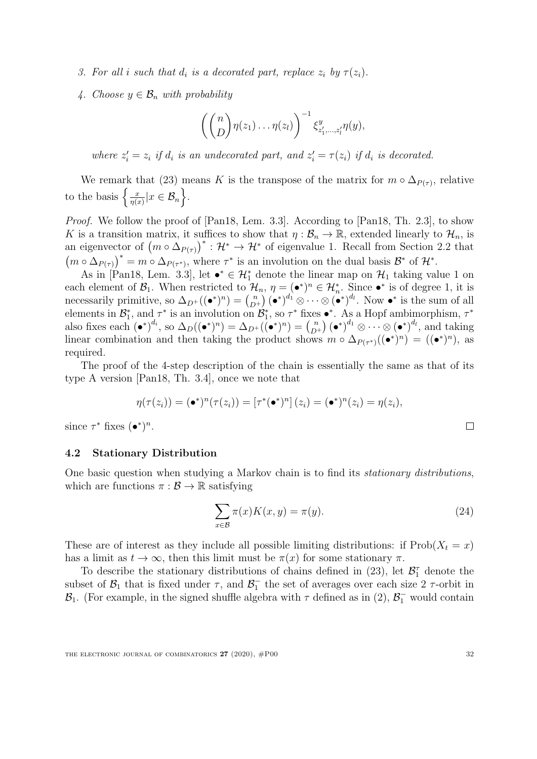3. *For all $i$ such that $d_i$ is a decorated part, replace $z_i$ by $\tau(z_i)$.*
4. *Choose $y \in \mathcal{B}_n$ with probability*

$$\left( \binom{n}{D} \eta(z_1) \dots \eta(z_l) \right)^{-1} \xi^{y}_{z'_1,\dots,z'_l} \eta(y),$$

*where $z'_i = z_i$ if $d_i$ is an undecorated part, and $z'_i = \tau(z_i)$ if $d_i$ is decorated.*

We remark that (23) means $K$ is the transpose of the matrix for $m \circ \Delta_{P(\tau)}$, relative to the basis $\left\{ \frac{x}{\eta(x)} | x \in \mathcal{B}_n \right\}$.

*Proof.* We follow the proof of [Pan18, Lem. 3.3]. According to [Pan18, Th. 2.3], to show $K$ is a transition matrix, it suffices to show that $\eta : \mathcal{B}_n \to \mathbb{R}$, extended linearly to $\mathcal{H}_n$, is an eigenvector of $\left(m \circ \Delta_{P(\tau)}\right)^* : \mathcal{H}^* \to \mathcal{H}^*$ of eigenvalue 1. Recall from Section 2.2 that $\left(m \circ \Delta_{P(\tau)}\right)^* = m \circ \Delta_{P(\tau^*)}$, where $\tau^*$ is an involution on the dual basis $\mathcal{B}^*$ of $\mathcal{H}^*$.

As in [Pan18, Lem. 3.3], let $\bullet^* \in \mathcal{H}_1^*$ denote the linear map on $\mathcal{H}_1$ taking value 1 on each element of $\mathcal{B}_1$. When restricted to $\mathcal{H}_n$, $\eta = (\bullet^*)^n \in \mathcal{H}_n^*$. Since $\bullet^*$ is of degree 1, it is necessarily primitive, so $\Delta_{D^+}((\bullet^*)^n) = \binom{n}{D^+} (\bullet^*)^{d_1} \otimes \cdots \otimes (\bullet^*)^{d_l}$. Now $\bullet^*$ is the sum of all elements in $\mathcal{B}_1^*$, and $\tau^*$ is an involution on $\mathcal{B}_1^*$, so $\tau^*$ fixes $\bullet^*$. As a Hopf ambimorphism, $\tau^*$ also fixes each $(\bullet^*)^{d_i}$, so $\Delta_D((\bullet^*)^n) = \Delta_{D^+}((\bullet^*)^n) = \binom{n}{D^+} (\bullet^*)^{d_1} \otimes \cdots \otimes (\bullet^*)^{d_l}$, and taking linear combination and then taking the product shows $m \circ \Delta_{P(\tau^*)}((\bullet^*)^n) = ((\bullet^*)^n)$, as required.

The proof of the 4-step description of the chain is essentially the same as that of its type A version [Pan18, Th. 3.4], once we note that

$$\eta(\tau(z_i)) = (\bullet^*)^n(\tau(z_i)) = \left[\tau^*(\bullet^*)^n\right](z_i) = (\bullet^*)^n(z_i) = \eta(z_i),$$

since $\tau^*$ fixes $(\bullet^*)^n$. ◻

### 4.2 Stationary Distribution

One basic question when studying a Markov chain is to find its *stationary distributions*, which are functions $\pi : \mathcal{B} \to \mathbb{R}$ satisfying

$$\sum_{x \in \mathcal{B}} \pi(x) K(x, y) = \pi(y). \tag{24}$$

These are of interest as they include all possible limiting distributions: if $\mathrm{Prob}(X_t = x)$ has a limit as $t \to \infty$, then this limit must be $\pi(x)$ for some stationary $\pi$.

To describe the stationary distributions of chains defined in (23), let $\mathcal{B}_1^\tau$ denote the subset of $\mathcal{B}_1$ that is fixed under $\tau$, and $\mathcal{B}_1^-$ the set of averages over each size 2 $\tau$-orbit in $\mathcal{B}_1$. (For example, in the signed shuffle algebra with $\tau$ defined as in (2), $\mathcal{B}_1^-$ would contain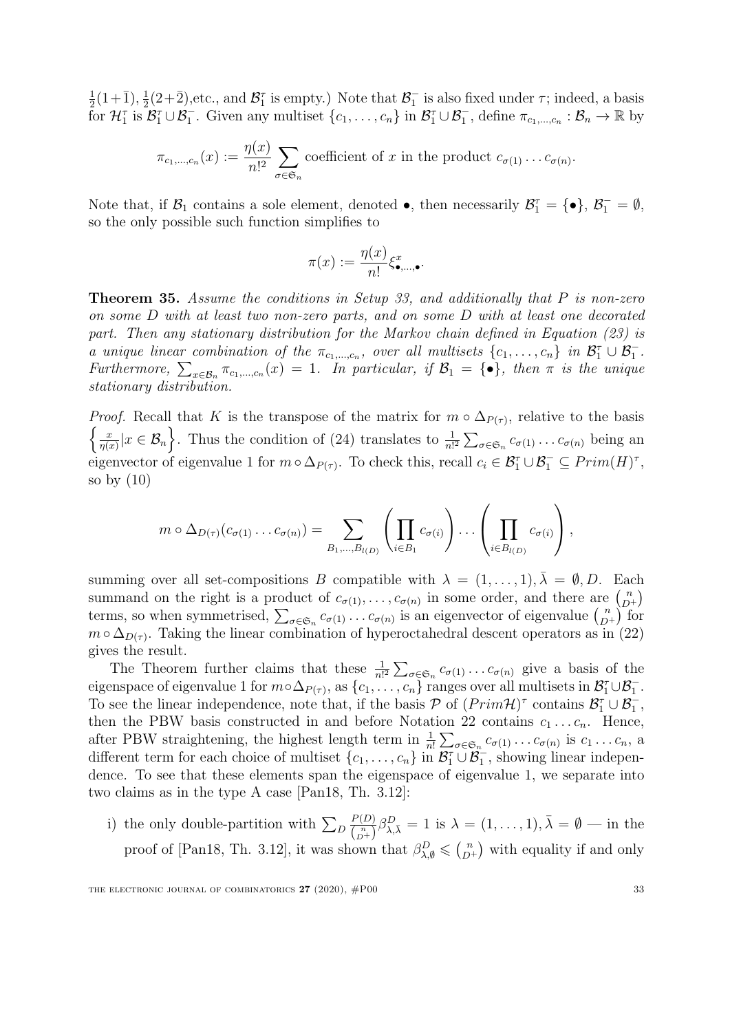$\frac{1}{2}(1+\bar{1})$, $\frac{1}{2}(2+\bar{2})$,etc., and $\mathcal{B}_1^\tau$ is empty.) Note that $\mathcal{B}_1^-$ is also fixed under $\tau$; indeed, a basis for $\mathcal{H}_1^\tau$ is $\mathcal{B}_1^\tau \cup \mathcal{B}_1^-$. Given any multiset $\{c_1, \dots, c_n\}$ in $\mathcal{B}_1^\tau \cup \mathcal{B}_1^-$, define $\pi_{c_1,\dots,c_n} : \mathcal{B}_n \to \mathbb{R}$ by

$$\pi_{c_1,\dots,c_n}(x) := \frac{\eta(x)}{n!^2} \sum_{\sigma \in \mathfrak{S}_n} \text{coefficient of } x \text{ in the product } c_{\sigma(1)} \dots c_{\sigma(n)}.$$

Note that, if $\mathcal{B}_1$ contains a sole element, denoted $\bullet$, then necessarily $\mathcal{B}_1^\tau = \{\bullet\}$, $\mathcal{B}_1^- = \emptyset$, so the only possible such function simplifies to

$$\pi(x) := \frac{\eta(x)}{n!} \xi^x_{\bullet,\dots,\bullet}.$$

**Theorem 35.** *Assume the conditions in Setup 33, and additionally that $P$ is non-zero on some $D$ with at least two non-zero parts, and on some $D$ with at least one decorated part. Then any stationary distribution for the Markov chain defined in Equation (23) is a unique linear combination of the $\pi_{c_1,\dots,c_n}$, over all multisets $\{c_1, \dots, c_n\}$ in $\mathcal{B}_1^\tau \cup \mathcal{B}_1^-$. Furthermore, $\sum_{x \in \mathcal{B}_n} \pi_{c_1,\dots,c_n}(x) = 1$. In particular, if $\mathcal{B}_1 = \{\bullet\}$, then $\pi$ is the unique stationary distribution.*

*Proof.* Recall that $K$ is the transpose of the matrix for $m \circ \Delta_{P(\tau)}$, relative to the basis $\left\{ \frac{x}{\eta(x)} | x \in \mathcal{B}_n \right\}$. Thus the condition of (24) translates to $\frac{1}{n!^2} \sum_{\sigma \in \mathfrak{S}_n} c_{\sigma(1)} \dots c_{\sigma(n)}$ being an eigenvector of eigenvalue 1 for $m \circ \Delta_{P(\tau)}$. To check this, recall $c_i \in \mathcal{B}_1^\tau \cup \mathcal{B}_1^- \subseteq Prim(H)^\tau$, so by (10)

$$m \circ \Delta_{D(\tau)}(c_{\sigma(1)} \dots c_{\sigma(n)}) = \sum_{B_1,\dots,B_{l(D)}} \left( \prod_{i \in B_1} c_{\sigma(i)} \right) \dots \left( \prod_{i \in B_{l(D)}} c_{\sigma(i)} \right),$$

summing over all set-compositions $B$ compatible with $\lambda = (1, \dots, 1), \bar{\lambda} = \emptyset, D$. Each summand on the right is a product of $c_{\sigma(1)}, \dots, c_{\sigma(n)}$ in some order, and there are $\binom{n}{D^+}$ terms, so when symmetrised, $\sum_{\sigma \in \mathfrak{S}_n} c_{\sigma(1)} \dots c_{\sigma(n)}$ is an eigenvector of eigenvalue $\binom{n}{D^+}$ for $m \circ \Delta_{D(\tau)}$. Taking the linear combination of hyperoctahedral descent operators as in (22) gives the result.

The Theorem further claims that these $\frac{1}{n!^2} \sum_{\sigma \in \mathfrak{S}_n} c_{\sigma(1)} \dots c_{\sigma(n)}$ give a basis of the eigenspace of eigenvalue 1 for $m \circ \Delta_{P(\tau)}$, as $\{c_1, \dots, c_n\}$ ranges over all multisets in $\mathcal{B}_1^\tau \cup \mathcal{B}_1^-$. To see the linear independence, note that, if the basis $\mathcal{P}$ of $(Prim\mathcal{H})^\tau$ contains $\mathcal{B}_1^\tau \cup \mathcal{B}_1^-$, then the PBW basis constructed in and before Notation 22 contains $c_1 \dots c_n$. Hence, after PBW straightening, the highest length term in $\frac{1}{n!} \sum_{\sigma \in \mathfrak{S}_n} c_{\sigma(1)} \dots c_{\sigma(n)}$ is $c_1 \dots c_n$, a different term for each choice of multiset $\{c_1, \dots, c_n\}$ in $\mathcal{B}_1^\tau \cup \mathcal{B}_1^-$, showing linear independence. To see that these elements span the eigenspace of eigenvalue 1, we separate into two claims as in the type A case [Pan18, Th. 3.12]:

i) the only double-partition with $\sum_D \frac{P(D)}{\binom{n}{D^+}} \beta^D_{\lambda,\bar{\lambda}} = 1$ is $\lambda = (1, \dots, 1), \bar{\lambda} = \emptyset$ — in the proof of [Pan18, Th. 3.12], it was shown that $\beta^D_{\lambda,\emptyset} \leqslant \binom{n}{D^+}$ with equality if and only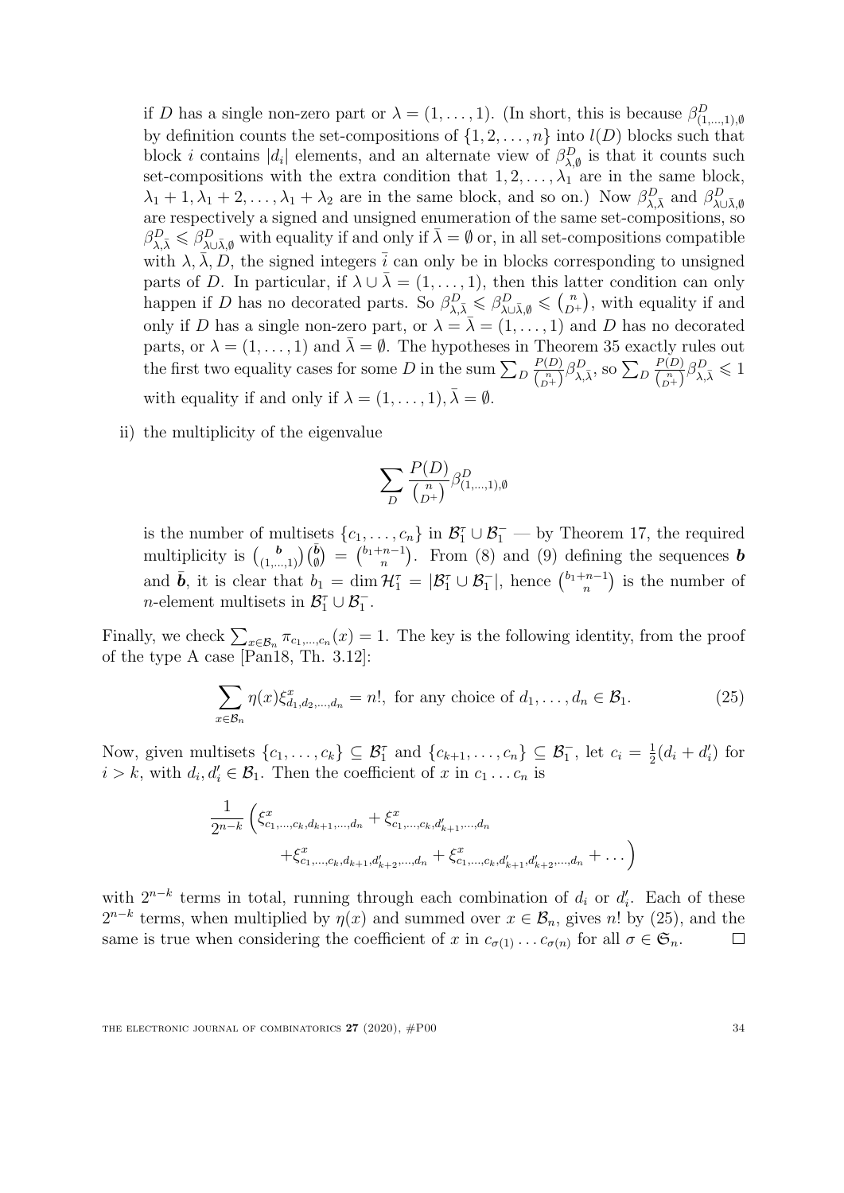if $D$ has a single non-zero part or $\lambda = (1,\dots,1)$. (In short, this is because $\beta^D_{(1,\dots,1),\emptyset}$ by definition counts the set-compositions of $\{1,2,\dots,n\}$ into $l(D)$ blocks such that block $i$ contains $|d_i|$ elements, and an alternate view of $\beta^D_{\lambda,\emptyset}$ is that it counts such set-compositions with the extra condition that $1,2,\dots,\lambda_1$ are in the same block, $\lambda_1+1,\lambda_1+2,\dots,\lambda_1+\lambda_2$ are in the same block, and so on.) Now $\beta^D_{\lambda,\bar\lambda}$ and $\beta^D_{\lambda\cup\bar\lambda,\emptyset}$ are respectively a signed and unsigned enumeration of the same set-compositions, so $\beta^D_{\lambda,\bar\lambda} \leqslant \beta^D_{\lambda\cup\bar\lambda,\emptyset}$ with equality if and only if $\bar\lambda = \emptyset$ or, in all set-compositions compatible with $\lambda,\bar\lambda,D$, the signed integers $\bar i$ can only be in blocks corresponding to unsigned parts of $D$. In particular, if $\lambda\cup\bar\lambda = (1,\dots,1)$, then this latter condition can only happen if $D$ has no decorated parts. So $\beta^D_{\lambda,\bar\lambda} \leqslant \beta^D_{\lambda\cup\bar\lambda,\emptyset} \leqslant \binom{n}{D^+}$, with equality if and only if $D$ has a single non-zero part, or $\lambda = \bar\lambda = (1,\dots,1)$ and $D$ has no decorated parts, or $\lambda = (1,\dots,1)$ and $\bar\lambda = \emptyset$. The hypotheses in Theorem 35 exactly rules out the first two equality cases for some $D$ in the sum $\sum_D \frac{P(D)}{\binom{n}{D^+}}\beta^D_{\lambda,\bar\lambda}$, so $\sum_D \frac{P(D)}{\binom{n}{D^+}}\beta^D_{\lambda,\bar\lambda} \leqslant 1$ with equality if and only if $\lambda = (1,\dots,1), \bar\lambda = \emptyset$.

ii) the multiplicity of the eigenvalue

$$\sum_D \frac{P(D)}{\binom{n}{D^+}}\beta^D_{(1,\dots,1),\emptyset}$$

is the number of multisets $\{c_1,\dots,c_n\}$ in $\mathcal{B}^\tau_1 \cup \mathcal{B}^-_1$ — by Theorem 17, the required multiplicity is $\binom{\boldsymbol{b}}{(1,\dots,1)}\binom{\bar{\boldsymbol{b}}}{\emptyset} = \binom{b_1+n-1}{n}$. From (8) and (9) defining the sequences $\boldsymbol{b}$ and $\bar{\boldsymbol{b}}$, it is clear that $b_1 = \dim \mathcal{H}^\tau_1 = |\mathcal{B}^\tau_1 \cup \mathcal{B}^-_1|$, hence $\binom{b_1+n-1}{n}$ is the number of $n$-element multisets in $\mathcal{B}^\tau_1 \cup \mathcal{B}^-_1$.

Finally, we check $\sum_{x\in\mathcal{B}_n} \pi_{c_1,\dots,c_n}(x) = 1$. The key is the following identity, from the proof of the type A case [Pan18, Th. 3.12]:

$$\sum_{x\in\mathcal{B}_n} \eta(x)\xi^x_{d_1,d_2,\dots,d_n} = n!, \text{ for any choice of } d_1,\dots,d_n \in \mathcal{B}_1. \tag{25}$$

Now, given multisets $\{c_1,\dots,c_k\} \subseteq \mathcal{B}^\tau_1$ and $\{c_{k+1},\dots,c_n\} \subseteq \mathcal{B}^-_1$, let $c_i = \frac{1}{2}(d_i + d'_i)$ for $i > k$, with $d_i, d'_i \in \mathcal{B}_1$. Then the coefficient of $x$ in $c_1 \dots c_n$ is

$$\frac{1}{2^{n-k}}\Big(\xi^x_{c_1,\dots,c_k,d_{k+1},\dots,d_n} + \xi^x_{c_1,\dots,c_k,d'_{k+1},\dots,d_n} \\ + \xi^x_{c_1,\dots,c_k,d_{k+1},d'_{k+2},\dots,d_n} + \xi^x_{c_1,\dots,c_k,d'_{k+1},d'_{k+2},\dots,d_n} + \dots\Big)$$

with $2^{n-k}$ terms in total, running through each combination of $d_i$ or $d'_i$. Each of these $2^{n-k}$ terms, when multiplied by $\eta(x)$ and summed over $x \in \mathcal{B}_n$, gives $n!$ by (25), and the same is true when considering the coefficient of $x$ in $c_{\sigma(1)}\dots c_{\sigma(n)}$ for all $\sigma \in \mathfrak{S}_n$. $\square$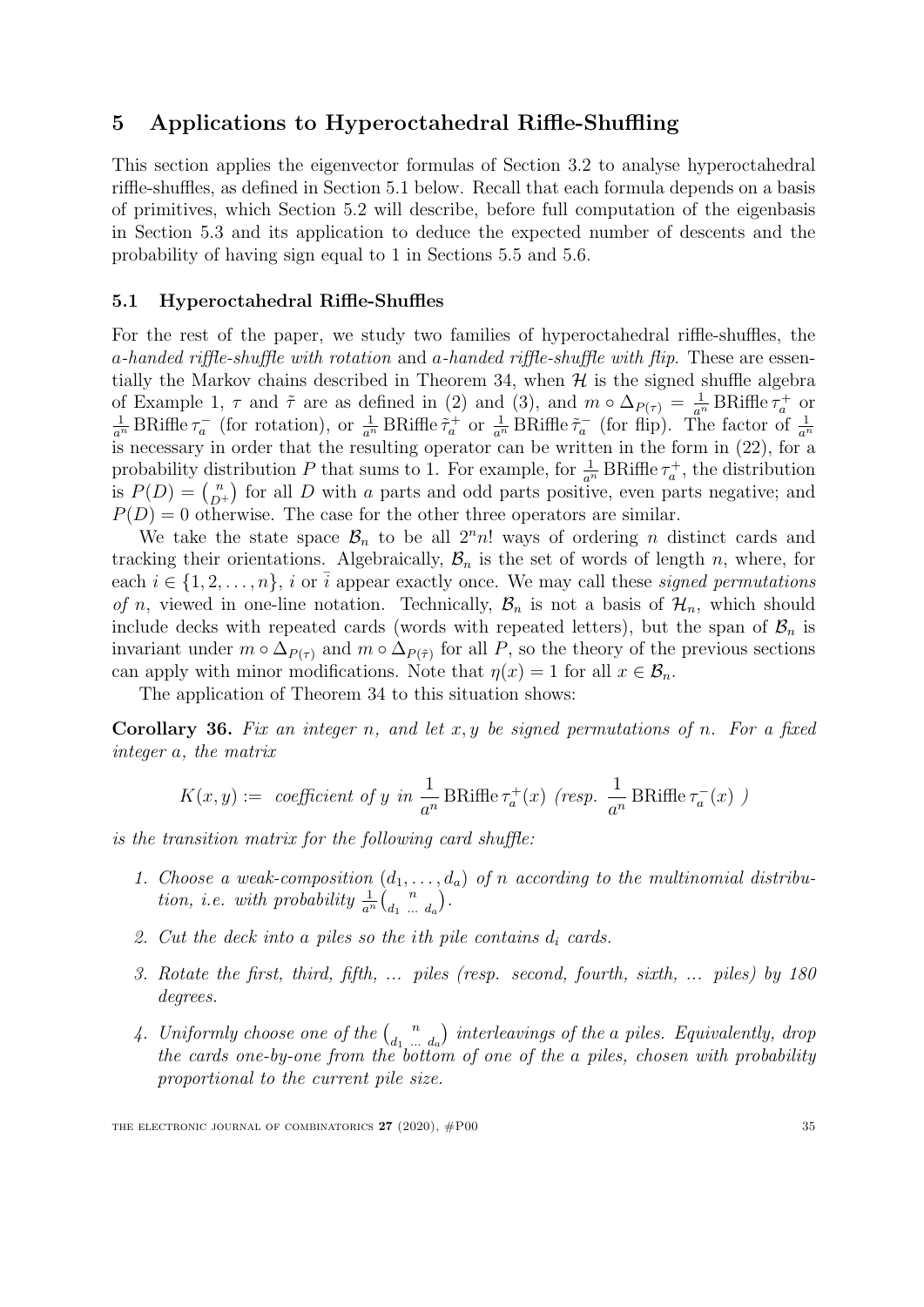## 5 Applications to Hyperoctahedral Riffle-Shuffling

This section applies the eigenvector formulas of Section 3.2 to analyse hyperoctahedral riffle-shuffles, as defined in Section 5.1 below. Recall that each formula depends on a basis of primitives, which Section 5.2 will describe, before full computation of the eigenbasis in Section 5.3 and its application to deduce the expected number of descents and the probability of having sign equal to 1 in Sections 5.5 and 5.6.

### 5.1 Hyperoctahedral Riffle-Shuffles

For the rest of the paper, we study two families of hyperoctahedral riffle-shuffles, the *a-handed riffle-shuffle with rotation* and *a-handed riffle-shuffle with flip*. These are essentially the Markov chains described in Theorem 34, when $\mathcal{H}$ is the signed shuffle algebra of Example 1, $\tau$ and $\tilde{\tau}$ are as defined in (2) and (3), and $m \circ \Delta_{P(\tau)} = \frac{1}{a^n} \operatorname{BRiffle} \tau_a^+$ or $\frac{1}{a^n} \operatorname{BRiffle} \tau_a^-$ (for rotation), or $\frac{1}{a^n} \operatorname{BRiffle} \tilde{\tau}_a^+$ or $\frac{1}{a^n} \operatorname{BRiffle} \tilde{\tau}_a^-$ (for flip). The factor of $\frac{1}{a^n}$ is necessary in order that the resulting operator can be written in the form in (22), for a probability distribution $P$ that sums to 1. For example, for $\frac{1}{a^n} \operatorname{BRiffle} \tau_a^+$, the distribution is $P(D) = \binom{n}{D^+}$ for all $D$ with $a$ parts and odd parts positive, even parts negative; and $P(D) = 0$ otherwise. The case for the other three operators are similar.

We take the state space $\mathcal{B}_n$ to be all $2^n n!$ ways of ordering $n$ distinct cards and tracking their orientations. Algebraically, $\mathcal{B}_n$ is the set of words of length $n$, where, for each $i \in \{1, 2, \dots, n\}$, $i$ or $\bar{i}$ appear exactly once. We may call these *signed permutations of n*, viewed in one-line notation. Technically, $\mathcal{B}_n$ is not a basis of $\mathcal{H}_n$, which should include decks with repeated cards (words with repeated letters), but the span of $\mathcal{B}_n$ is invariant under $m \circ \Delta_{P(\tau)}$ and $m \circ \Delta_{P(\tilde{\tau})}$ for all $P$, so the theory of the previous sections can apply with minor modifications. Note that $\eta(x) = 1$ for all $x \in \mathcal{B}_n$.

The application of Theorem 34 to this situation shows:

**Corollary 36.** *Fix an integer n, and let x, y be signed permutations of n. For a fixed integer a, the matrix*

$$K(x, y) := \text{ coefficient of } y \text{ in } \frac{1}{a^n} \operatorname{BRiffle} \tau_a^+(x) \text{ (resp. } \frac{1}{a^n} \operatorname{BRiffle} \tau_a^-(x) \text{ )}$$

*is the transition matrix for the following card shuffle:*

1. *Choose a weak-composition $(d_1, \dots, d_a)$ of $n$ according to the multinomial distribution, i.e. with probability $\frac{1}{a^n} \binom{n}{d_1 \ \dots \ d_a}$.*
2. *Cut the deck into a piles so the ith pile contains $d_i$ cards.*
3. *Rotate the first, third, fifth, ... piles (resp. second, fourth, sixth, ... piles) by 180 degrees.*
4. *Uniformly choose one of the $\binom{n}{d_1 \ \dots \ d_a}$ interleavings of the a piles. Equivalently, drop the cards one-by-one from the bottom of one of the a piles, chosen with probability proportional to the current pile size.*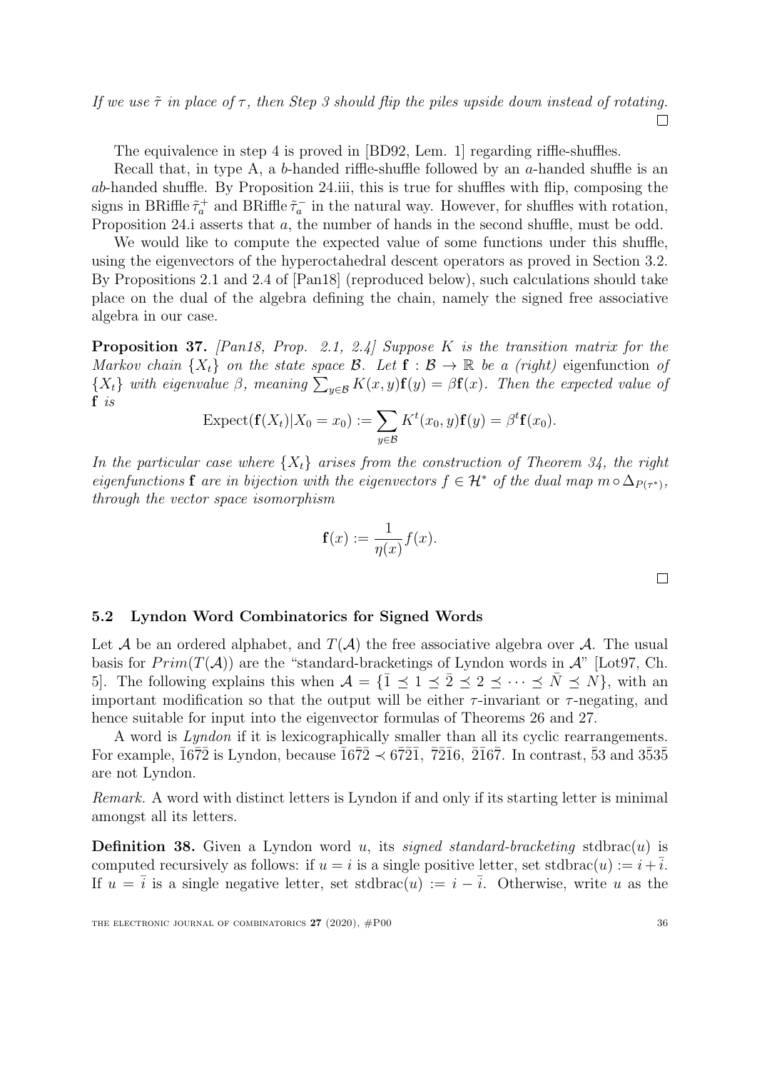*If we use $\tilde{\tau}$ in place of $\tau$, then Step 3 should flip the piles upside down instead of rotating.* □

The equivalence in step 4 is proved in [BD92, Lem. 1] regarding riffle-shuffles.

Recall that, in type A, a $b$-handed riffle-shuffle followed by an $a$-handed shuffle is an $ab$-handed shuffle. By Proposition 24.iii, this is true for shuffles with flip, composing the signs in $\mathrm{BRiffle}\,\tilde{\tau}_a^+$ and $\mathrm{BRiffle}\,\tilde{\tau}_a^-$ in the natural way. However, for shuffles with rotation, Proposition 24.i asserts that $a$, the number of hands in the second shuffle, must be odd.

We would like to compute the expected value of some functions under this shuffle, using the eigenvectors of the hyperoctahedral descent operators as proved in Section 3.2. By Propositions 2.1 and 2.4 of [Pan18] (reproduced below), such calculations should take place on the dual of the algebra defining the chain, namely the signed free associative algebra in our case.

**Proposition 37.** *[Pan18, Prop. 2.1, 2.4] Suppose $K$ is the transition matrix for the Markov chain $\{X_t\}$ on the state space $\mathcal{B}$. Let $\mathbf{f} : \mathcal{B} \to \mathbb{R}$ be a (right) eigenfunction of $\{X_t\}$ with eigenvalue $\beta$, meaning $\sum_{y\in\mathcal{B}} K(x, y)\mathbf{f}(y) = \beta\mathbf{f}(x)$. Then the expected value of $\mathbf{f}$ is*

$$\mathrm{Expect}(\mathbf{f}(X_t)|X_0 = x_0) := \sum_{y\in\mathcal{B}} K^t(x_0, y)\mathbf{f}(y) = \beta^t\mathbf{f}(x_0).$$

*In the particular case where $\{X_t\}$ arises from the construction of Theorem 34, the right eigenfunctions $\mathbf{f}$ are in bijection with the eigenvectors $f \in \mathcal{H}^*$ of the dual map $m \circ \Delta_{P(\tau^*)}$, through the vector space isomorphism*

$$\mathbf{f}(x) := \frac{1}{\eta(x)} f(x).$$

□

### 5.2 Lyndon Word Combinatorics for Signed Words

Let $\mathcal{A}$ be an ordered alphabet, and $T(\mathcal{A})$ the free associative algebra over $\mathcal{A}$. The usual basis for $Prim(T(\mathcal{A}))$ are the "standard-bracketings of Lyndon words in $\mathcal{A}$" [Lot97, Ch. 5]. The following explains this when $\mathcal{A} = \{\bar{1} \preceq 1 \preceq \bar{2} \preceq 2 \preceq \cdots \preceq \bar{N} \preceq N\}$, with an important modification so that the output will be either $\tau$-invariant or $\tau$-negating, and hence suitable for input into the eigenvector formulas of Theorems 26 and 27.

A word is *Lyndon* if it is lexicographically smaller than all its cyclic rearrangements. For example, $\bar{1}6\bar{7}\bar{2}$ is Lyndon, because $\bar{1}6\bar{7}\bar{2} \prec 6\bar{7}\bar{2}\bar{1}$, $\bar{7}\bar{2}\bar{1}6$, $\bar{2}\bar{1}6\bar{7}$. In contrast, $\bar{5}3$ and $3\bar{5}3\bar{5}$ are not Lyndon.

*Remark.* A word with distinct letters is Lyndon if and only if its starting letter is minimal amongst all its letters.

**Definition 38.** Given a Lyndon word $u$, its *signed standard-bracketing* $\mathrm{stdbrac}(u)$ is computed recursively as follows: if $u = i$ is a single positive letter, set $\mathrm{stdbrac}(u) := i + \bar{i}$. If $u = \bar{i}$ is a single negative letter, set $\mathrm{stdbrac}(u) := i - \bar{i}$. Otherwise, write $u$ as the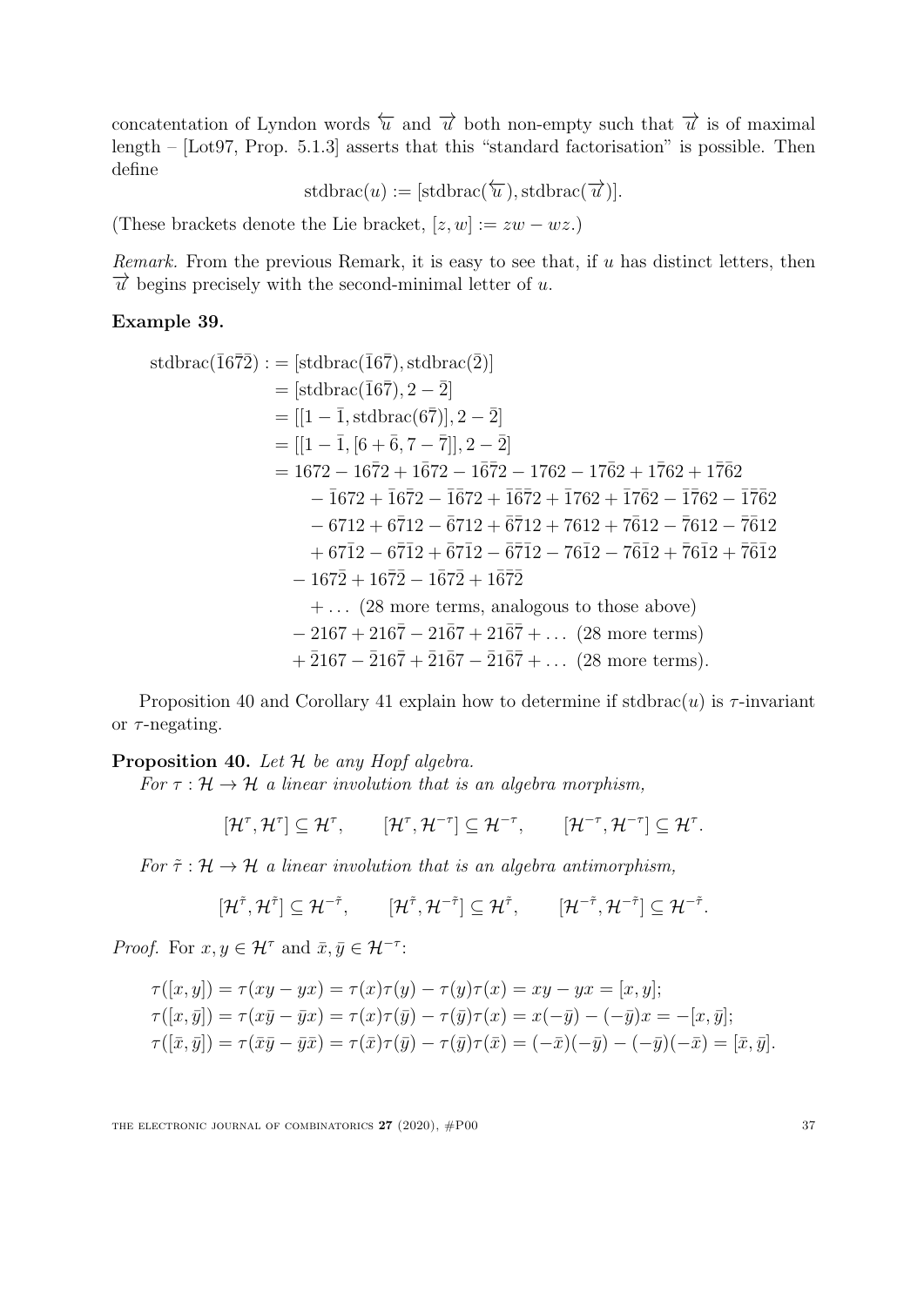concatentation of Lyndon words $\overleftarrow{u}$ and $\overrightarrow{u}$ both non-empty such that $\overrightarrow{u}$ is of maximal length – [Lot97, Prop. 5.1.3] asserts that this "standard factorisation" is possible. Then define

$$\operatorname{stdbrac}(u) := [\operatorname{stdbrac}(\overleftarrow{u}), \operatorname{stdbrac}(\overrightarrow{u})].$$

(These brackets denote the Lie bracket, $[z, w] := zw - wz$.)

*Remark.* From the previous Remark, it is easy to see that, if $u$ has distinct letters, then $\overrightarrow{u}$ begins precisely with the second-minimal letter of $u$.

**Example 39.**

$$\begin{aligned}
\operatorname{stdbrac}(\bar{1}6\bar{7}\bar{2}) :&= [\operatorname{stdbrac}(\bar{1}6\bar{7}), \operatorname{stdbrac}(\bar{2})] \\
&= [\operatorname{stdbrac}(\bar{1}6\bar{7}), 2 - \bar{2}] \\
&= [[1 - \bar{1}, \operatorname{stdbrac}(6\bar{7})], 2 - \bar{2}] \\
&= [[1 - \bar{1}, [6 + \bar{6}, 7 - \bar{7}]], 2 - \bar{2}] \\
&= 1672 - 16\bar{7}2 + 1\bar{6}72 - 1\bar{6}\bar{7}2 - 1762 - 17\bar{6}2 + 1\bar{7}62 + 1\bar{7}\bar{6}2 \\
&\quad - \bar{1}672 + \bar{1}6\bar{7}2 - \bar{1}\bar{6}72 + \bar{1}\bar{6}\bar{7}2 + \bar{1}762 + \bar{1}7\bar{6}2 - \bar{1}\bar{7}62 - \bar{1}\bar{7}\bar{6}2 \\
&\quad - 6712 + 6\bar{7}12 - \bar{6}712 + \bar{6}\bar{7}12 + 7612 + 7\bar{6}12 - \bar{7}612 - \bar{7}\bar{6}12 \\
&\quad + 67\bar{1}2 - 6\bar{7}\bar{1}2 + \bar{6}7\bar{1}2 - \bar{6}\bar{7}\bar{1}2 - 76\bar{1}2 - 7\bar{6}\bar{1}2 + \bar{7}6\bar{1}2 + \bar{7}\bar{6}\bar{1}2 \\
&\quad - 167\bar{2} + 16\bar{7}\bar{2} - 1\bar{6}7\bar{2} + 1\bar{6}\bar{7}\bar{2} \\
&\quad\quad + \ldots \text{ (28 more terms, analogous to those above)} \\
&\quad - 2167 + 216\bar{7} - 21\bar{6}7 + 21\bar{6}\bar{7} + \ldots \text{ (28 more terms)} \\
&\quad + \bar{2}167 - \bar{2}16\bar{7} + \bar{2}1\bar{6}7 - \bar{2}1\bar{6}\bar{7} + \ldots \text{ (28 more terms).}
\end{aligned}$$

Proposition 40 and Corollary 41 explain how to determine if $\operatorname{stdbrac}(u)$ is $\tau$-invariant or $\tau$-negating.

**Proposition 40.** *Let $\mathcal{H}$ be any Hopf algebra.*

*For $\tau : \mathcal{H} \to \mathcal{H}$ a linear involution that is an algebra morphism,*

$$[\mathcal{H}^{\tau}, \mathcal{H}^{\tau}] \subseteq \mathcal{H}^{\tau}, \qquad [\mathcal{H}^{\tau}, \mathcal{H}^{-\tau}] \subseteq \mathcal{H}^{-\tau}, \qquad [\mathcal{H}^{-\tau}, \mathcal{H}^{-\tau}] \subseteq \mathcal{H}^{\tau}.$$

*For $\tilde{\tau} : \mathcal{H} \to \mathcal{H}$ a linear involution that is an algebra antimorphism,*

$$[\mathcal{H}^{\tilde{\tau}}, \mathcal{H}^{\tilde{\tau}}] \subseteq \mathcal{H}^{-\tilde{\tau}}, \qquad [\mathcal{H}^{\tilde{\tau}}, \mathcal{H}^{-\tilde{\tau}}] \subseteq \mathcal{H}^{\tilde{\tau}}, \qquad [\mathcal{H}^{-\tilde{\tau}}, \mathcal{H}^{-\tilde{\tau}}] \subseteq \mathcal{H}^{-\tilde{\tau}}.$$

*Proof.* For $x, y \in \mathcal{H}^{\tau}$ and $\bar{x}, \bar{y} \in \mathcal{H}^{-\tau}$:

$$\begin{aligned}
\tau([x, y]) &= \tau(xy - yx) = \tau(x)\tau(y) - \tau(y)\tau(x) = xy - yx = [x, y]; \\
\tau([x, \bar{y}]) &= \tau(x\bar{y} - \bar{y}x) = \tau(x)\tau(\bar{y}) - \tau(\bar{y})\tau(x) = x(-\bar{y}) - (-\bar{y})x = -[x, \bar{y}]; \\
\tau([\bar{x}, \bar{y}]) &= \tau(\bar{x}\bar{y} - \bar{y}\bar{x}) = \tau(\bar{x})\tau(\bar{y}) - \tau(\bar{y})\tau(\bar{x}) = (-\bar{x})(-\bar{y}) - (-\bar{y})(-\bar{x}) = [\bar{x}, \bar{y}].
\end{aligned}$$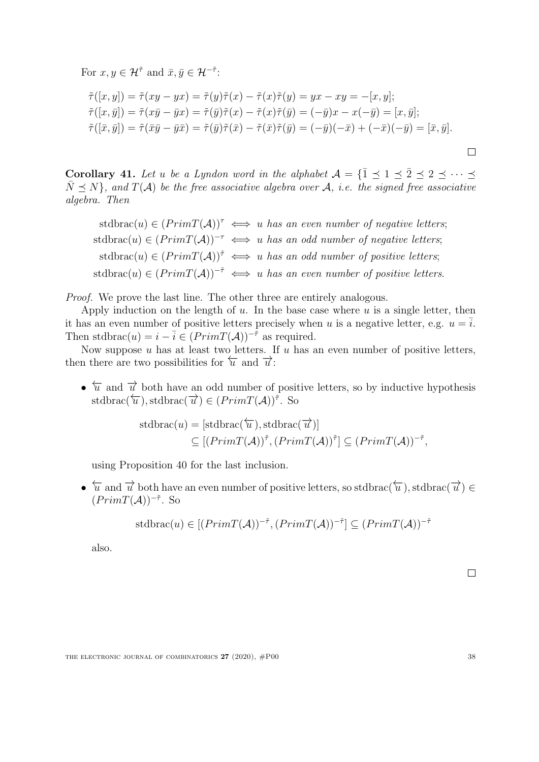For $x, y \in \mathcal{H}^{\tilde{\tau}}$ and $\bar{x}, \bar{y} \in \mathcal{H}^{-\tilde{\tau}}$:

$$\begin{aligned}
\tilde{\tau}([x,y]) &= \tilde{\tau}(xy - yx) = \tilde{\tau}(y)\tilde{\tau}(x) - \tilde{\tau}(x)\tilde{\tau}(y) = yx - xy = -[x,y];\\
\tilde{\tau}([x,\bar{y}]) &= \tilde{\tau}(x\bar{y} - \bar{y}x) = \tilde{\tau}(\bar{y})\tilde{\tau}(x) - \tilde{\tau}(x)\tilde{\tau}(\bar{y}) = (-\bar{y})x - x(-\bar{y}) = [x,\bar{y}];\\
\tilde{\tau}([\bar{x},\bar{y}]) &= \tilde{\tau}(\bar{x}\bar{y} - \bar{y}\bar{x}) = \tilde{\tau}(\bar{y})\tilde{\tau}(\bar{x}) - \tilde{\tau}(\bar{x})\tilde{\tau}(\bar{y}) = (-\bar{y})(-\bar{x}) + (-\bar{x})(-\bar{y}) = [\bar{x},\bar{y}].
\end{aligned}$$

□

**Corollary 41.** *Let $u$ be a Lyndon word in the alphabet $\mathcal{A} = \{\bar{1} \preceq 1 \preceq \bar{2} \preceq 2 \preceq \cdots \preceq \bar{N} \preceq N\}$, and $T(\mathcal{A})$ be the free associative algebra over $\mathcal{A}$, i.e. the signed free associative algebra. Then*

$$\begin{aligned}
\operatorname{stdbrac}(u) \in (PrimT(\mathcal{A}))^{\tau} &\iff u \text{ has an even number of negative letters};\\
\operatorname{stdbrac}(u) \in (PrimT(\mathcal{A}))^{-\tau} &\iff u \text{ has an odd number of negative letters};\\
\operatorname{stdbrac}(u) \in (PrimT(\mathcal{A}))^{\tilde{\tau}} &\iff u \text{ has an odd number of positive letters};\\
\operatorname{stdbrac}(u) \in (PrimT(\mathcal{A}))^{-\tilde{\tau}} &\iff u \text{ has an even number of positive letters}.
\end{aligned}$$

*Proof.* We prove the last line. The other three are entirely analogous.

Apply induction on the length of $u$. In the base case where $u$ is a single letter, then it has an even number of positive letters precisely when $u$ is a negative letter, e.g. $u = \bar{i}$. Then $\operatorname{stdbrac}(u) = i - \bar{i} \in (PrimT(\mathcal{A}))^{-\tilde{\tau}}$ as required.

Now suppose $u$ has at least two letters. If $u$ has an even number of positive letters, then there are two possibilities for $\overleftarrow{u}$ and $\overrightarrow{u}$:

- $\overleftarrow{u}$ and $\overrightarrow{u}$ both have an odd number of positive letters, so by inductive hypothesis $\operatorname{stdbrac}(\overleftarrow{u}), \operatorname{stdbrac}(\overrightarrow{u}) \in (PrimT(\mathcal{A}))^{\tilde{\tau}}$. So

$$\begin{aligned}
\operatorname{stdbrac}(u) &= [\operatorname{stdbrac}(\overleftarrow{u}), \operatorname{stdbrac}(\overrightarrow{u})]\\
&\subseteq [(PrimT(\mathcal{A}))^{\tilde{\tau}}, (PrimT(\mathcal{A}))^{\tilde{\tau}}] \subseteq (PrimT(\mathcal{A}))^{-\tilde{\tau}},
\end{aligned}$$

  using Proposition 40 for the last inclusion.

- $\overleftarrow{u}$ and $\overrightarrow{u}$ both have an even number of positive letters, so $\operatorname{stdbrac}(\overleftarrow{u}), \operatorname{stdbrac}(\overrightarrow{u}) \in (PrimT(\mathcal{A}))^{-\tilde{\tau}}$. So

$$\operatorname{stdbrac}(u) \in [(PrimT(\mathcal{A}))^{-\tilde{\tau}}, (PrimT(\mathcal{A}))^{-\tilde{\tau}}] \subseteq (PrimT(\mathcal{A}))^{-\tilde{\tau}}$$

  also.

□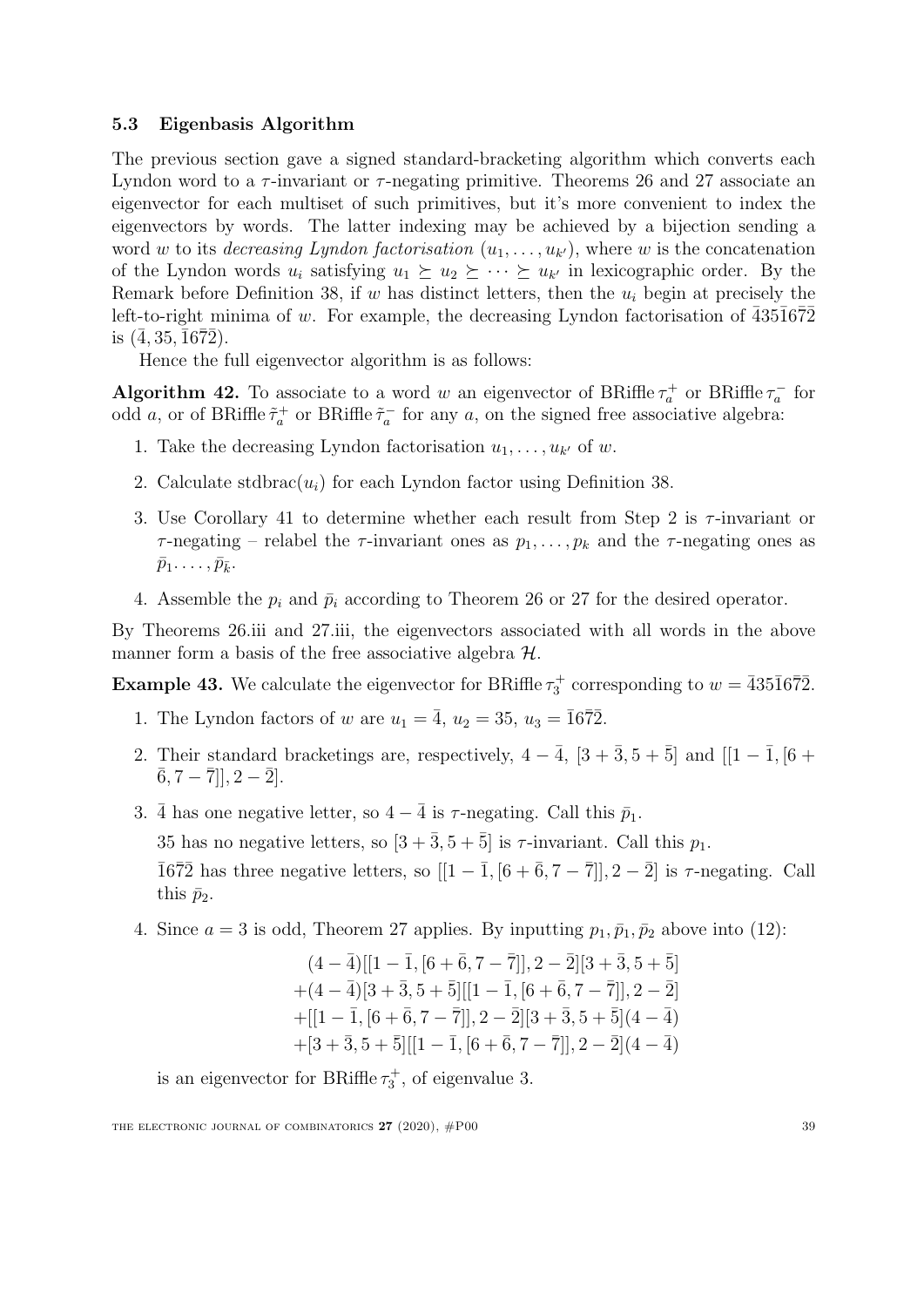### 5.3 Eigenbasis Algorithm

The previous section gave a signed standard-bracketing algorithm which converts each Lyndon word to a $\tau$-invariant or $\tau$-negating primitive. Theorems 26 and 27 associate an eigenvector for each multiset of such primitives, but it's more convenient to index the eigenvectors by words. The latter indexing may be achieved by a bijection sending a word $w$ to its *decreasing Lyndon factorisation* $(u_1, \dots, u_{k'})$, where $w$ is the concatenation of the Lyndon words $u_i$ satisfying $u_1 \succeq u_2 \succeq \cdots \succeq u_{k'}$ in lexicographic order. By the Remark before Definition 38, if $w$ has distinct letters, then the $u_i$ begin at precisely the left-to-right minima of $w$. For example, the decreasing Lyndon factorisation of $\bar{4}35\bar{1}6\bar{7}\bar{2}$ is $(\bar{4}, 35, \bar{1}6\bar{7}\bar{2})$.

Hence the full eigenvector algorithm is as follows:

**Algorithm 42.** To associate to a word $w$ an eigenvector of $\mathrm{BRiffle}\,\tau_a^+$ or $\mathrm{BRiffle}\,\tau_a^-$ for odd $a$, or of $\mathrm{BRiffle}\,\tilde{\tau}_a^+$ or $\mathrm{BRiffle}\,\tilde{\tau}_a^-$ for any $a$, on the signed free associative algebra:

1. Take the decreasing Lyndon factorisation $u_1, \dots, u_{k'}$ of $w$.
2. Calculate $\mathrm{stdbrac}(u_i)$ for each Lyndon factor using Definition 38.
3. Use Corollary 41 to determine whether each result from Step 2 is $\tau$-invariant or $\tau$-negating – relabel the $\tau$-invariant ones as $p_1, \dots, p_k$ and the $\tau$-negating ones as $\bar{p}_1, \dots, \bar{p}_{\bar{k}}$.
4. Assemble the $p_i$ and $\bar{p}_i$ according to Theorem 26 or 27 for the desired operator.

By Theorems 26.iii and 27.iii, the eigenvectors associated with all words in the above manner form a basis of the free associative algebra $\mathcal{H}$.

**Example 43.** We calculate the eigenvector for $\mathrm{BRiffle}\,\tau_3^+$ corresponding to $w = \bar{4}35\bar{1}6\bar{7}\bar{2}$.

1. The Lyndon factors of $w$ are $u_1 = \bar{4}$, $u_2 = 35$, $u_3 = \bar{1}6\bar{7}\bar{2}$.
2. Their standard bracketings are, respectively, $4 - \bar{4}$, $[3 + \bar{3}, 5 + \bar{5}]$ and $[[1 - \bar{1}, [6 + \bar{6}, 7 - \bar{7}]], 2 - \bar{2}]$.
3. $\bar{4}$ has one negative letter, so $4 - \bar{4}$ is $\tau$-negating. Call this $\bar{p}_1$.

   35 has no negative letters, so $[3 + \bar{3}, 5 + \bar{5}]$ is $\tau$-invariant. Call this $p_1$.

   $\bar{1}6\bar{7}\bar{2}$ has three negative letters, so $[[1 - \bar{1}, [6 + \bar{6}, 7 - \bar{7}]], 2 - \bar{2}]$ is $\tau$-negating. Call this $\bar{p}_2$.
4. Since $a = 3$ is odd, Theorem 27 applies. By inputting $p_1, \bar{p}_1, \bar{p}_2$ above into (12):

$$
\begin{aligned}
&(4 - \bar{4})[[1 - \bar{1}, [6 + \bar{6}, 7 - \bar{7}]], 2 - \bar{2}][3 + \bar{3}, 5 + \bar{5}] \\
+&(4 - \bar{4})[3 + \bar{3}, 5 + \bar{5}][[1 - \bar{1}, [6 + \bar{6}, 7 - \bar{7}]], 2 - \bar{2}] \\
+&[[1 - \bar{1}, [6 + \bar{6}, 7 - \bar{7}]], 2 - \bar{2}][3 + \bar{3}, 5 + \bar{5}](4 - \bar{4}) \\
+&[3 + \bar{3}, 5 + \bar{5}][[1 - \bar{1}, [6 + \bar{6}, 7 - \bar{7}]], 2 - \bar{2}](4 - \bar{4})
\end{aligned}
$$

   is an eigenvector for $\mathrm{BRiffle}\,\tau_3^+$, of eigenvalue 3.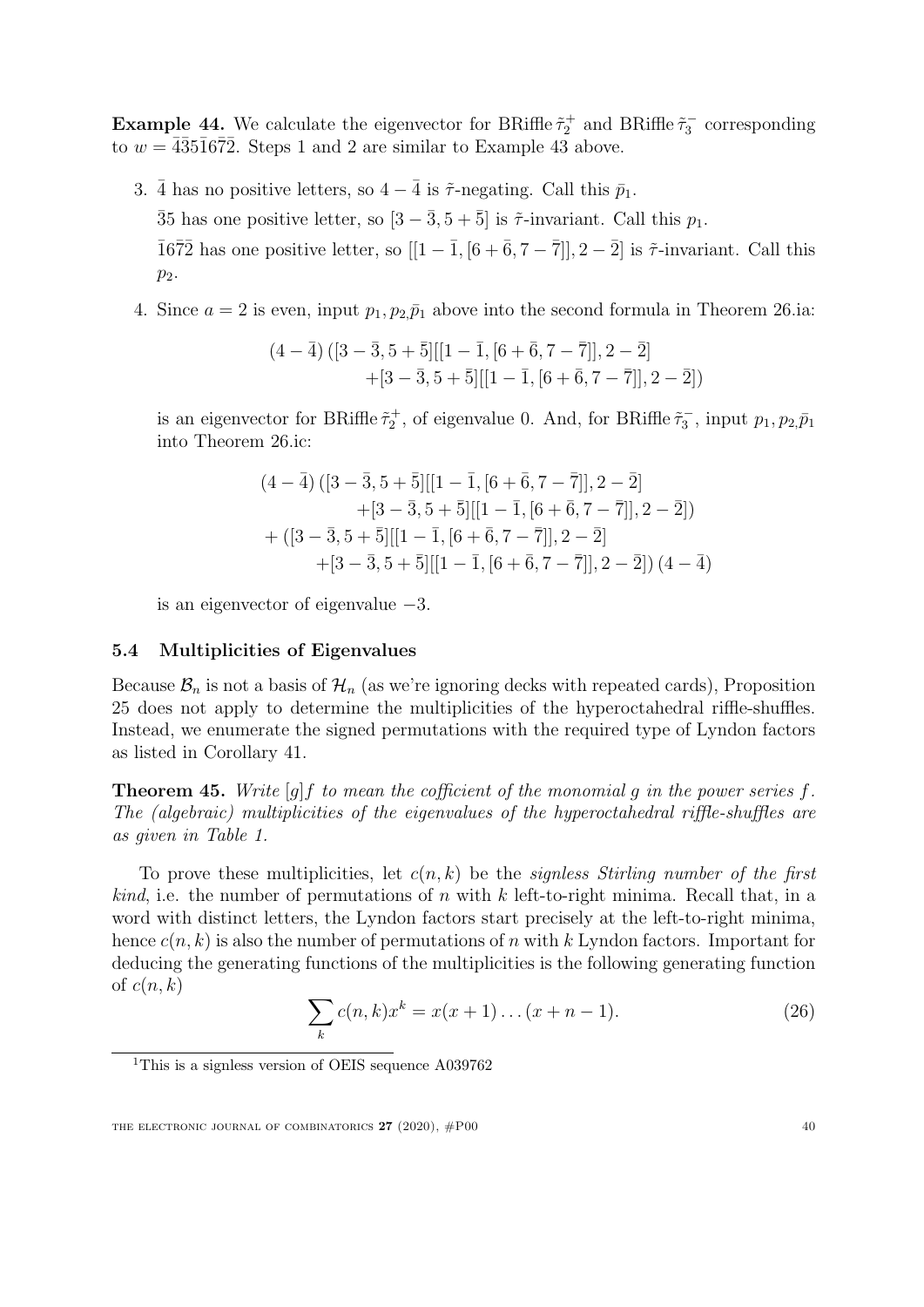**Example 44.** We calculate the eigenvector for BRiffle $\tilde{\tau}_2^+$ and BRiffle $\tilde{\tau}_3^-$ corresponding to $w = \bar{4}\bar{3}5\bar{1}6\bar{7}\bar{2}$. Steps 1 and 2 are similar to Example 43 above.

3. $\bar{4}$ has no positive letters, so $4 - \bar{4}$ is $\tilde{\tau}$-negating. Call this $\bar{p}_1$.

   $\bar{3}5$ has one positive letter, so $[3 - \bar{3}, 5 + \bar{5}]$ is $\tilde{\tau}$-invariant. Call this $p_1$.

   $\bar{1}6\bar{7}\bar{2}$ has one positive letter, so $[[1 - \bar{1}, [6 + \bar{6}, 7 - \bar{7}]], 2 - \bar{2}]$ is $\tilde{\tau}$-invariant. Call this $p_2$.

4. Since $a = 2$ is even, input $p_1, p_2, \bar{p}_1$ above into the second formula in Theorem 26.ia:

$$(4 - \bar{4})\,([3 - \bar{3}, 5 + \bar{5}][[1 - \bar{1}, [6 + \bar{6}, 7 - \bar{7}]], 2 - \bar{2}] \\ +[3 - \bar{3}, 5 + \bar{5}][[1 - \bar{1}, [6 + \bar{6}, 7 - \bar{7}]], 2 - \bar{2}])$$

   is an eigenvector for BRiffle $\tilde{\tau}_2^+$, of eigenvalue 0. And, for BRiffle $\tilde{\tau}_3^-$, input $p_1, p_2, \bar{p}_1$ into Theorem 26.ic:

$$(4 - \bar{4})\,([3 - \bar{3}, 5 + \bar{5}][[1 - \bar{1}, [6 + \bar{6}, 7 - \bar{7}]], 2 - \bar{2}] \\ +[3 - \bar{3}, 5 + \bar{5}][[1 - \bar{1}, [6 + \bar{6}, 7 - \bar{7}]], 2 - \bar{2}]) \\ + ([3 - \bar{3}, 5 + \bar{5}][[1 - \bar{1}, [6 + \bar{6}, 7 - \bar{7}]], 2 - \bar{2}] \\ +[3 - \bar{3}, 5 + \bar{5}][[1 - \bar{1}, [6 + \bar{6}, 7 - \bar{7}]], 2 - \bar{2}])\,(4 - \bar{4})$$

   is an eigenvector of eigenvalue $-3$.

### 5.4 Multiplicities of Eigenvalues

Because $\mathcal{B}_n$ is not a basis of $\mathcal{H}_n$ (as we're ignoring decks with repeated cards), Proposition 25 does not apply to determine the multiplicities of the hyperoctahedral riffle-shuffles. Instead, we enumerate the signed permutations with the required type of Lyndon factors as listed in Corollary 41.

**Theorem 45.** *Write $[g]f$ to mean the cofficient of the monomial $g$ in the power series $f$. The (algebraic) multiplicities of the eigenvalues of the hyperoctahedral riffle-shuffles are as given in Table 1.*

To prove these multiplicities, let $c(n, k)$ be the *signless Stirling number of the first kind*, i.e. the number of permutations of $n$ with $k$ left-to-right minima. Recall that, in a word with distinct letters, the Lyndon factors start precisely at the left-to-right minima, hence $c(n, k)$ is also the number of permutations of $n$ with $k$ Lyndon factors. Important for deducing the generating functions of the multiplicities is the following generating function of $c(n, k)$

$$\sum_k c(n, k)x^k = x(x + 1) \ldots (x + n - 1). \tag{26}$$

[1]This is a signless version of OEIS sequence A039762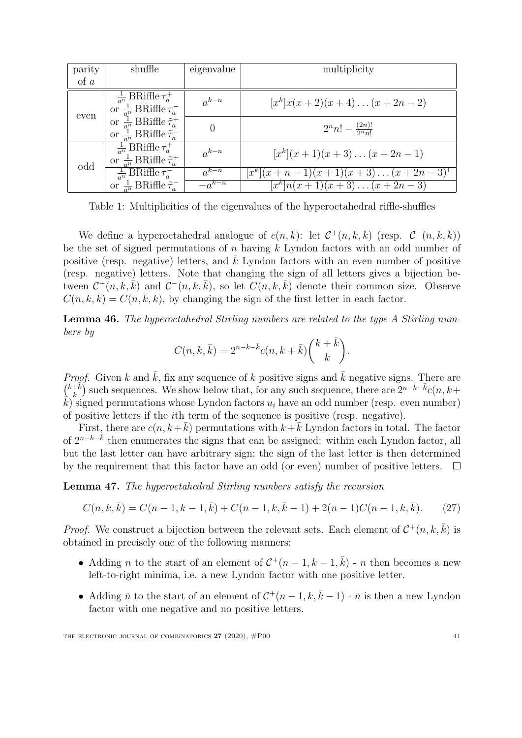| parity of $a$ | shuffle | eigenvalue | multiplicity |
|---|---|---|---|
| even | $\frac{1}{a^n}$ BRiffle $\tau_a^+$ or $\frac{1}{a^n}$ BRiffle $\tau_a^-$ or $\frac{1}{a^n}$ BRiffle $\tilde{\tau}_a^+$ or $\frac{1}{a^n}$ BRiffle $\tilde{\tau}_a^-$ | $a^{k-n}$ | $[x^k]x(x+2)(x+4)\dots(x+2n-2)$ |
| | | $0$ | $2^n n! - \frac{(2n)!}{2^n n!}$ |
| odd | $\frac{1}{a^n}$ BRiffle $\tau_a^+$ or $\frac{1}{a^n}$ BRiffle $\tilde{\tau}_a^+$ | $a^{k-n}$ | $[x^k](x+1)(x+3)\dots(x+2n-1)$ |
| | $\frac{1}{a^n}$ BRiffle $\tau_a^-$ or $\frac{1}{a^n}$ BRiffle $\tilde{\tau}_a^-$ | $a^{k-n}$ | $[x^k](x+n-1)(x+1)(x+3)\dots(x+2n-3)^1$ |
| | | $-a^{k-n}$ | $[x^k]n(x+1)(x+3)\dots(x+2n-3)$ |

Table 1: Multiplicities of the eigenvalues of the hyperoctahedral riffle-shuffles

We define a hyperoctahedral analogue of $c(n,k)$: let $\mathcal{C}^+(n,k,\bar{k})$ (resp. $\mathcal{C}^-(n,k,\bar{k})$) be the set of signed permutations of $n$ having $k$ Lyndon factors with an odd number of positive (resp. negative) letters, and $\bar{k}$ Lyndon factors with an even number of positive (resp. negative) letters. Note that changing the sign of all letters gives a bijection between $\mathcal{C}^+(n,k,\bar{k})$ and $\mathcal{C}^-(n,k,\bar{k})$, so let $C(n,k,\bar{k})$ denote their common size. Observe $C(n,k,\bar{k}) = C(n,\bar{k},k)$, by changing the sign of the first letter in each factor.

**Lemma 46.** *The hyperoctahedral Stirling numbers are related to the type A Stirling numbers by*

$$C(n,k,\bar{k}) = 2^{n-k-\bar{k}} c(n,k+\bar{k}) \binom{k+\bar{k}}{k}.$$

*Proof.* Given $k$ and $\bar{k}$, fix any sequence of $k$ positive signs and $\bar{k}$ negative signs. There are $\binom{k+\bar{k}}{k}$ such sequences. We show below that, for any such sequence, there are $2^{n-k-\bar{k}}c(n,k+\bar{k})$ signed permutations whose Lyndon factors $u_i$ have an odd number (resp. even number) of positive letters if the $i$th term of the sequence is positive (resp. negative).

First, there are $c(n,k+\bar{k})$ permutations with $k+\bar{k}$ Lyndon factors in total. The factor of $2^{n-k-\bar{k}}$ then enumerates the signs that can be assigned: within each Lyndon factor, all but the last letter can have arbitrary sign; the sign of the last letter is then determined by the requirement that this factor have an odd (or even) number of positive letters. $\square$

**Lemma 47.** *The hyperoctahedral Stirling numbers satisfy the recursion*

$$C(n,k,\bar{k}) = C(n-1,k-1,\bar{k}) + C(n-1,k,\bar{k}-1) + 2(n-1)C(n-1,k,\bar{k}). \tag{27}$$

*Proof.* We construct a bijection between the relevant sets. Each element of $\mathcal{C}^+(n,k,\bar{k})$ is obtained in precisely one of the following manners:

- Adding $n$ to the start of an element of $\mathcal{C}^+(n-1,k-1,\bar{k})$ - $n$ then becomes a new left-to-right minima, i.e. a new Lyndon factor with one positive letter.
- Adding $\bar{n}$ to the start of an element of $\mathcal{C}^+(n-1,k,\bar{k}-1)$ - $\bar{n}$ is then a new Lyndon factor with one negative and no positive letters.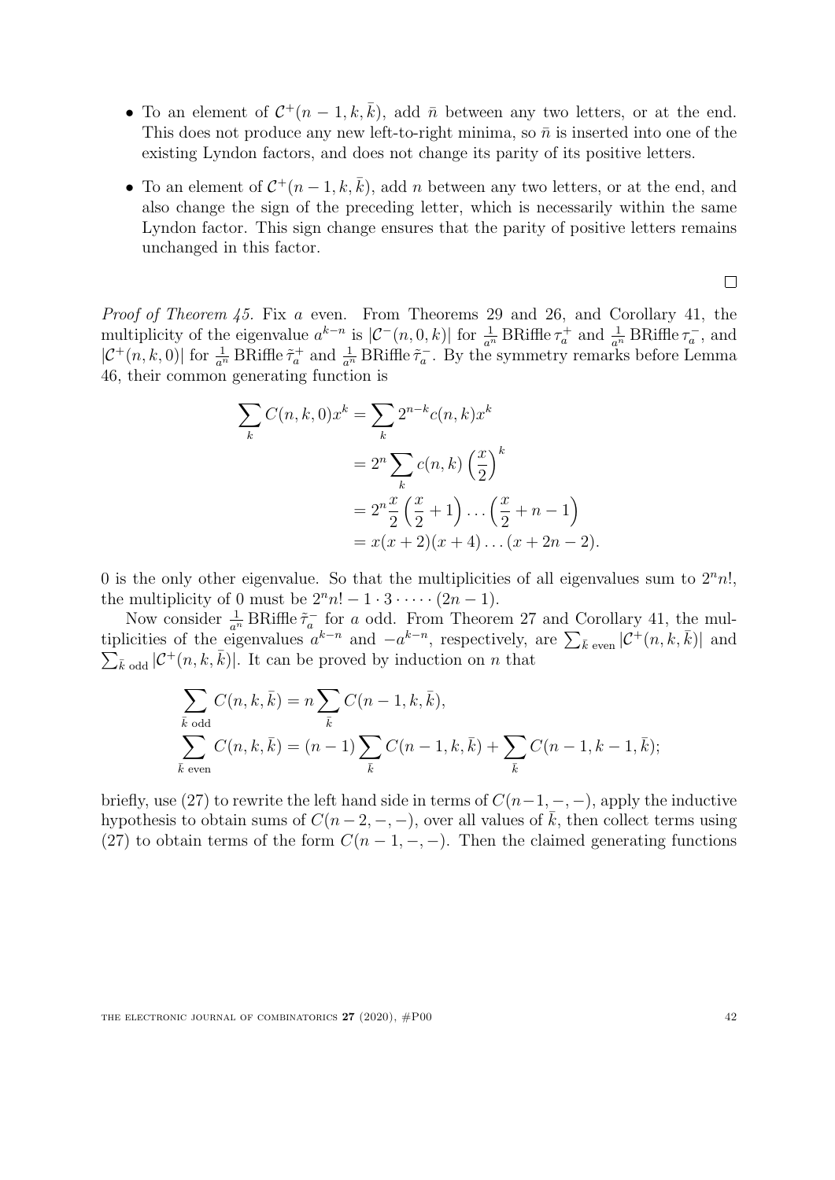- To an element of $\mathcal{C}^+(n-1,k,\bar{k})$, add $\bar{n}$ between any two letters, or at the end. This does not produce any new left-to-right minima, so $\bar{n}$ is inserted into one of the existing Lyndon factors, and does not change its parity of its positive letters.
- To an element of $\mathcal{C}^+(n-1,k,\bar{k})$, add $n$ between any two letters, or at the end, and also change the sign of the preceding letter, which is necessarily within the same Lyndon factor. This sign change ensures that the parity of positive letters remains unchanged in this factor.

$\square$

*Proof of Theorem 45.* Fix $a$ even. From Theorems 29 and 26, and Corollary 41, the multiplicity of the eigenvalue $a^{k-n}$ is $|\mathcal{C}^-(n,0,k)|$ for $\frac{1}{a^n}\,\mathrm{BRiffle}\,\tau_a^+$ and $\frac{1}{a^n}\,\mathrm{BRiffle}\,\tau_a^-$, and $|\mathcal{C}^+(n,k,0)|$ for $\frac{1}{a^n}\,\mathrm{BRiffle}\,\tilde{\tau}_a^+$ and $\frac{1}{a^n}\,\mathrm{BRiffle}\,\tilde{\tau}_a^-$. By the symmetry remarks before Lemma 46, their common generating function is

$$
\begin{aligned}
\sum_k C(n,k,0)x^k &= \sum_k 2^{n-k}c(n,k)x^k \\
&= 2^n \sum_k c(n,k)\left(\frac{x}{2}\right)^k \\
&= 2^n \frac{x}{2}\left(\frac{x}{2}+1\right)\dots\left(\frac{x}{2}+n-1\right) \\
&= x(x+2)(x+4)\dots(x+2n-2).
\end{aligned}
$$

0 is the only other eigenvalue. So that the multiplicities of all eigenvalues sum to $2^n n!$, the multiplicity of 0 must be $2^n n! - 1\cdot 3\cdot \dots \cdot (2n-1)$.

Now consider $\frac{1}{a^n}\,\mathrm{BRiffle}\,\tilde{\tau}_a^-$ for $a$ odd. From Theorem 27 and Corollary 41, the multiplicities of the eigenvalues $a^{k-n}$ and $-a^{k-n}$, respectively, are $\sum_{\bar{k}\text{ even}}|\mathcal{C}^+(n,k,\bar{k})|$ and $\sum_{\bar{k}\text{ odd}}|\mathcal{C}^+(n,k,\bar{k})|$. It can be proved by induction on $n$ that

$$
\begin{aligned}
\sum_{\bar{k}\text{ odd}} C(n,k,\bar{k}) &= n\sum_{\bar{k}} C(n-1,k,\bar{k}), \\
\sum_{\bar{k}\text{ even}} C(n,k,\bar{k}) &= (n-1)\sum_{\bar{k}} C(n-1,k,\bar{k}) + \sum_{\bar{k}} C(n-1,k-1,\bar{k});
\end{aligned}
$$

briefly, use (27) to rewrite the left hand side in terms of $C(n-1,-,-)$, apply the inductive hypothesis to obtain sums of $C(n-2,-,-)$, over all values of $\bar{k}$, then collect terms using (27) to obtain terms of the form $C(n-1,-,-)$. Then the claimed generating functions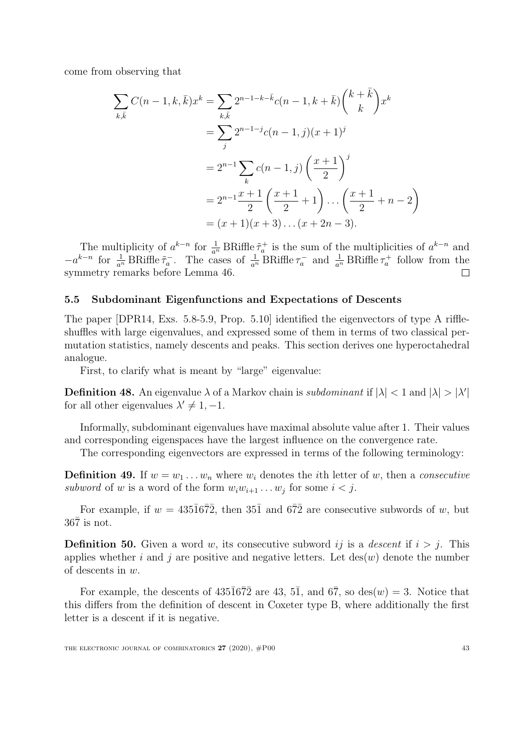come from observing that

$$
\begin{aligned}
\sum_{k,\bar{k}} C(n-1,k,\bar{k})x^k &= \sum_{k,\bar{k}} 2^{n-1-k-\bar{k}} c(n-1,k+\bar{k}) \binom{k+\bar{k}}{k} x^k \\
&= \sum_j 2^{n-1-j} c(n-1,j)(x+1)^j \\
&= 2^{n-1} \sum_k c(n-1,j) \left(\frac{x+1}{2}\right)^j \\
&= 2^{n-1} \frac{x+1}{2} \left(\frac{x+1}{2}+1\right) \dots \left(\frac{x+1}{2}+n-2\right) \\
&= (x+1)(x+3)\dots(x+2n-3).
\end{aligned}
$$

The multiplicity of $a^{k-n}$ for $\frac{1}{a^n}\operatorname{BRiffle}\tilde{\tau}_a^+$ is the sum of the multiplicities of $a^{k-n}$ and $-a^{k-n}$ for $\frac{1}{a^n}\operatorname{BRiffle}\tilde{\tau}_a^-$. The cases of $\frac{1}{a^n}\operatorname{BRiffle}\tau_a^-$ and $\frac{1}{a^n}\operatorname{BRiffle}\tau_a^+$ follow from the symmetry remarks before Lemma 46. $\square$

### 5.5 Subdominant Eigenfunctions and Expectations of Descents

The paper [DPR14, Exs. 5.8-5.9, Prop. 5.10] identified the eigenvectors of type A riffle-shuffles with large eigenvalues, and expressed some of them in terms of two classical permutation statistics, namely descents and peaks. This section derives one hyperoctahedral analogue.

First, to clarify what is meant by "large" eigenvalue:

**Definition 48.** An eigenvalue $\lambda$ of a Markov chain is *subdominant* if $|\lambda| < 1$ and $|\lambda| > |\lambda'|$ for all other eigenvalues $\lambda' \neq 1, -1$.

Informally, subdominant eigenvalues have maximal absolute value after 1. Their values and corresponding eigenspaces have the largest influence on the convergence rate.

The corresponding eigenvectors are expressed in terms of the following terminology:

**Definition 49.** If $w = w_1 \dots w_n$ where $w_i$ denotes the $i$th letter of $w$, then a *consecutive subword* of $w$ is a word of the form $w_i w_{i+1} \dots w_j$ for some $i < j$.

For example, if $w = 435\bar{1}6\bar{7}\bar{2}$, then $35\bar{1}$ and $6\bar{7}\bar{2}$ are consecutive subwords of $w$, but $36\bar{7}$ is not.

**Definition 50.** Given a word $w$, its consecutive subword $ij$ is a *descent* if $i > j$. This applies whether $i$ and $j$ are positive and negative letters. Let $\operatorname{des}(w)$ denote the number of descents in $w$.

For example, the descents of $435\bar{1}6\bar{7}\bar{2}$ are 43, $5\bar{1}$, and $6\bar{7}$, so $\operatorname{des}(w) = 3$. Notice that this differs from the definition of descent in Coxeter type B, where additionally the first letter is a descent if it is negative.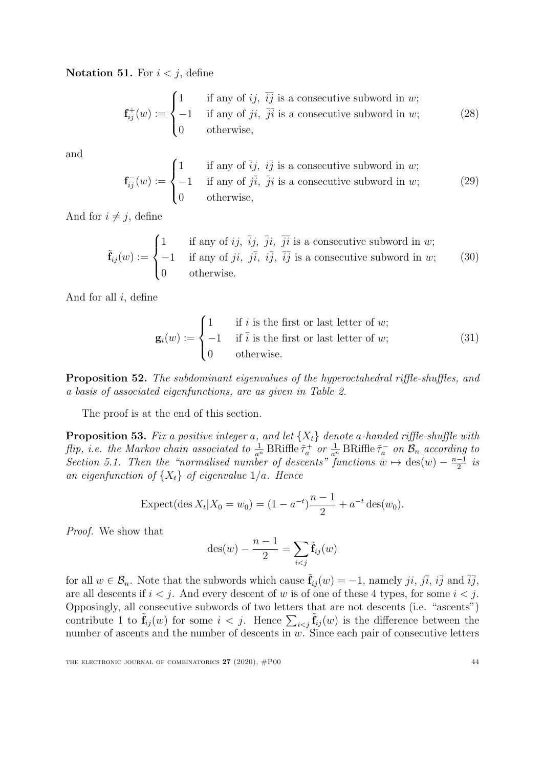**Notation 51.** For $i < j$, define

$$\mathbf{f}^+_{ij}(w) := \begin{cases} 1 & \text{if any of } ij,\ \bar{i}\bar{j} \text{ is a consecutive subword in } w; \\ -1 & \text{if any of } ji,\ \bar{j}\bar{i} \text{ is a consecutive subword in } w; \\ 0 & \text{otherwise,} \end{cases} \tag{28}$$

and

$$\mathbf{f}^-_{ij}(w) := \begin{cases} 1 & \text{if any of } \bar{i}j,\ i\bar{j} \text{ is a consecutive subword in } w; \\ -1 & \text{if any of } j\bar{i},\ \bar{j}i \text{ is a consecutive subword in } w; \\ 0 & \text{otherwise,} \end{cases} \tag{29}$$

And for $i \neq j$, define

$$\tilde{\mathbf{f}}_{ij}(w) := \begin{cases} 1 & \text{if any of } ij,\ \bar{i}j,\ \bar{j}i,\ \bar{j}\bar{i} \text{ is a consecutive subword in } w; \\ -1 & \text{if any of } ji,\ j\bar{i},\ i\bar{j},\ \bar{i}\bar{j} \text{ is a consecutive subword in } w; \\ 0 & \text{otherwise.} \end{cases} \tag{30}$$

And for all $i$, define

$$\mathbf{g}_i(w) := \begin{cases} 1 & \text{if } i \text{ is the first or last letter of } w; \\ -1 & \text{if } \bar{i} \text{ is the first or last letter of } w; \\ 0 & \text{otherwise.} \end{cases} \tag{31}$$

**Proposition 52.** *The subdominant eigenvalues of the hyperoctahedral riffle-shuffles, and a basis of associated eigenfunctions, are as given in Table 2.*

The proof is at the end of this section.

**Proposition 53.** *Fix a positive integer $a$, and let $\{X_t\}$ denote $a$-handed riffle-shuffle with flip, i.e. the Markov chain associated to $\frac{1}{a^n}\operatorname{BRiffle}\tilde{\tau}^+_a$ or $\frac{1}{a^n}\operatorname{BRiffle}\tilde{\tau}^-_a$ on $\mathcal{B}_n$ according to Section 5.1. Then the "normalised number of descents" functions $w \mapsto \operatorname{des}(w) - \frac{n-1}{2}$ is an eigenfunction of $\{X_t\}$ of eigenvalue $1/a$. Hence*

$$\operatorname{Expect}(\operatorname{des} X_t | X_0 = w_0) = (1 - a^{-t})\frac{n-1}{2} + a^{-t}\operatorname{des}(w_0).$$

*Proof.* We show that

$$\operatorname{des}(w) - \frac{n-1}{2} = \sum_{i<j} \tilde{\mathbf{f}}_{ij}(w)$$

for all $w \in \mathcal{B}_n$. Note that the subwords which cause $\tilde{\mathbf{f}}_{ij}(w) = -1$, namely $ji$, $j\bar{i}$, $i\bar{j}$ and $\bar{i}\bar{j}$, are all descents if $i < j$. And every descent of $w$ is of one of these 4 types, for some $i < j$. Opposingly, all consecutive subwords of two letters that are not descents (i.e. "ascents") contribute 1 to $\tilde{\mathbf{f}}_{ij}(w)$ for some $i < j$. Hence $\sum_{i<j} \tilde{\mathbf{f}}_{ij}(w)$ is the difference between the number of ascents and the number of descents in $w$. Since each pair of consecutive letters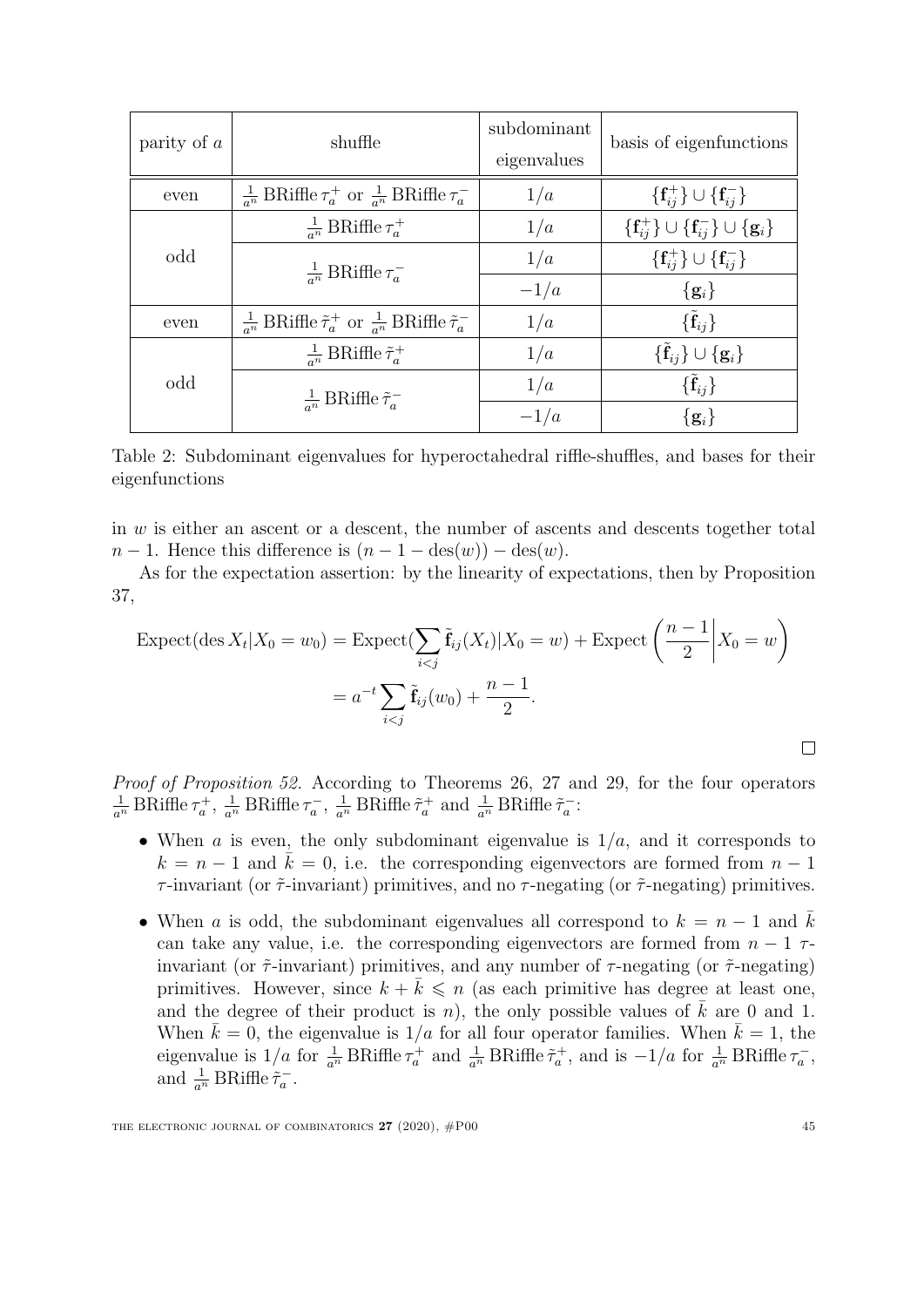| parity of $a$ | shuffle | subdominant eigenvalues | basis of eigenfunctions |
|---|---|---|---|
| even | $\frac{1}{a^n}\,\mathrm{BRiffle}\,\tau_a^+$ or $\frac{1}{a^n}\,\mathrm{BRiffle}\,\tau_a^-$ | $1/a$ | $\{\mathbf{f}_{ij}^+\} \cup \{\mathbf{f}_{ij}^-\}$ |
| odd | $\frac{1}{a^n}\,\mathrm{BRiffle}\,\tau_a^+$ | $1/a$ | $\{\mathbf{f}_{ij}^+\} \cup \{\mathbf{f}_{ij}^-\} \cup \{\mathbf{g}_i\}$ |
| | $\frac{1}{a^n}\,\mathrm{BRiffle}\,\tau_a^-$ | $1/a$ | $\{\mathbf{f}_{ij}^+\} \cup \{\mathbf{f}_{ij}^-\}$ |
| | | $-1/a$ | $\{\mathbf{g}_i\}$ |
| even | $\frac{1}{a^n}\,\mathrm{BRiffle}\,\tilde{\tau}_a^+$ or $\frac{1}{a^n}\,\mathrm{BRiffle}\,\tilde{\tau}_a^-$ | $1/a$ | $\{\tilde{\mathbf{f}}_{ij}\}$ |
| odd | $\frac{1}{a^n}\,\mathrm{BRiffle}\,\tilde{\tau}_a^+$ | $1/a$ | $\{\tilde{\mathbf{f}}_{ij}\} \cup \{\mathbf{g}_i\}$ |
| | $\frac{1}{a^n}\,\mathrm{BRiffle}\,\tilde{\tau}_a^-$ | $1/a$ | $\{\tilde{\mathbf{f}}_{ij}\}$ |
| | | $-1/a$ | $\{\mathbf{g}_i\}$ |

Table 2: Subdominant eigenvalues for hyperoctahedral riffle-shuffles, and bases for their eigenfunctions

in $w$ is either an ascent or a descent, the number of ascents and descents together total $n-1$. Hence this difference is $(n-1-\mathrm{des}(w)) - \mathrm{des}(w)$.

As for the expectation assertion: by the linearity of expectations, then by Proposition 37,

$$\begin{aligned}
\mathrm{Expect}(\mathrm{des}\, X_t | X_0 = w_0) &= \mathrm{Expect}(\sum_{i<j} \tilde{\mathbf{f}}_{ij}(X_t) | X_0 = w) + \mathrm{Expect}\left(\frac{n-1}{2} \middle| X_0 = w\right) \\
&= a^{-t} \sum_{i<j} \tilde{\mathbf{f}}_{ij}(w_0) + \frac{n-1}{2}.
\end{aligned}$$

$\square$

*Proof of Proposition 52.* According to Theorems 26, 27 and 29, for the four operators $\frac{1}{a^n}\,\mathrm{BRiffle}\,\tau_a^+$, $\frac{1}{a^n}\,\mathrm{BRiffle}\,\tau_a^-$, $\frac{1}{a^n}\,\mathrm{BRiffle}\,\tilde{\tau}_a^+$ and $\frac{1}{a^n}\,\mathrm{BRiffle}\,\tilde{\tau}_a^-$:

- When $a$ is even, the only subdominant eigenvalue is $1/a$, and it corresponds to $k = n-1$ and $\bar{k} = 0$, i.e. the corresponding eigenvectors are formed from $n-1$ $\tau$-invariant (or $\tilde{\tau}$-invariant) primitives, and no $\tau$-negating (or $\tilde{\tau}$-negating) primitives.
- When $a$ is odd, the subdominant eigenvalues all correspond to $k = n-1$ and $\bar{k}$ can take any value, i.e. the corresponding eigenvectors are formed from $n-1$ $\tau$-invariant (or $\tilde{\tau}$-invariant) primitives, and any number of $\tau$-negating (or $\tilde{\tau}$-negating) primitives. However, since $k + \bar{k} \leqslant n$ (as each primitive has degree at least one, and the degree of their product is $n$), the only possible values of $\bar{k}$ are 0 and 1. When $\bar{k} = 0$, the eigenvalue is $1/a$ for all four operator families. When $\bar{k} = 1$, the eigenvalue is $1/a$ for $\frac{1}{a^n}\,\mathrm{BRiffle}\,\tau_a^+$ and $\frac{1}{a^n}\,\mathrm{BRiffle}\,\tilde{\tau}_a^+$, and is $-1/a$ for $\frac{1}{a^n}\,\mathrm{BRiffle}\,\tau_a^-$, and $\frac{1}{a^n}\,\mathrm{BRiffle}\,\tilde{\tau}_a^-$.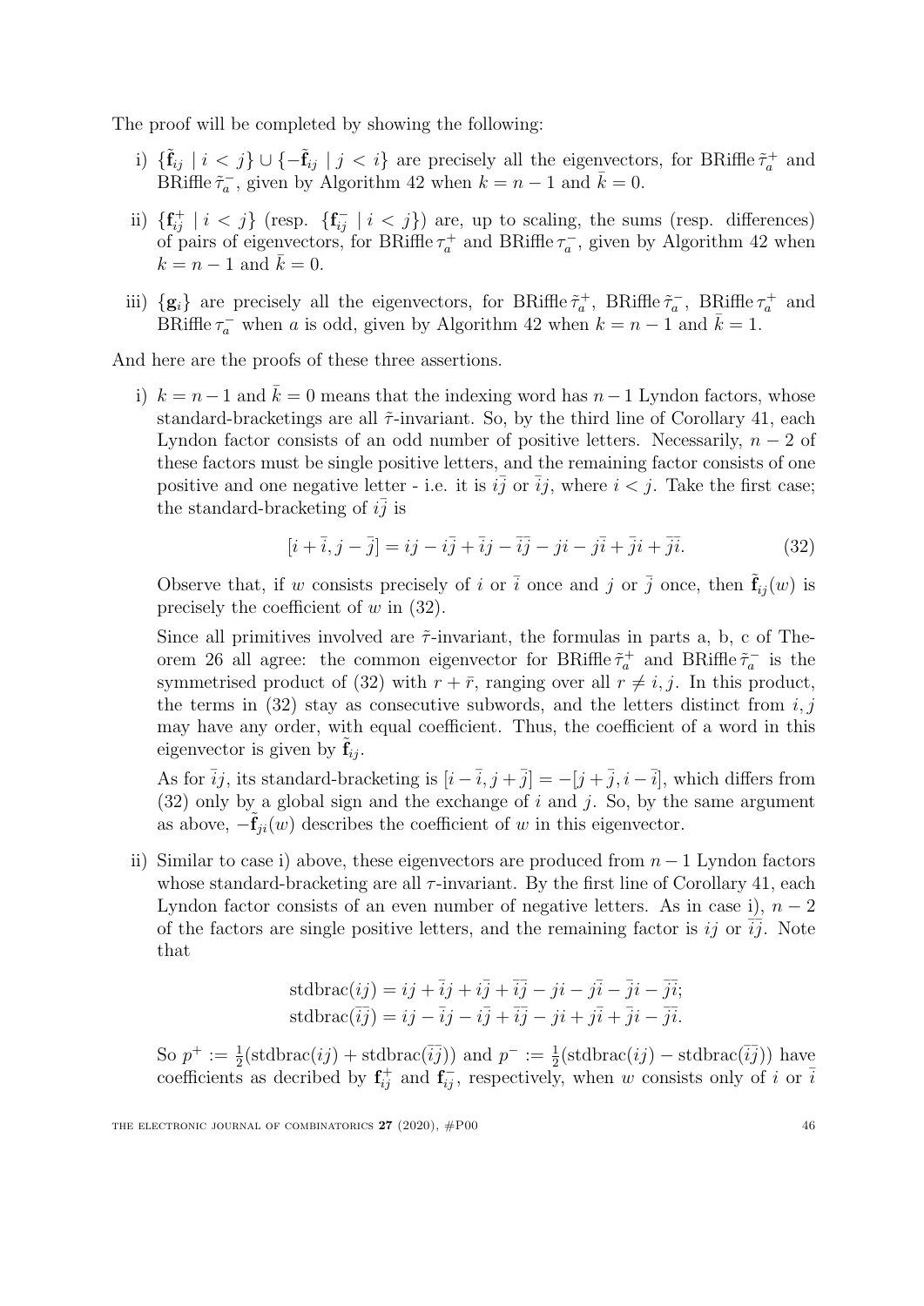The proof will be completed by showing the following:

i) $\{\tilde{\mathbf{f}}_{ij} \mid i < j\} \cup \{-\tilde{\mathbf{f}}_{ij} \mid j < i\}$ are precisely all the eigenvectors, for BRiffle $\tilde{\tau}_a^+$ and BRiffle $\tilde{\tau}_a^-$, given by Algorithm 42 when $k = n-1$ and $\bar{k} = 0$.

ii) $\{\mathbf{f}_{ij}^+ \mid i < j\}$ (resp. $\{\mathbf{f}_{ij}^- \mid i < j\}$) are, up to scaling, the sums (resp. differences) of pairs of eigenvectors, for BRiffle $\tau_a^+$ and BRiffle $\tau_a^-$, given by Algorithm 42 when $k = n-1$ and $\bar{k} = 0$.

iii) $\{\mathbf{g}_i\}$ are precisely all the eigenvectors, for BRiffle $\tilde{\tau}_a^+$, BRiffle $\tilde{\tau}_a^-$, BRiffle $\tau_a^+$ and BRiffle $\tau_a^-$ when $a$ is odd, given by Algorithm 42 when $k = n-1$ and $\bar{k} = 1$.

And here are the proofs of these three assertions.

i) $k = n-1$ and $\bar{k} = 0$ means that the indexing word has $n-1$ Lyndon factors, whose standard-bracketings are all $\tilde{\tau}$-invariant. So, by the third line of Corollary 41, each Lyndon factor consists of an odd number of positive letters. Necessarily, $n-2$ of these factors must be single positive letters, and the remaining factor consists of one positive and one negative letter - i.e. it is $i\bar{j}$ or $\bar{i}j$, where $i < j$. Take the first case; the standard-bracketing of $i\bar{j}$ is

$$[i + \bar{i}, j - \bar{j}] = ij - i\bar{j} + \bar{i}j - \bar{i}\bar{j} - ji - j\bar{i} + \bar{j}i + \bar{j}\bar{i}. \tag{32}$$

Observe that, if $w$ consists precisely of $i$ or $\bar{i}$ once and $j$ or $\bar{j}$ once, then $\tilde{\mathbf{f}}_{ij}(w)$ is precisely the coefficient of $w$ in (32).

Since all primitives involved are $\tilde{\tau}$-invariant, the formulas in parts a, b, c of Theorem 26 all agree: the common eigenvector for BRiffle $\tilde{\tau}_a^+$ and BRiffle $\tilde{\tau}_a^-$ is the symmetrised product of (32) with $r + \bar{r}$, ranging over all $r \neq i, j$. In this product, the terms in (32) stay as consecutive subwords, and the letters distinct from $i, j$ may have any order, with equal coefficient. Thus, the coefficient of a word in this eigenvector is given by $\tilde{\mathbf{f}}_{ij}$.

As for $\bar{i}j$, its standard-bracketing is $[i - \bar{i}, j + \bar{j}] = -[j + \bar{j}, i - \bar{i}]$, which differs from (32) only by a global sign and the exchange of $i$ and $j$. So, by the same argument as above, $-\tilde{\mathbf{f}}_{ji}(w)$ describes the coefficient of $w$ in this eigenvector.

ii) Similar to case i) above, these eigenvectors are produced from $n-1$ Lyndon factors whose standard-bracketing are all $\tau$-invariant. By the first line of Corollary 41, each Lyndon factor consists of an even number of negative letters. As in case i), $n-2$ of the factors are single positive letters, and the remaining factor is $ij$ or $\bar{i}\bar{j}$. Note that

$$\begin{aligned}
\text{stdbrac}(ij) &= ij + \bar{i}j + i\bar{j} + \bar{i}\bar{j} - ji - j\bar{i} - \bar{j}i - \bar{j}\bar{i}; \\
\text{stdbrac}(\bar{i}\bar{j}) &= ij - \bar{i}j - i\bar{j} + \bar{i}\bar{j} - ji + j\bar{i} + \bar{j}i - \bar{j}\bar{i}.
\end{aligned}$$

So $p^+ := \frac{1}{2}(\text{stdbrac}(ij) + \text{stdbrac}(\bar{i}\bar{j}))$ and $p^- := \frac{1}{2}(\text{stdbrac}(ij) - \text{stdbrac}(\bar{i}\bar{j}))$ have coefficients as decribed by $\mathbf{f}_{ij}^+$ and $\mathbf{f}_{ij}^-$, respectively, when $w$ consists only of $i$ or $\bar{i}$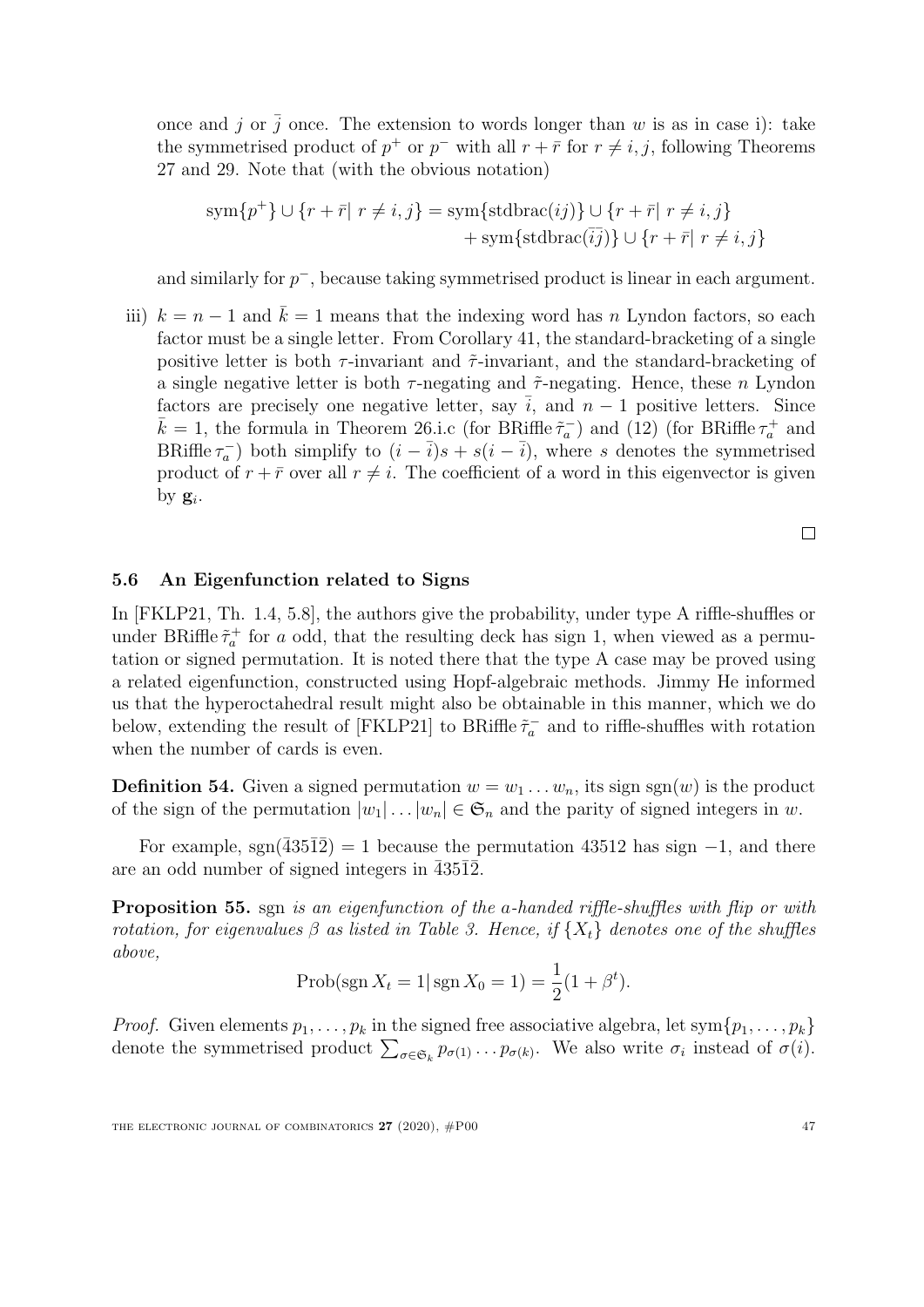once and $j$ or $\bar{j}$ once. The extension to words longer than $w$ is as in case i): take the symmetrised product of $p^+$ or $p^-$ with all $r + \bar{r}$ for $r \neq i, j$, following Theorems 27 and 29. Note that (with the obvious notation)

$$\begin{aligned}\operatorname{sym}\{p^+\} \cup \{r + \bar{r}|\ r \neq i, j\} = &\operatorname{sym}\{\operatorname{stdbrac}(ij)\} \cup \{r + \bar{r}|\ r \neq i, j\} \\ &+ \operatorname{sym}\{\operatorname{stdbrac}(\bar{i}\bar{j})\} \cup \{r + \bar{r}|\ r \neq i, j\}\end{aligned}$$

and similarly for $p^-$, because taking symmetrised product is linear in each argument.

iii) $k = n - 1$ and $\bar{k} = 1$ means that the indexing word has $n$ Lyndon factors, so each factor must be a single letter. From Corollary 41, the standard-bracketing of a single positive letter is both $\tau$-invariant and $\tilde{\tau}$-invariant, and the standard-bracketing of a single negative letter is both $\tau$-negating and $\tilde{\tau}$-negating. Hence, these $n$ Lyndon factors are precisely one negative letter, say $\bar{i}$, and $n - 1$ positive letters. Since $\bar{k} = 1$, the formula in Theorem 26.i.c (for BRiffle $\tilde{\tau}_a^-$) and (12) (for BRiffle $\tau_a^+$ and BRiffle $\tau_a^-$) both simplify to $(i - \bar{i})s + s(i - \bar{i})$, where $s$ denotes the symmetrised product of $r + \bar{r}$ over all $r \neq i$. The coefficient of a word in this eigenvector is given by $\mathbf{g}_i$.

□

### 5.6 An Eigenfunction related to Signs

In [FKLP21, Th. 1.4, 5.8], the authors give the probability, under type A riffle-shuffles or under BRiffle $\tilde{\tau}_a^+$ for $a$ odd, that the resulting deck has sign 1, when viewed as a permutation or signed permutation. It is noted there that the type A case may be proved using a related eigenfunction, constructed using Hopf-algebraic methods. Jimmy He informed us that the hyperoctahedral result might also be obtainable in this manner, which we do below, extending the result of [FKLP21] to BRiffle $\tilde{\tau}_a^-$ and to riffle-shuffles with rotation when the number of cards is even.

**Definition 54.** Given a signed permutation $w = w_1 \dots w_n$, its sign $\operatorname{sgn}(w)$ is the product of the sign of the permutation $|w_1| \dots |w_n| \in \mathfrak{S}_n$ and the parity of signed integers in $w$.

For example, $\operatorname{sgn}(\bar{4}35\bar{1}\bar{2}) = 1$ because the permutation 43512 has sign $-1$, and there are an odd number of signed integers in $\bar{4}35\bar{1}\bar{2}$.

**Proposition 55.** sgn *is an eigenfunction of the a-handed riffle-shuffles with flip or with rotation, for eigenvalues $\beta$ as listed in Table 3. Hence, if $\{X_t\}$ denotes one of the shuffles above,*

$$\operatorname{Prob}(\operatorname{sgn} X_t = 1 |\operatorname{sgn} X_0 = 1) = \frac{1}{2}(1 + \beta^t).$$

*Proof.* Given elements $p_1, \dots, p_k$ in the signed free associative algebra, let $\operatorname{sym}\{p_1, \dots, p_k\}$ denote the symmetrised product $\sum_{\sigma \in \mathfrak{S}_k} p_{\sigma(1)} \dots p_{\sigma(k)}$. We also write $\sigma_i$ instead of $\sigma(i)$.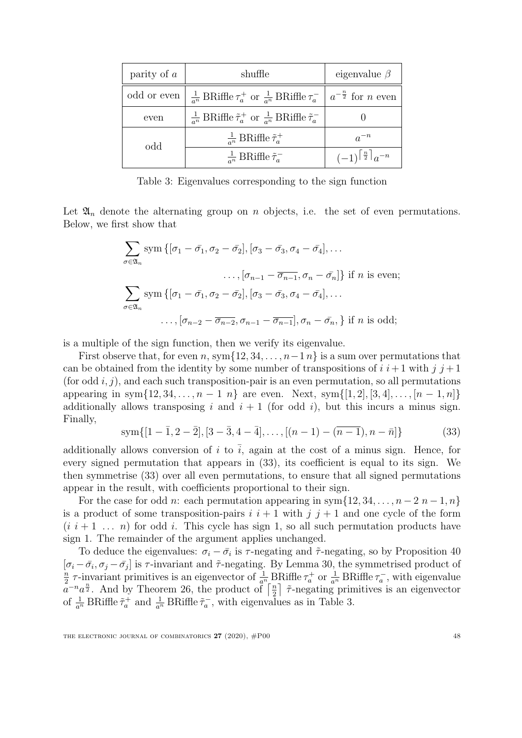| parity of $a$ | shuffle | eigenvalue $\beta$ |
|---|---|---|
| odd or even | $\frac{1}{a^n}\,\mathrm{BRiffle}\,\tau_a^+$ or $\frac{1}{a^n}\,\mathrm{BRiffle}\,\tau_a^-$ | $a^{-\frac{n}{2}}$ for $n$ even |
| even | $\frac{1}{a^n}\,\mathrm{BRiffle}\,\tilde{\tau}_a^+$ or $\frac{1}{a^n}\,\mathrm{BRiffle}\,\tilde{\tau}_a^-$ | $0$ |
| odd | $\frac{1}{a^n}\,\mathrm{BRiffle}\,\tilde{\tau}_a^+$ | $a^{-n}$ |
| | $\frac{1}{a^n}\,\mathrm{BRiffle}\,\tilde{\tau}_a^-$ | $(-1)^{\lceil\frac{n}{2}\rceil}a^{-n}$ |

Table 3: Eigenvalues corresponding to the sign function

Let $\mathfrak{A}_n$ denote the alternating group on $n$ objects, i.e. the set of even permutations. Below, we first show that

$$\sum_{\sigma\in\mathfrak{A}_n} \operatorname{sym}\{[\sigma_1-\bar{\sigma_1},\sigma_2-\bar{\sigma_2}],[\sigma_3-\bar{\sigma_3},\sigma_4-\bar{\sigma_4}],\dots$$
$$\dots,[\sigma_{n-1}-\overline{\sigma_{n-1}},\sigma_n-\bar{\sigma_n}]\} \text{ if } n \text{ is even;}$$
$$\sum_{\sigma\in\mathfrak{A}_n} \operatorname{sym}\{[\sigma_1-\bar{\sigma_1},\sigma_2-\bar{\sigma_2}],[\sigma_3-\bar{\sigma_3},\sigma_4-\bar{\sigma_4}],\dots$$
$$\dots,[\sigma_{n-2}-\overline{\sigma_{n-2}},\sigma_{n-1}-\overline{\sigma_{n-1}}],\sigma_n-\bar{\sigma_n},\} \text{ if } n \text{ is odd;}$$

is a multiple of the sign function, then we verify its eigenvalue.

First observe that, for even $n$, $\operatorname{sym}\{12,34,\dots,n-1\,n\}$ is a sum over permutations that can be obtained from the identity by some number of transpositions of $i\ i+1$ with $j\ j+1$ (for odd $i,j$), and each such transposition-pair is an even permutation, so all permutations appearing in $\operatorname{sym}\{12,34,\dots,n-1\ n\}$ are even. Next, $\operatorname{sym}\{[1,2],[3,4],\dots,[n-1,n]\}$ additionally allows transposing $i$ and $i+1$ (for odd $i$), but this incurs a minus sign. Finally,

$$\operatorname{sym}\{[1-\bar{1},2-\bar{2}],[3-\bar{3},4-\bar{4}],\dots,[(n-1)-(\overline{n-1}),n-\bar{n}]\} \tag{33}$$

additionally allows conversion of $i$ to $\bar{i}$, again at the cost of a minus sign. Hence, for every signed permutation that appears in (33), its coefficient is equal to its sign. We then symmetrise (33) over all even permutations, to ensure that all signed permutations appear in the result, with coefficients proportional to their sign.

For the case for odd $n$: each permutation appearing in $\operatorname{sym}\{12,34,\dots,n-2\ n-1,n\}$ is a product of some transposition-pairs $i\ i+1$ with $j\ j+1$ and one cycle of the form $(i\ i+1\ \dots\ n)$ for odd $i$. This cycle has sign 1, so all such permutation products have sign 1. The remainder of the argument applies unchanged.

To deduce the eigenvalues: $\sigma_i-\bar{\sigma_i}$ is $\tau$-negating and $\tilde{\tau}$-negating, so by Proposition 40 $[\sigma_i-\bar{\sigma_i},\sigma_j-\bar{\sigma_j}]$ is $\tau$-invariant and $\tilde{\tau}$-negating. By Lemma 30, the symmetrised product of $\frac{n}{2}$ $\tau$-invariant primitives is an eigenvector of $\frac{1}{a^n}\,\mathrm{BRiffle}\,\tau_a^+$ or $\frac{1}{a^n}\,\mathrm{BRiffle}\,\tau_a^-$, with eigenvalue $a^{-n}a^{\frac{n}{2}}$. And by Theorem 26, the product of $\lceil\frac{n}{2}\rceil$ $\tilde{\tau}$-negating primitives is an eigenvector of $\frac{1}{a^n}\,\mathrm{BRiffle}\,\tilde{\tau}_a^+$ and $\frac{1}{a^n}\,\mathrm{BRiffle}\,\tilde{\tau}_a^-$, with eigenvalues as in Table 3.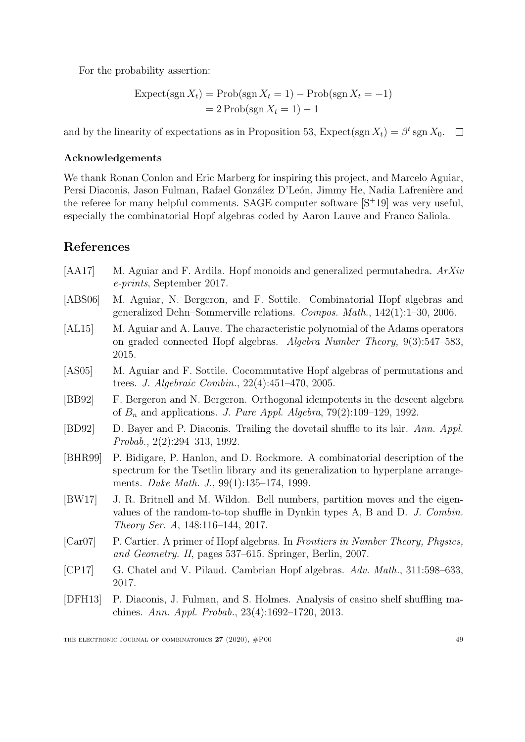For the probability assertion:

$$\begin{aligned}\text{Expect}(\operatorname{sgn} X_t) &= \text{Prob}(\operatorname{sgn} X_t = 1) - \text{Prob}(\operatorname{sgn} X_t = -1) \\ &= 2\,\text{Prob}(\operatorname{sgn} X_t = 1) - 1\end{aligned}$$

and by the linearity of expectations as in Proposition 53, $\text{Expect}(\operatorname{sgn} X_t) = \beta^t \operatorname{sgn} X_0$. □

### Acknowledgements

We thank Ronan Conlon and Eric Marberg for inspiring this project, and Marcelo Aguiar, Persi Diaconis, Jason Fulman, Rafael González D'León, Jimmy He, Nadia Lafrenière and the referee for many helpful comments. SAGE computer software [S$^+$19] was very useful, especially the combinatorial Hopf algebras coded by Aaron Lauve and Franco Saliola.

## References

[AA17] M. Aguiar and F. Ardila. Hopf monoids and generalized permutahedra. *ArXiv e-prints*, September 2017.

[ABS06] M. Aguiar, N. Bergeron, and F. Sottile. Combinatorial Hopf algebras and generalized Dehn–Sommerville relations. *Compos. Math.*, 142(1):1–30, 2006.

[AL15] M. Aguiar and A. Lauve. The characteristic polynomial of the Adams operators on graded connected Hopf algebras. *Algebra Number Theory*, 9(3):547–583, 2015.

[AS05] M. Aguiar and F. Sottile. Cocommutative Hopf algebras of permutations and trees. *J. Algebraic Combin.*, 22(4):451–470, 2005.

[BB92] F. Bergeron and N. Bergeron. Orthogonal idempotents in the descent algebra of $B_n$ and applications. *J. Pure Appl. Algebra*, 79(2):109–129, 1992.

[BD92] D. Bayer and P. Diaconis. Trailing the dovetail shuffle to its lair. *Ann. Appl. Probab.*, 2(2):294–313, 1992.

[BHR99] P. Bidigare, P. Hanlon, and D. Rockmore. A combinatorial description of the spectrum for the Tsetlin library and its generalization to hyperplane arrangements. *Duke Math. J.*, 99(1):135–174, 1999.

[BW17] J. R. Britnell and M. Wildon. Bell numbers, partition moves and the eigenvalues of the random-to-top shuffle in Dynkin types A, B and D. *J. Combin. Theory Ser. A*, 148:116–144, 2017.

[Car07] P. Cartier. A primer of Hopf algebras. In *Frontiers in Number Theory, Physics, and Geometry. II*, pages 537–615. Springer, Berlin, 2007.

[CP17] G. Chatel and V. Pilaud. Cambrian Hopf algebras. *Adv. Math.*, 311:598–633, 2017.

[DFH13] P. Diaconis, J. Fulman, and S. Holmes. Analysis of casino shelf shuffling machines. *Ann. Appl. Probab.*, 23(4):1692–1720, 2013.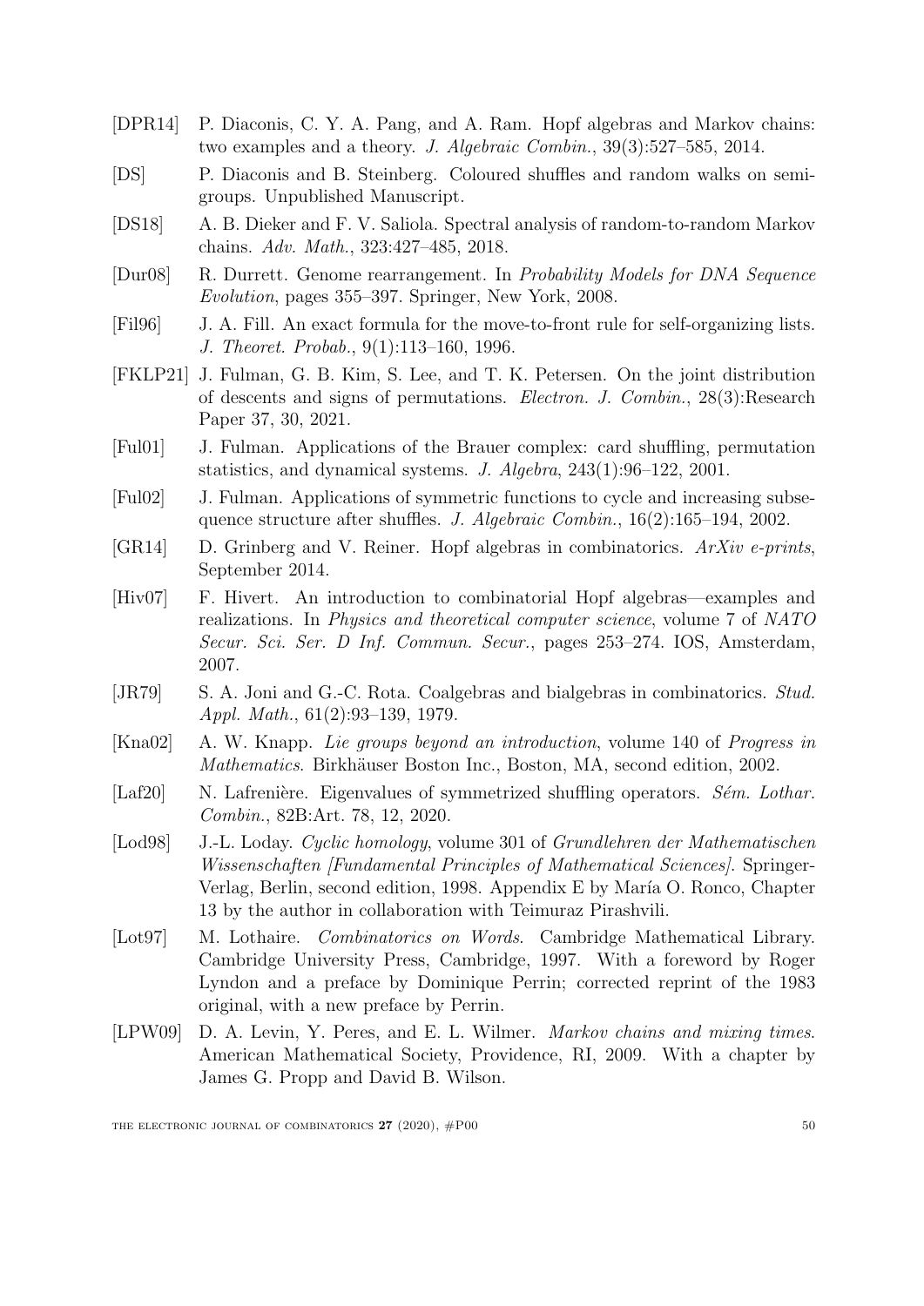[DPR14] P. Diaconis, C. Y. A. Pang, and A. Ram. Hopf algebras and Markov chains: two examples and a theory. *J. Algebraic Combin.*, 39(3):527–585, 2014.

[DS] P. Diaconis and B. Steinberg. Coloured shuffles and random walks on semigroups. Unpublished Manuscript.

[DS18] A. B. Dieker and F. V. Saliola. Spectral analysis of random-to-random Markov chains. *Adv. Math.*, 323:427–485, 2018.

[Dur08] R. Durrett. Genome rearrangement. In *Probability Models for DNA Sequence Evolution*, pages 355–397. Springer, New York, 2008.

[Fil96] J. A. Fill. An exact formula for the move-to-front rule for self-organizing lists. *J. Theoret. Probab.*, 9(1):113–160, 1996.

[FKLP21] J. Fulman, G. B. Kim, S. Lee, and T. K. Petersen. On the joint distribution of descents and signs of permutations. *Electron. J. Combin.*, 28(3):Research Paper 37, 30, 2021.

[Ful01] J. Fulman. Applications of the Brauer complex: card shuffling, permutation statistics, and dynamical systems. *J. Algebra*, 243(1):96–122, 2001.

[Ful02] J. Fulman. Applications of symmetric functions to cycle and increasing subsequence structure after shuffles. *J. Algebraic Combin.*, 16(2):165–194, 2002.

[GR14] D. Grinberg and V. Reiner. Hopf algebras in combinatorics. *ArXiv e-prints*, September 2014.

[Hiv07] F. Hivert. An introduction to combinatorial Hopf algebras—examples and realizations. In *Physics and theoretical computer science*, volume 7 of *NATO Secur. Sci. Ser. D Inf. Commun. Secur.*, pages 253–274. IOS, Amsterdam, 2007.

[JR79] S. A. Joni and G.-C. Rota. Coalgebras and bialgebras in combinatorics. *Stud. Appl. Math.*, 61(2):93–139, 1979.

[Kna02] A. W. Knapp. *Lie groups beyond an introduction*, volume 140 of *Progress in Mathematics*. Birkhäuser Boston Inc., Boston, MA, second edition, 2002.

[Laf20] N. Lafrenière. Eigenvalues of symmetrized shuffling operators. *Sém. Lothar. Combin.*, 82B:Art. 78, 12, 2020.

[Lod98] J.-L. Loday. *Cyclic homology*, volume 301 of *Grundlehren der Mathematischen Wissenschaften [Fundamental Principles of Mathematical Sciences]*. Springer-Verlag, Berlin, second edition, 1998. Appendix E by María O. Ronco, Chapter 13 by the author in collaboration with Teimuraz Pirashvili.

[Lot97] M. Lothaire. *Combinatorics on Words*. Cambridge Mathematical Library. Cambridge University Press, Cambridge, 1997. With a foreword by Roger Lyndon and a preface by Dominique Perrin; corrected reprint of the 1983 original, with a new preface by Perrin.

[LPW09] D. A. Levin, Y. Peres, and E. L. Wilmer. *Markov chains and mixing times*. American Mathematical Society, Providence, RI, 2009. With a chapter by James G. Propp and David B. Wilson.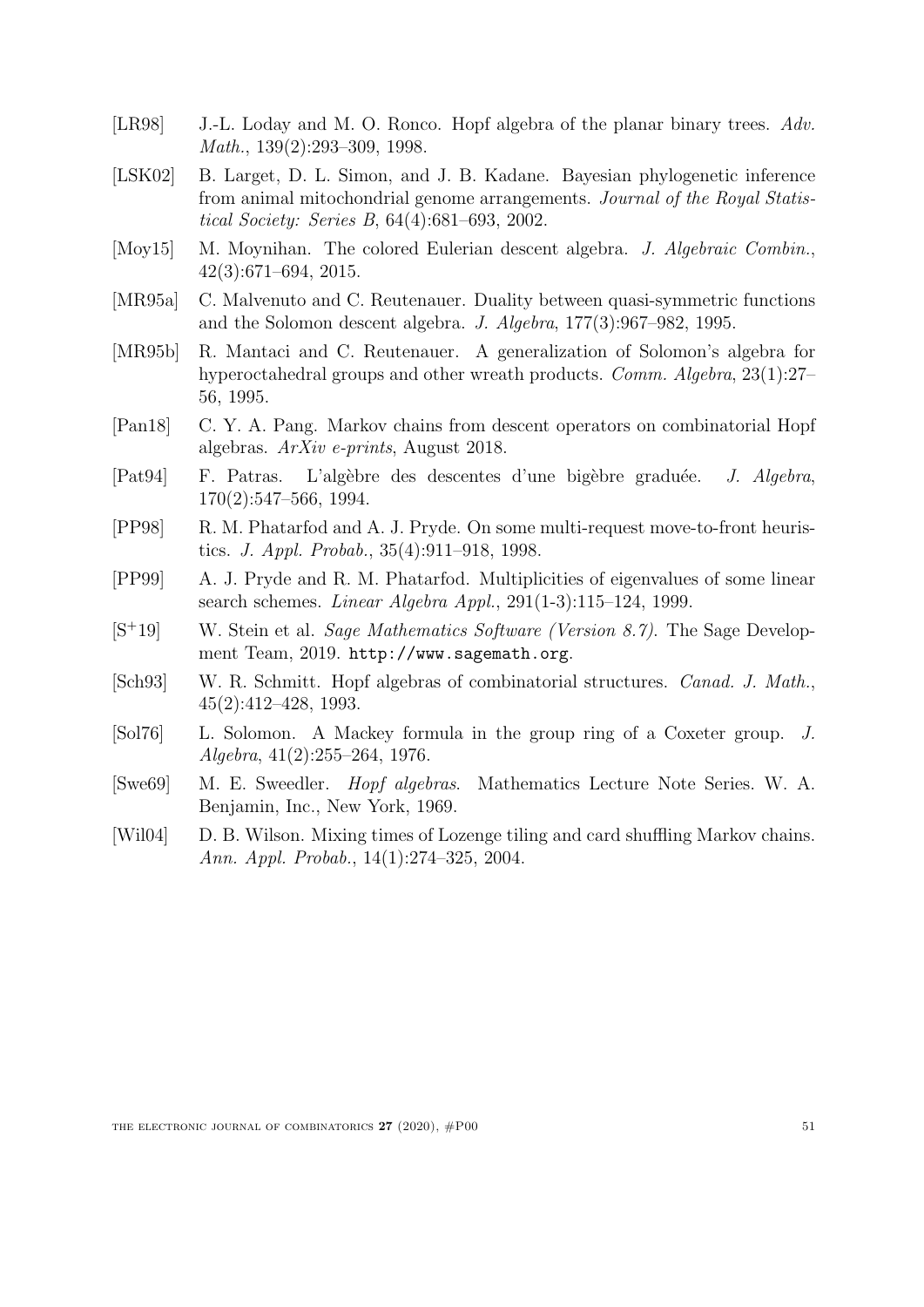[LR98] J.-L. Loday and M. O. Ronco. Hopf algebra of the planar binary trees. *Adv. Math.*, 139(2):293–309, 1998.

[LSK02] B. Larget, D. L. Simon, and J. B. Kadane. Bayesian phylogenetic inference from animal mitochondrial genome arrangements. *Journal of the Royal Statistical Society: Series B*, 64(4):681–693, 2002.

[Moy15] M. Moynihan. The colored Eulerian descent algebra. *J. Algebraic Combin.*, 42(3):671–694, 2015.

[MR95a] C. Malvenuto and C. Reutenauer. Duality between quasi-symmetric functions and the Solomon descent algebra. *J. Algebra*, 177(3):967–982, 1995.

[MR95b] R. Mantaci and C. Reutenauer. A generalization of Solomon's algebra for hyperoctahedral groups and other wreath products. *Comm. Algebra*, 23(1):27–56, 1995.

[Pan18] C. Y. A. Pang. Markov chains from descent operators on combinatorial Hopf algebras. *ArXiv e-prints*, August 2018.

[Pat94] F. Patras. L'algèbre des descentes d'une bigèbre graduée. *J. Algebra*, 170(2):547–566, 1994.

[PP98] R. M. Phatarfod and A. J. Pryde. On some multi-request move-to-front heuristics. *J. Appl. Probab.*, 35(4):911–918, 1998.

[PP99] A. J. Pryde and R. M. Phatarfod. Multiplicities of eigenvalues of some linear search schemes. *Linear Algebra Appl.*, 291(1-3):115–124, 1999.

[S+19] W. Stein et al. *Sage Mathematics Software (Version 8.7)*. The Sage Development Team, 2019. `http://www.sagemath.org`.

[Sch93] W. R. Schmitt. Hopf algebras of combinatorial structures. *Canad. J. Math.*, 45(2):412–428, 1993.

[Sol76] L. Solomon. A Mackey formula in the group ring of a Coxeter group. *J. Algebra*, 41(2):255–264, 1976.

[Swe69] M. E. Sweedler. *Hopf algebras*. Mathematics Lecture Note Series. W. A. Benjamin, Inc., New York, 1969.

[Wil04] D. B. Wilson. Mixing times of Lozenge tiling and card shuffling Markov chains. *Ann. Appl. Probab.*, 14(1):274–325, 2004.